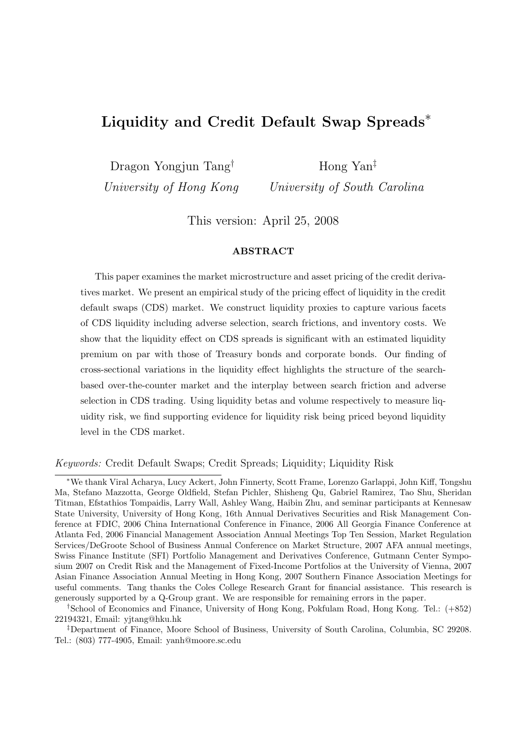# Liquidity and Credit Default Swap Spreads*

Dragon Yongjun Tang[†]
*University of Hong Kong*

Hong Yan[‡]
*University of South Carolina*

This version: April 25, 2008

**ABSTRACT**

This paper examines the market microstructure and asset pricing of the credit derivatives market. We present an empirical study of the pricing effect of liquidity in the credit default swaps (CDS) market. We construct liquidity proxies to capture various facets of CDS liquidity including adverse selection, search frictions, and inventory costs. We show that the liquidity effect on CDS spreads is significant with an estimated liquidity premium on par with those of Treasury bonds and corporate bonds. Our finding of cross-sectional variations in the liquidity effect highlights the structure of the search-based over-the-counter market and the interplay between search friction and adverse selection in CDS trading. Using liquidity betas and volume respectively to measure liquidity risk, we find supporting evidence for liquidity risk being priced beyond liquidity level in the CDS market.

*Keywords:* Credit Default Swaps; Credit Spreads; Liquidity; Liquidity Risk

---

*We thank Viral Acharya, Lucy Ackert, John Finnerty, Scott Frame, Lorenzo Garlappi, John Kiff, Tongshu Ma, Stefano Mazzotta, George Oldfield, Stefan Pichler, Shisheng Qu, Gabriel Ramirez, Tao Shu, Sheridan Titman, Efstathios Tompaidis, Larry Wall, Ashley Wang, Haibin Zhu, and seminar participants at Kennesaw State University, University of Hong Kong, 16th Annual Derivatives Securities and Risk Management Conference at FDIC, 2006 China International Conference in Finance, 2006 All Georgia Finance Conference at Atlanta Fed, 2006 Financial Management Association Annual Meetings Top Ten Session, Market Regulation Services/DeGroote School of Business Annual Conference on Market Structure, 2007 AFA annual meetings, Swiss Finance Institute (SFI) Portfolio Management and Derivatives Conference, Gutmann Center Symposium 2007 on Credit Risk and the Management of Fixed-Income Portfolios at the University of Vienna, 2007 Asian Finance Association Annual Meeting in Hong Kong, 2007 Southern Finance Association Meetings for useful comments. Tang thanks the Coles College Research Grant for financial assistance. This research is generously supported by a Q-Group grant. We are responsible for remaining errors in the paper.

[†]School of Economics and Finance, University of Hong Kong, Pokfulam Road, Hong Kong. Tel.: (+852) 22194321, Email: yjtang@hku.hk

[‡]Department of Finance, Moore School of Business, University of South Carolina, Columbia, SC 29208. Tel.: (803) 777-4905, Email: yanh@moore.sc.edu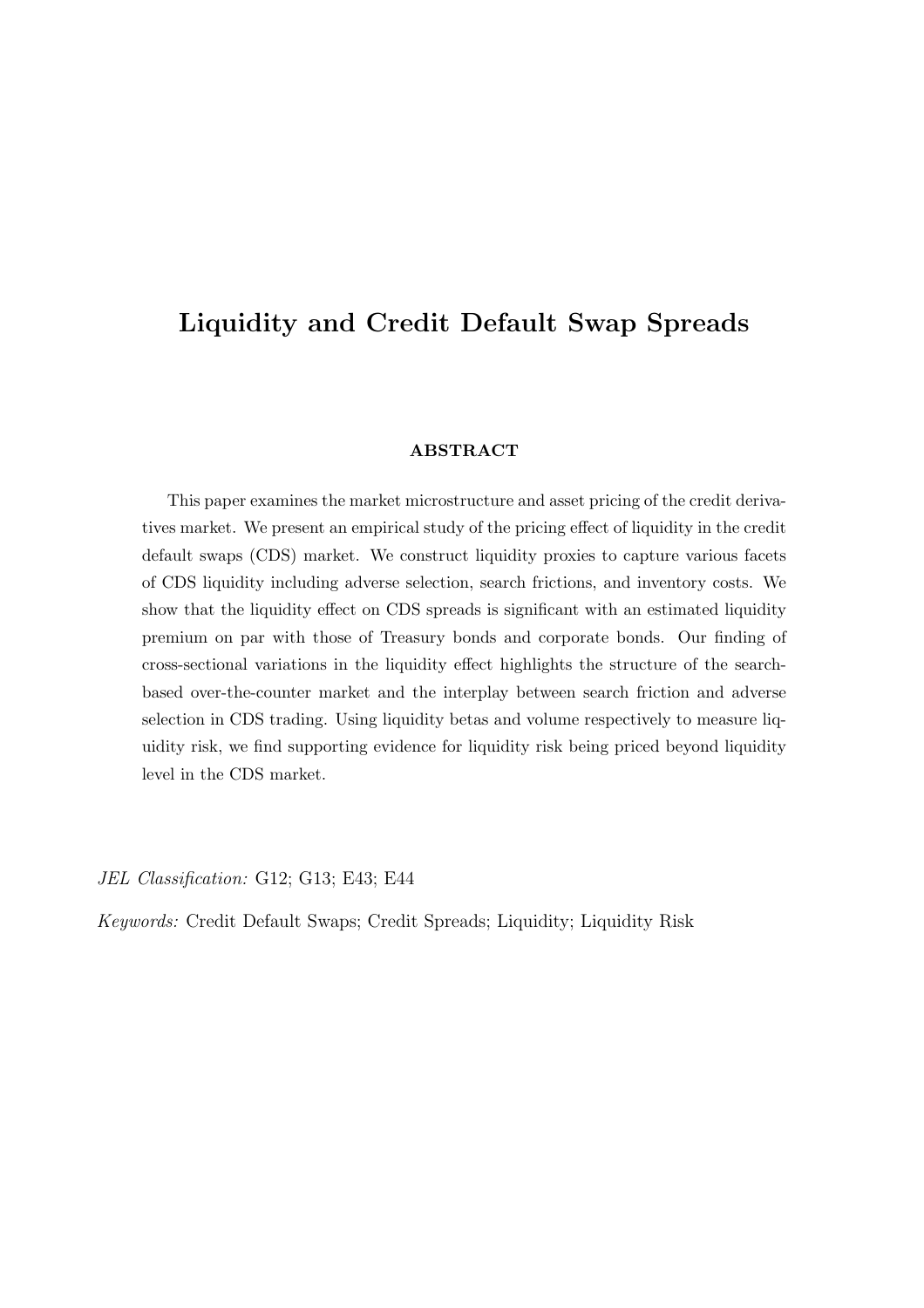# Liquidity and Credit Default Swap Spreads

**ABSTRACT**

This paper examines the market microstructure and asset pricing of the credit derivatives market. We present an empirical study of the pricing effect of liquidity in the credit default swaps (CDS) market. We construct liquidity proxies to capture various facets of CDS liquidity including adverse selection, search frictions, and inventory costs. We show that the liquidity effect on CDS spreads is significant with an estimated liquidity premium on par with those of Treasury bonds and corporate bonds. Our finding of cross-sectional variations in the liquidity effect highlights the structure of the search-based over-the-counter market and the interplay between search friction and adverse selection in CDS trading. Using liquidity betas and volume respectively to measure liquidity risk, we find supporting evidence for liquidity risk being priced beyond liquidity level in the CDS market.

*JEL Classification:* G12; G13; E43; E44

*Keywords:* Credit Default Swaps; Credit Spreads; Liquidity; Liquidity Risk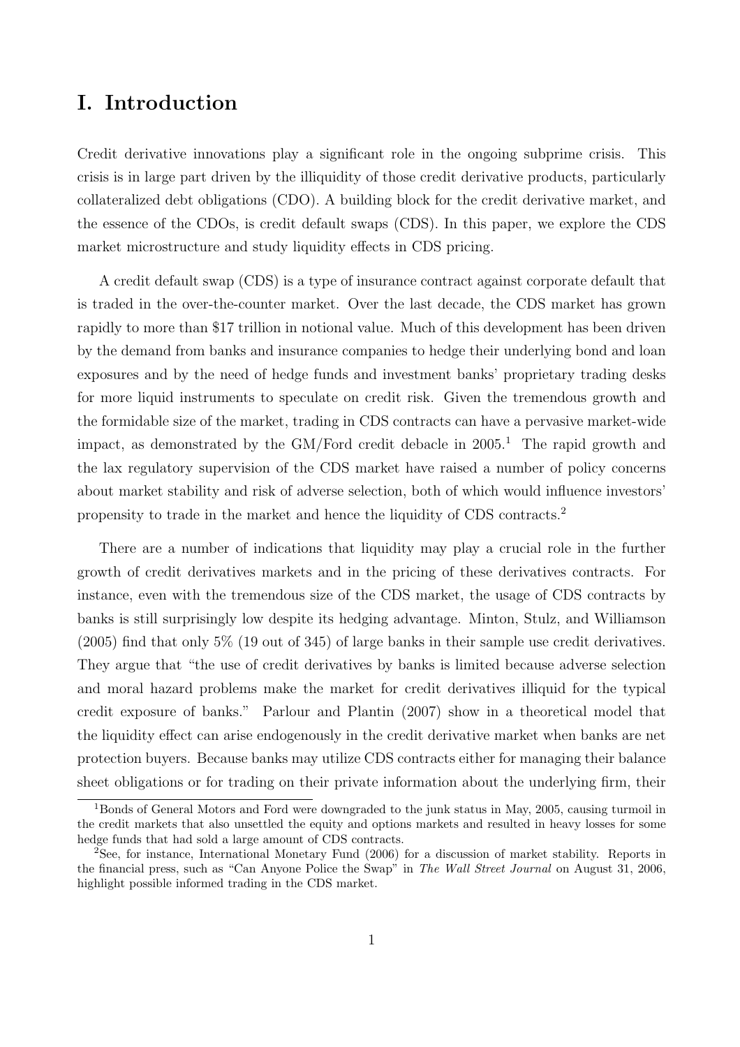# I. Introduction

Credit derivative innovations play a significant role in the ongoing subprime crisis. This crisis is in large part driven by the illiquidity of those credit derivative products, particularly collateralized debt obligations (CDO). A building block for the credit derivative market, and the essence of the CDOs, is credit default swaps (CDS). In this paper, we explore the CDS market microstructure and study liquidity effects in CDS pricing.

A credit default swap (CDS) is a type of insurance contract against corporate default that is traded in the over-the-counter market. Over the last decade, the CDS market has grown rapidly to more than $17 trillion in notional value. Much of this development has been driven by the demand from banks and insurance companies to hedge their underlying bond and loan exposures and by the need of hedge funds and investment banks' proprietary trading desks for more liquid instruments to speculate on credit risk. Given the tremendous growth and the formidable size of the market, trading in CDS contracts can have a pervasive market-wide impact, as demonstrated by the GM/Ford credit debacle in 2005.[1] The rapid growth and the lax regulatory supervision of the CDS market have raised a number of policy concerns about market stability and risk of adverse selection, both of which would influence investors' propensity to trade in the market and hence the liquidity of CDS contracts.[2]

There are a number of indications that liquidity may play a crucial role in the further growth of credit derivatives markets and in the pricing of these derivatives contracts. For instance, even with the tremendous size of the CDS market, the usage of CDS contracts by banks is still surprisingly low despite its hedging advantage. Minton, Stulz, and Williamson (2005) find that only 5% (19 out of 345) of large banks in their sample use credit derivatives. They argue that "the use of credit derivatives by banks is limited because adverse selection and moral hazard problems make the market for credit derivatives illiquid for the typical credit exposure of banks." Parlour and Plantin (2007) show in a theoretical model that the liquidity effect can arise endogenously in the credit derivative market when banks are net protection buyers. Because banks may utilize CDS contracts either for managing their balance sheet obligations or for trading on their private information about the underlying firm, their

[1] Bonds of General Motors and Ford were downgraded to the junk status in May, 2005, causing turmoil in the credit markets that also unsettled the equity and options markets and resulted in heavy losses for some hedge funds that had sold a large amount of CDS contracts.

[2] See, for instance, International Monetary Fund (2006) for a discussion of market stability. Reports in the financial press, such as "Can Anyone Police the Swap" in *The Wall Street Journal* on August 31, 2006, highlight possible informed trading in the CDS market.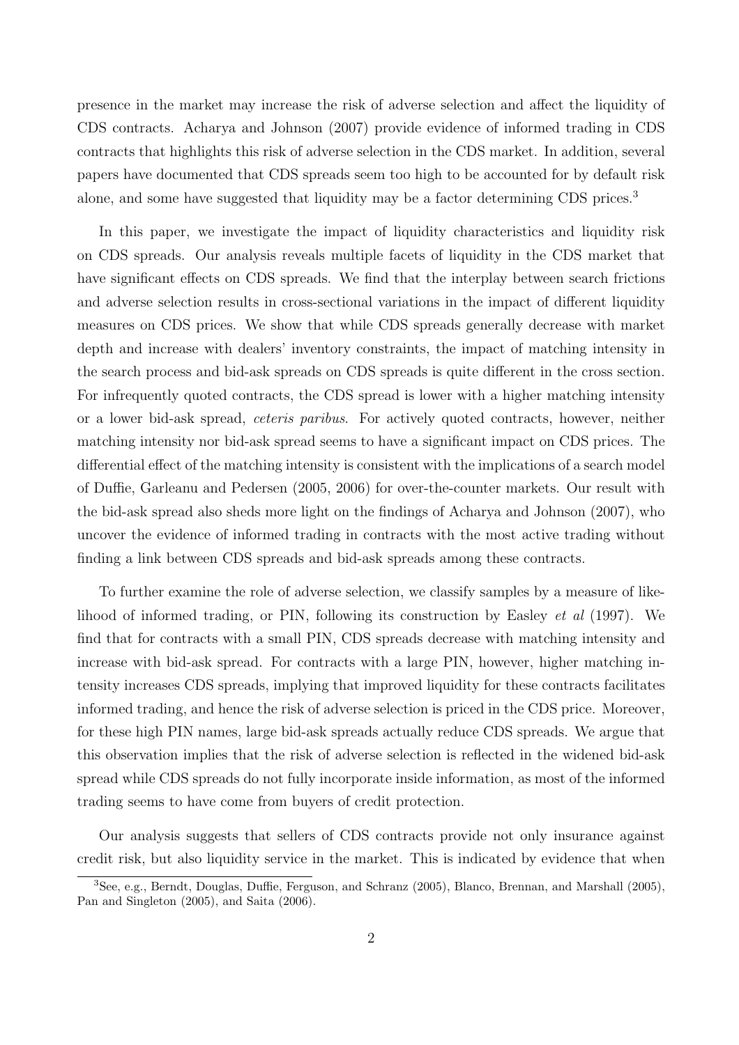presence in the market may increase the risk of adverse selection and affect the liquidity of CDS contracts. Acharya and Johnson (2007) provide evidence of informed trading in CDS contracts that highlights this risk of adverse selection in the CDS market. In addition, several papers have documented that CDS spreads seem too high to be accounted for by default risk alone, and some have suggested that liquidity may be a factor determining CDS prices.[3]

In this paper, we investigate the impact of liquidity characteristics and liquidity risk on CDS spreads. Our analysis reveals multiple facets of liquidity in the CDS market that have significant effects on CDS spreads. We find that the interplay between search frictions and adverse selection results in cross-sectional variations in the impact of different liquidity measures on CDS prices. We show that while CDS spreads generally decrease with market depth and increase with dealers' inventory constraints, the impact of matching intensity in the search process and bid-ask spreads on CDS spreads is quite different in the cross section. For infrequently quoted contracts, the CDS spread is lower with a higher matching intensity or a lower bid-ask spread, *ceteris paribus*. For actively quoted contracts, however, neither matching intensity nor bid-ask spread seems to have a significant impact on CDS prices. The differential effect of the matching intensity is consistent with the implications of a search model of Duffie, Garleanu and Pedersen (2005, 2006) for over-the-counter markets. Our result with the bid-ask spread also sheds more light on the findings of Acharya and Johnson (2007), who uncover the evidence of informed trading in contracts with the most active trading without finding a link between CDS spreads and bid-ask spreads among these contracts.

To further examine the role of adverse selection, we classify samples by a measure of likelihood of informed trading, or PIN, following its construction by Easley *et al* (1997). We find that for contracts with a small PIN, CDS spreads decrease with matching intensity and increase with bid-ask spread. For contracts with a large PIN, however, higher matching intensity increases CDS spreads, implying that improved liquidity for these contracts facilitates informed trading, and hence the risk of adverse selection is priced in the CDS price. Moreover, for these high PIN names, large bid-ask spreads actually reduce CDS spreads. We argue that this observation implies that the risk of adverse selection is reflected in the widened bid-ask spread while CDS spreads do not fully incorporate inside information, as most of the informed trading seems to have come from buyers of credit protection.

Our analysis suggests that sellers of CDS contracts provide not only insurance against credit risk, but also liquidity service in the market. This is indicated by evidence that when

[3] See, e.g., Berndt, Douglas, Duffie, Ferguson, and Schranz (2005), Blanco, Brennan, and Marshall (2005), Pan and Singleton (2005), and Saita (2006).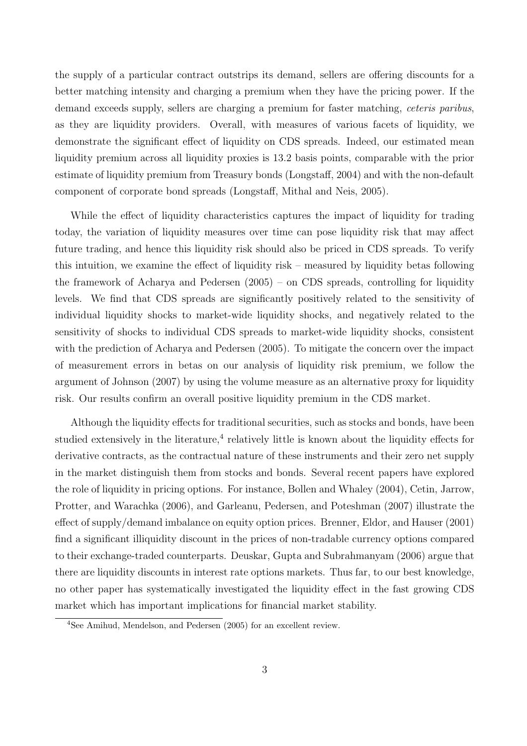the supply of a particular contract outstrips its demand, sellers are offering discounts for a better matching intensity and charging a premium when they have the pricing power. If the demand exceeds supply, sellers are charging a premium for faster matching, *ceteris paribus*, as they are liquidity providers. Overall, with measures of various facets of liquidity, we demonstrate the significant effect of liquidity on CDS spreads. Indeed, our estimated mean liquidity premium across all liquidity proxies is 13.2 basis points, comparable with the prior estimate of liquidity premium from Treasury bonds (Longstaff, 2004) and with the non-default component of corporate bond spreads (Longstaff, Mithal and Neis, 2005).

While the effect of liquidity characteristics captures the impact of liquidity for trading today, the variation of liquidity measures over time can pose liquidity risk that may affect future trading, and hence this liquidity risk should also be priced in CDS spreads. To verify this intuition, we examine the effect of liquidity risk – measured by liquidity betas following the framework of Acharya and Pedersen (2005) – on CDS spreads, controlling for liquidity levels. We find that CDS spreads are significantly positively related to the sensitivity of individual liquidity shocks to market-wide liquidity shocks, and negatively related to the sensitivity of shocks to individual CDS spreads to market-wide liquidity shocks, consistent with the prediction of Acharya and Pedersen (2005). To mitigate the concern over the impact of measurement errors in betas on our analysis of liquidity risk premium, we follow the argument of Johnson (2007) by using the volume measure as an alternative proxy for liquidity risk. Our results confirm an overall positive liquidity premium in the CDS market.

Although the liquidity effects for traditional securities, such as stocks and bonds, have been studied extensively in the literature,[4] relatively little is known about the liquidity effects for derivative contracts, as the contractual nature of these instruments and their zero net supply in the market distinguish them from stocks and bonds. Several recent papers have explored the role of liquidity in pricing options. For instance, Bollen and Whaley (2004), Cetin, Jarrow, Protter, and Warachka (2006), and Garleanu, Pedersen, and Poteshman (2007) illustrate the effect of supply/demand imbalance on equity option prices. Brenner, Eldor, and Hauser (2001) find a significant illiquidity discount in the prices of non-tradable currency options compared to their exchange-traded counterparts. Deuskar, Gupta and Subrahmanyam (2006) argue that there are liquidity discounts in interest rate options markets. Thus far, to our best knowledge, no other paper has systematically investigated the liquidity effect in the fast growing CDS market which has important implications for financial market stability.

[4]See Amihud, Mendelson, and Pedersen (2005) for an excellent review.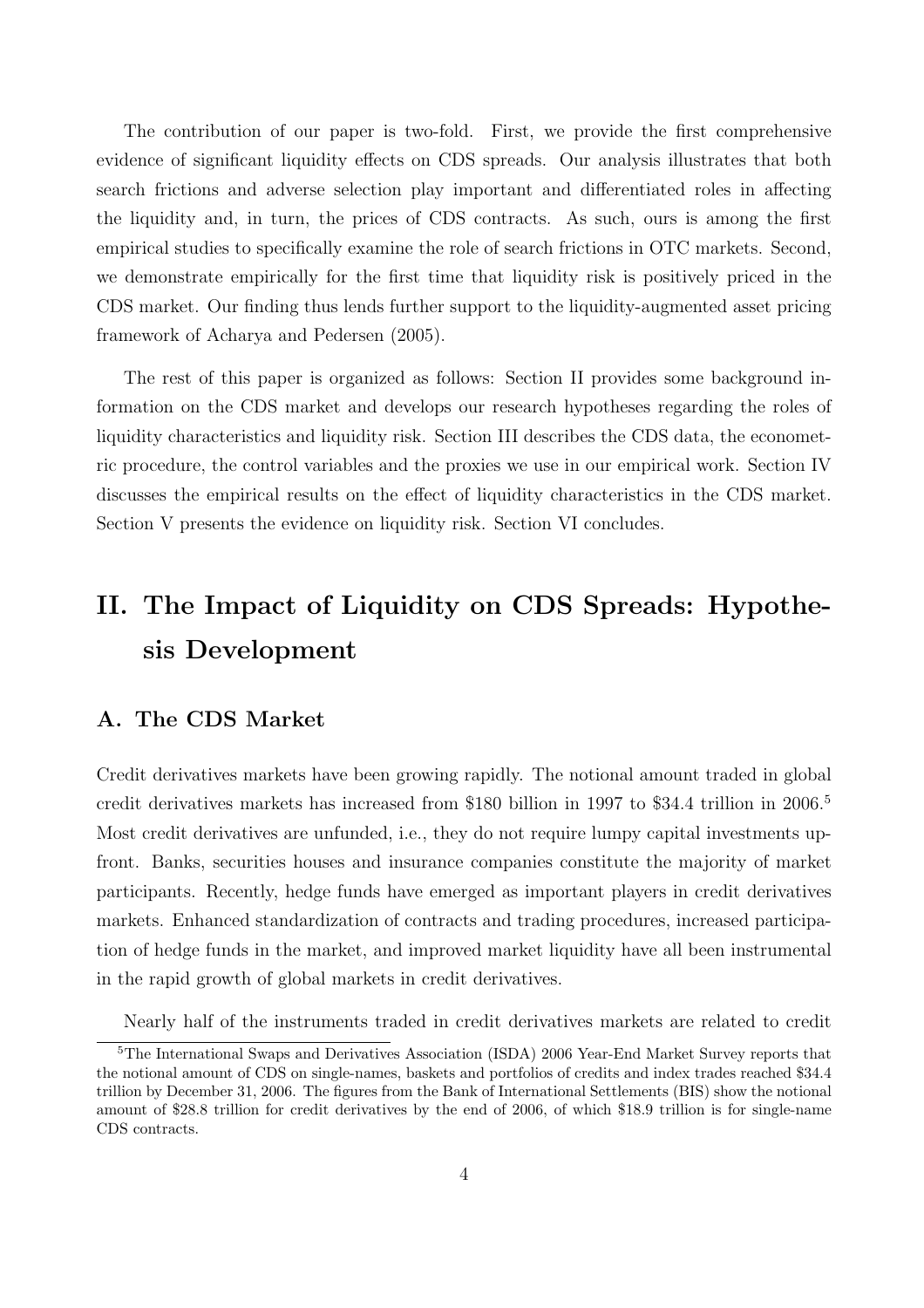The contribution of our paper is two-fold. First, we provide the first comprehensive evidence of significant liquidity effects on CDS spreads. Our analysis illustrates that both search frictions and adverse selection play important and differentiated roles in affecting the liquidity and, in turn, the prices of CDS contracts. As such, ours is among the first empirical studies to specifically examine the role of search frictions in OTC markets. Second, we demonstrate empirically for the first time that liquidity risk is positively priced in the CDS market. Our finding thus lends further support to the liquidity-augmented asset pricing framework of Acharya and Pedersen (2005).

The rest of this paper is organized as follows: Section II provides some background information on the CDS market and develops our research hypotheses regarding the roles of liquidity characteristics and liquidity risk. Section III describes the CDS data, the econometric procedure, the control variables and the proxies we use in our empirical work. Section IV discusses the empirical results on the effect of liquidity characteristics in the CDS market. Section V presents the evidence on liquidity risk. Section VI concludes.

# II. The Impact of Liquidity on CDS Spreads: Hypothesis Development

## A. The CDS Market

Credit derivatives markets have been growing rapidly. The notional amount traded in global credit derivatives markets has increased from \$180 billion in 1997 to \$34.4 trillion in 2006.[5] Most credit derivatives are unfunded, i.e., they do not require lumpy capital investments upfront. Banks, securities houses and insurance companies constitute the majority of market participants. Recently, hedge funds have emerged as important players in credit derivatives markets. Enhanced standardization of contracts and trading procedures, increased participation of hedge funds in the market, and improved market liquidity have all been instrumental in the rapid growth of global markets in credit derivatives.

Nearly half of the instruments traded in credit derivatives markets are related to credit

[5] The International Swaps and Derivatives Association (ISDA) 2006 Year-End Market Survey reports that the notional amount of CDS on single-names, baskets and portfolios of credits and index trades reached \$34.4 trillion by December 31, 2006. The figures from the Bank of International Settlements (BIS) show the notional amount of \$28.8 trillion for credit derivatives by the end of 2006, of which \$18.9 trillion is for single-name CDS contracts.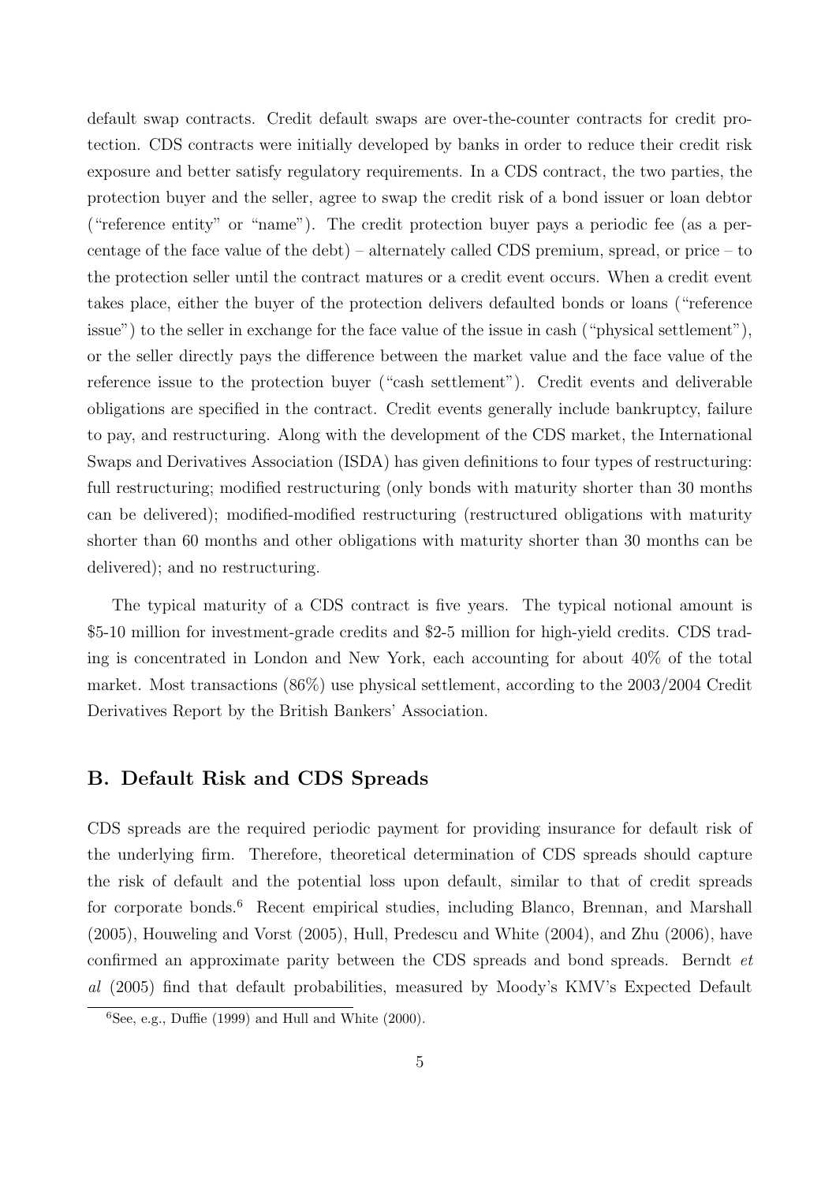default swap contracts. Credit default swaps are over-the-counter contracts for credit protection. CDS contracts were initially developed by banks in order to reduce their credit risk exposure and better satisfy regulatory requirements. In a CDS contract, the two parties, the protection buyer and the seller, agree to swap the credit risk of a bond issuer or loan debtor ("reference entity" or "name"). The credit protection buyer pays a periodic fee (as a percentage of the face value of the debt) – alternately called CDS premium, spread, or price – to the protection seller until the contract matures or a credit event occurs. When a credit event takes place, either the buyer of the protection delivers defaulted bonds or loans ("reference issue") to the seller in exchange for the face value of the issue in cash ("physical settlement"), or the seller directly pays the difference between the market value and the face value of the reference issue to the protection buyer ("cash settlement"). Credit events and deliverable obligations are specified in the contract. Credit events generally include bankruptcy, failure to pay, and restructuring. Along with the development of the CDS market, the International Swaps and Derivatives Association (ISDA) has given definitions to four types of restructuring: full restructuring; modified restructuring (only bonds with maturity shorter than 30 months can be delivered); modified-modified restructuring (restructured obligations with maturity shorter than 60 months and other obligations with maturity shorter than 30 months can be delivered); and no restructuring.

The typical maturity of a CDS contract is five years. The typical notional amount is \$5-10 million for investment-grade credits and \$2-5 million for high-yield credits. CDS trading is concentrated in London and New York, each accounting for about 40% of the total market. Most transactions (86%) use physical settlement, according to the 2003/2004 Credit Derivatives Report by the British Bankers' Association.

## B. Default Risk and CDS Spreads

CDS spreads are the required periodic payment for providing insurance for default risk of the underlying firm. Therefore, theoretical determination of CDS spreads should capture the risk of default and the potential loss upon default, similar to that of credit spreads for corporate bonds.[6] Recent empirical studies, including Blanco, Brennan, and Marshall (2005), Houweling and Vorst (2005), Hull, Predescu and White (2004), and Zhu (2006), have confirmed an approximate parity between the CDS spreads and bond spreads. Berndt *et al* (2005) find that default probabilities, measured by Moody's KMV's Expected Default

[6]See, e.g., Duffie (1999) and Hull and White (2000).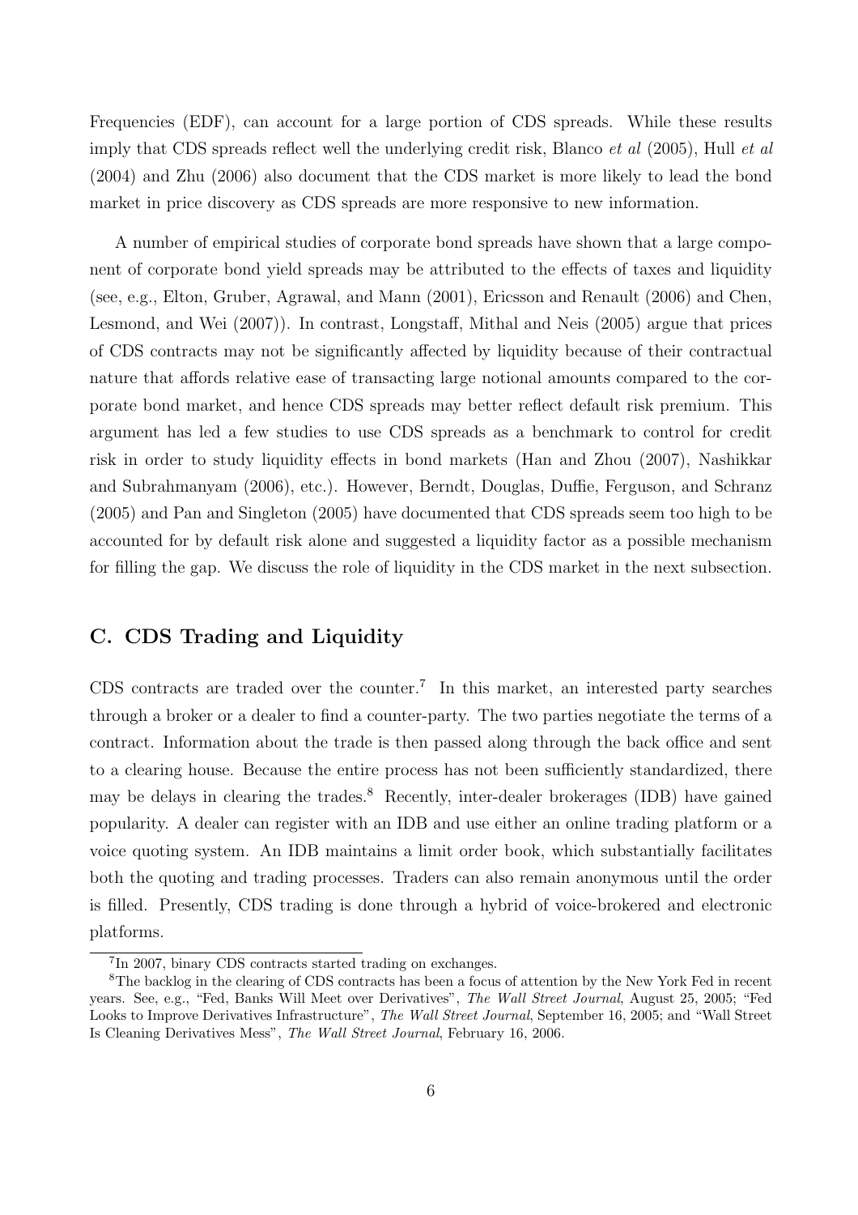Frequencies (EDF), can account for a large portion of CDS spreads. While these results imply that CDS spreads reflect well the underlying credit risk, Blanco *et al* (2005), Hull *et al* (2004) and Zhu (2006) also document that the CDS market is more likely to lead the bond market in price discovery as CDS spreads are more responsive to new information.

A number of empirical studies of corporate bond spreads have shown that a large component of corporate bond yield spreads may be attributed to the effects of taxes and liquidity (see, e.g., Elton, Gruber, Agrawal, and Mann (2001), Ericsson and Renault (2006) and Chen, Lesmond, and Wei (2007)). In contrast, Longstaff, Mithal and Neis (2005) argue that prices of CDS contracts may not be significantly affected by liquidity because of their contractual nature that affords relative ease of transacting large notional amounts compared to the corporate bond market, and hence CDS spreads may better reflect default risk premium. This argument has led a few studies to use CDS spreads as a benchmark to control for credit risk in order to study liquidity effects in bond markets (Han and Zhou (2007), Nashikkar and Subrahmanyam (2006), etc.). However, Berndt, Douglas, Duffie, Ferguson, and Schranz (2005) and Pan and Singleton (2005) have documented that CDS spreads seem too high to be accounted for by default risk alone and suggested a liquidity factor as a possible mechanism for filling the gap. We discuss the role of liquidity in the CDS market in the next subsection.

## C. CDS Trading and Liquidity

CDS contracts are traded over the counter.[7] In this market, an interested party searches through a broker or a dealer to find a counter-party. The two parties negotiate the terms of a contract. Information about the trade is then passed along through the back office and sent to a clearing house. Because the entire process has not been sufficiently standardized, there may be delays in clearing the trades.[8] Recently, inter-dealer brokerages (IDB) have gained popularity. A dealer can register with an IDB and use either an online trading platform or a voice quoting system. An IDB maintains a limit order book, which substantially facilitates both the quoting and trading processes. Traders can also remain anonymous until the order is filled. Presently, CDS trading is done through a hybrid of voice-brokered and electronic platforms.

[7] In 2007, binary CDS contracts started trading on exchanges.

[8] The backlog in the clearing of CDS contracts has been a focus of attention by the New York Fed in recent years. See, e.g., "Fed, Banks Will Meet over Derivatives", *The Wall Street Journal*, August 25, 2005; "Fed Looks to Improve Derivatives Infrastructure", *The Wall Street Journal*, September 16, 2005; and "Wall Street Is Cleaning Derivatives Mess", *The Wall Street Journal*, February 16, 2006.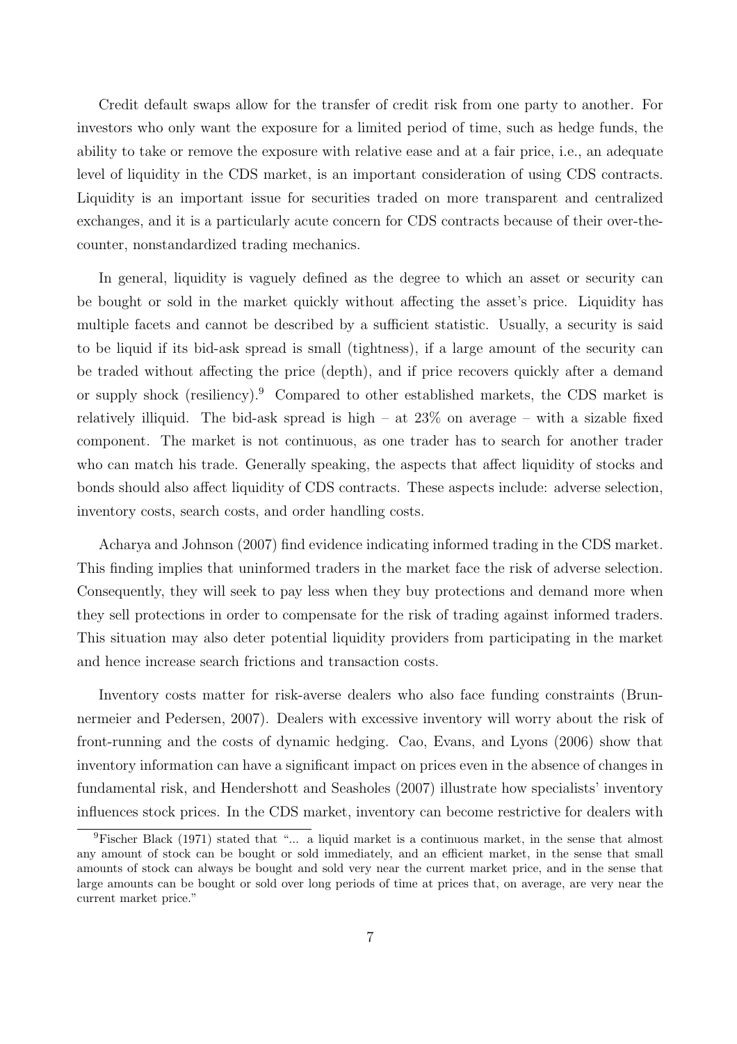Credit default swaps allow for the transfer of credit risk from one party to another. For investors who only want the exposure for a limited period of time, such as hedge funds, the ability to take or remove the exposure with relative ease and at a fair price, i.e., an adequate level of liquidity in the CDS market, is an important consideration of using CDS contracts. Liquidity is an important issue for securities traded on more transparent and centralized exchanges, and it is a particularly acute concern for CDS contracts because of their over-the-counter, nonstandardized trading mechanics.

In general, liquidity is vaguely defined as the degree to which an asset or security can be bought or sold in the market quickly without affecting the asset's price. Liquidity has multiple facets and cannot be described by a sufficient statistic. Usually, a security is said to be liquid if its bid-ask spread is small (tightness), if a large amount of the security can be traded without affecting the price (depth), and if price recovers quickly after a demand or supply shock (resiliency).[9] Compared to other established markets, the CDS market is relatively illiquid. The bid-ask spread is high – at 23% on average – with a sizable fixed component. The market is not continuous, as one trader has to search for another trader who can match his trade. Generally speaking, the aspects that affect liquidity of stocks and bonds should also affect liquidity of CDS contracts. These aspects include: adverse selection, inventory costs, search costs, and order handling costs.

Acharya and Johnson (2007) find evidence indicating informed trading in the CDS market. This finding implies that uninformed traders in the market face the risk of adverse selection. Consequently, they will seek to pay less when they buy protections and demand more when they sell protections in order to compensate for the risk of trading against informed traders. This situation may also deter potential liquidity providers from participating in the market and hence increase search frictions and transaction costs.

Inventory costs matter for risk-averse dealers who also face funding constraints (Brunnermeier and Pedersen, 2007). Dealers with excessive inventory will worry about the risk of front-running and the costs of dynamic hedging. Cao, Evans, and Lyons (2006) show that inventory information can have a significant impact on prices even in the absence of changes in fundamental risk, and Hendershott and Seasholes (2007) illustrate how specialists' inventory influences stock prices. In the CDS market, inventory can become restrictive for dealers with

[9] Fischer Black (1971) stated that "... a liquid market is a continuous market, in the sense that almost any amount of stock can be bought or sold immediately, and an efficient market, in the sense that small amounts of stock can always be bought and sold very near the current market price, and in the sense that large amounts can be bought or sold over long periods of time at prices that, on average, are very near the current market price."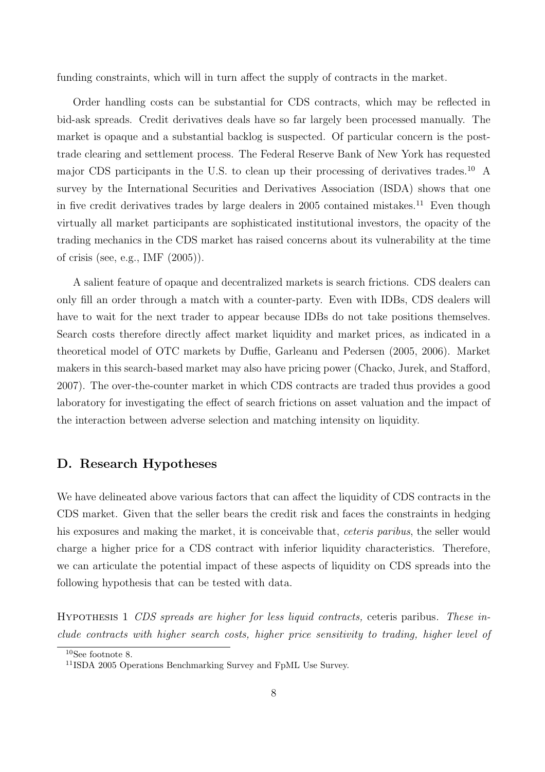funding constraints, which will in turn affect the supply of contracts in the market.

Order handling costs can be substantial for CDS contracts, which may be reflected in bid-ask spreads. Credit derivatives deals have so far largely been processed manually. The market is opaque and a substantial backlog is suspected. Of particular concern is the post-trade clearing and settlement process. The Federal Reserve Bank of New York has requested major CDS participants in the U.S. to clean up their processing of derivatives trades.[10] A survey by the International Securities and Derivatives Association (ISDA) shows that one in five credit derivatives trades by large dealers in 2005 contained mistakes.[11] Even though virtually all market participants are sophisticated institutional investors, the opacity of the trading mechanics in the CDS market has raised concerns about its vulnerability at the time of crisis (see, e.g., IMF (2005)).

A salient feature of opaque and decentralized markets is search frictions. CDS dealers can only fill an order through a match with a counter-party. Even with IDBs, CDS dealers will have to wait for the next trader to appear because IDBs do not take positions themselves. Search costs therefore directly affect market liquidity and market prices, as indicated in a theoretical model of OTC markets by Duffie, Garleanu and Pedersen (2005, 2006). Market makers in this search-based market may also have pricing power (Chacko, Jurek, and Stafford, 2007). The over-the-counter market in which CDS contracts are traded thus provides a good laboratory for investigating the effect of search frictions on asset valuation and the impact of the interaction between adverse selection and matching intensity on liquidity.

## D. Research Hypotheses

We have delineated above various factors that can affect the liquidity of CDS contracts in the CDS market. Given that the seller bears the credit risk and faces the constraints in hedging his exposures and making the market, it is conceivable that, *ceteris paribus*, the seller would charge a higher price for a CDS contract with inferior liquidity characteristics. Therefore, we can articulate the potential impact of these aspects of liquidity on CDS spreads into the following hypothesis that can be tested with data.

HYPOTHESIS 1 *CDS spreads are higher for less liquid contracts,* ceteris paribus. *These include contracts with higher search costs, higher price sensitivity to trading, higher level of*

[10] See footnote 8.

[11] ISDA 2005 Operations Benchmarking Survey and FpML Use Survey.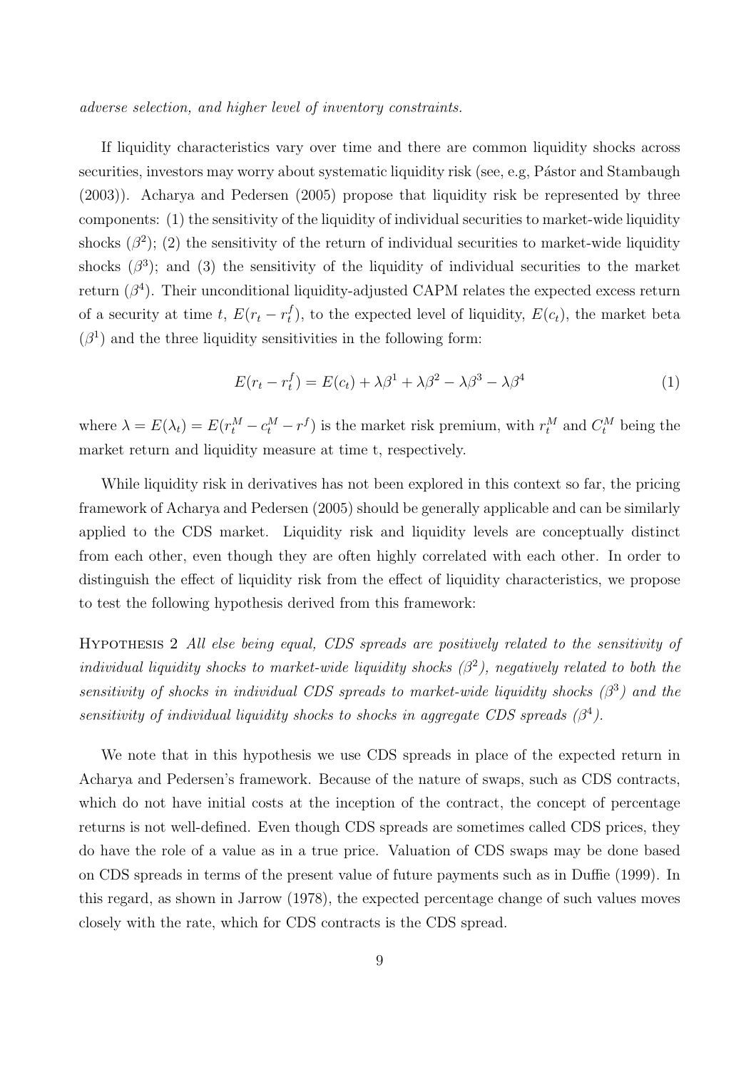*adverse selection, and higher level of inventory constraints.*

If liquidity characteristics vary over time and there are common liquidity shocks across securities, investors may worry about systematic liquidity risk (see, e.g, Pástor and Stambaugh (2003)). Acharya and Pedersen (2005) propose that liquidity risk be represented by three components: (1) the sensitivity of the liquidity of individual securities to market-wide liquidity shocks ($\beta^2$); (2) the sensitivity of the return of individual securities to market-wide liquidity shocks ($\beta^3$); and (3) the sensitivity of the liquidity of individual securities to the market return ($\beta^4$). Their unconditional liquidity-adjusted CAPM relates the expected excess return of a security at time $t$, $E(r_t - r_t^f)$, to the expected level of liquidity, $E(c_t)$, the market beta ($\beta^1$) and the three liquidity sensitivities in the following form:

$$E(r_t - r_t^f) = E(c_t) + \lambda\beta^1 + \lambda\beta^2 - \lambda\beta^3 - \lambda\beta^4 \tag{1}$$

where $\lambda = E(\lambda_t) = E(r_t^M - c_t^M - r^f)$ is the market risk premium, with $r_t^M$ and $C_t^M$ being the market return and liquidity measure at time t, respectively.

While liquidity risk in derivatives has not been explored in this context so far, the pricing framework of Acharya and Pedersen (2005) should be generally applicable and can be similarly applied to the CDS market. Liquidity risk and liquidity levels are conceptually distinct from each other, even though they are often highly correlated with each other. In order to distinguish the effect of liquidity risk from the effect of liquidity characteristics, we propose to test the following hypothesis derived from this framework:

Hypothesis 2 *All else being equal, CDS spreads are positively related to the sensitivity of individual liquidity shocks to market-wide liquidity shocks ($\beta^2$), negatively related to both the sensitivity of shocks in individual CDS spreads to market-wide liquidity shocks ($\beta^3$) and the sensitivity of individual liquidity shocks to shocks in aggregate CDS spreads ($\beta^4$).*

We note that in this hypothesis we use CDS spreads in place of the expected return in Acharya and Pedersen's framework. Because of the nature of swaps, such as CDS contracts, which do not have initial costs at the inception of the contract, the concept of percentage returns is not well-defined. Even though CDS spreads are sometimes called CDS prices, they do have the role of a value as in a true price. Valuation of CDS swaps may be done based on CDS spreads in terms of the present value of future payments such as in Duffie (1999). In this regard, as shown in Jarrow (1978), the expected percentage change of such values moves closely with the rate, which for CDS contracts is the CDS spread.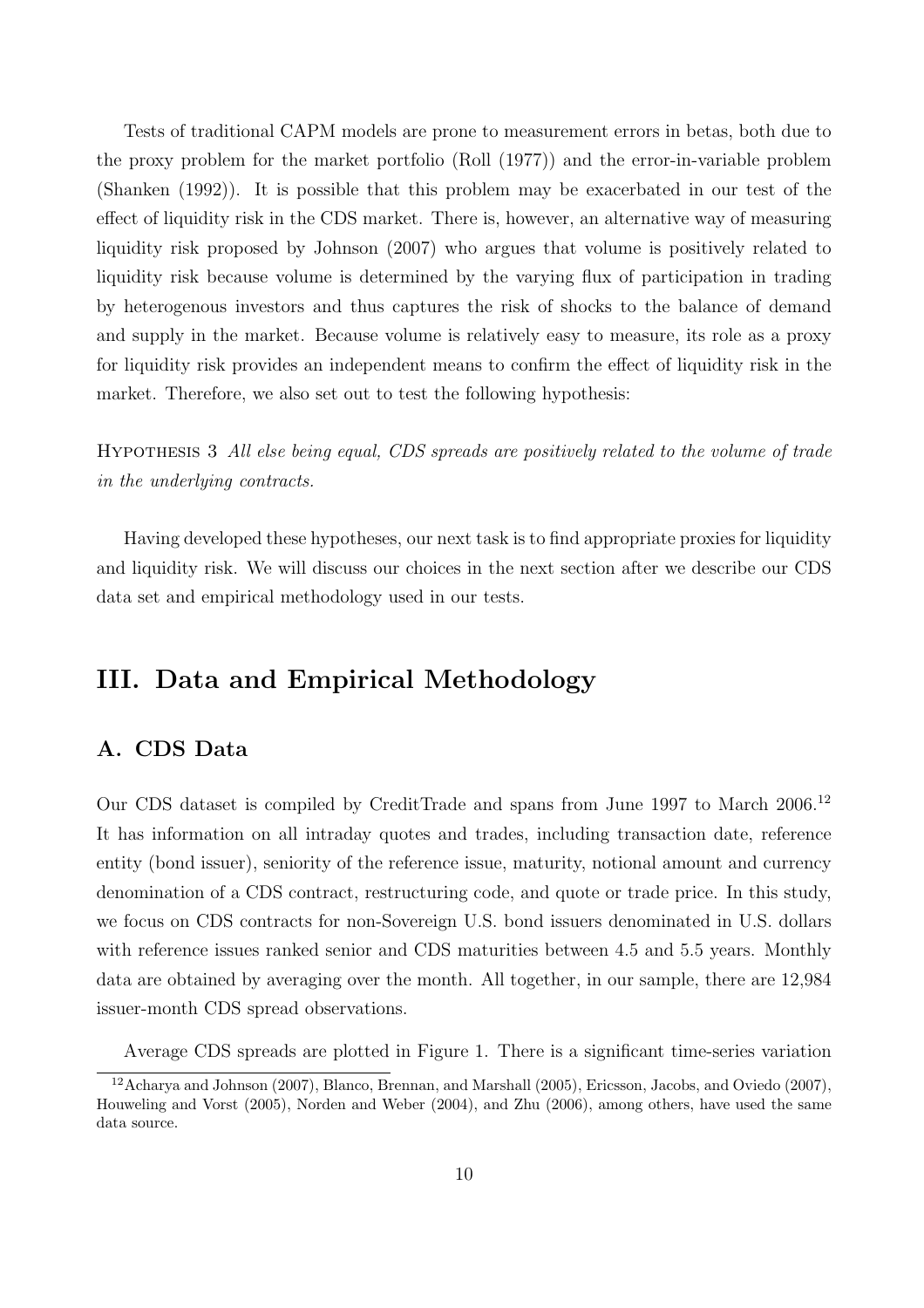Tests of traditional CAPM models are prone to measurement errors in betas, both due to the proxy problem for the market portfolio (Roll (1977)) and the error-in-variable problem (Shanken (1992)). It is possible that this problem may be exacerbated in our test of the effect of liquidity risk in the CDS market. There is, however, an alternative way of measuring liquidity risk proposed by Johnson (2007) who argues that volume is positively related to liquidity risk because volume is determined by the varying flux of participation in trading by heterogenous investors and thus captures the risk of shocks to the balance of demand and supply in the market. Because volume is relatively easy to measure, its role as a proxy for liquidity risk provides an independent means to confirm the effect of liquidity risk in the market. Therefore, we also set out to test the following hypothesis:

HYPOTHESIS 3 *All else being equal, CDS spreads are positively related to the volume of trade in the underlying contracts.*

Having developed these hypotheses, our next task is to find appropriate proxies for liquidity and liquidity risk. We will discuss our choices in the next section after we describe our CDS data set and empirical methodology used in our tests.

# III. Data and Empirical Methodology

## A. CDS Data

Our CDS dataset is compiled by CreditTrade and spans from June 1997 to March 2006.[12] It has information on all intraday quotes and trades, including transaction date, reference entity (bond issuer), seniority of the reference issue, maturity, notional amount and currency denomination of a CDS contract, restructuring code, and quote or trade price. In this study, we focus on CDS contracts for non-Sovereign U.S. bond issuers denominated in U.S. dollars with reference issues ranked senior and CDS maturities between 4.5 and 5.5 years. Monthly data are obtained by averaging over the month. All together, in our sample, there are 12,984 issuer-month CDS spread observations.

Average CDS spreads are plotted in Figure 1. There is a significant time-series variation

[12] Acharya and Johnson (2007), Blanco, Brennan, and Marshall (2005), Ericsson, Jacobs, and Oviedo (2007), Houweling and Vorst (2005), Norden and Weber (2004), and Zhu (2006), among others, have used the same data source.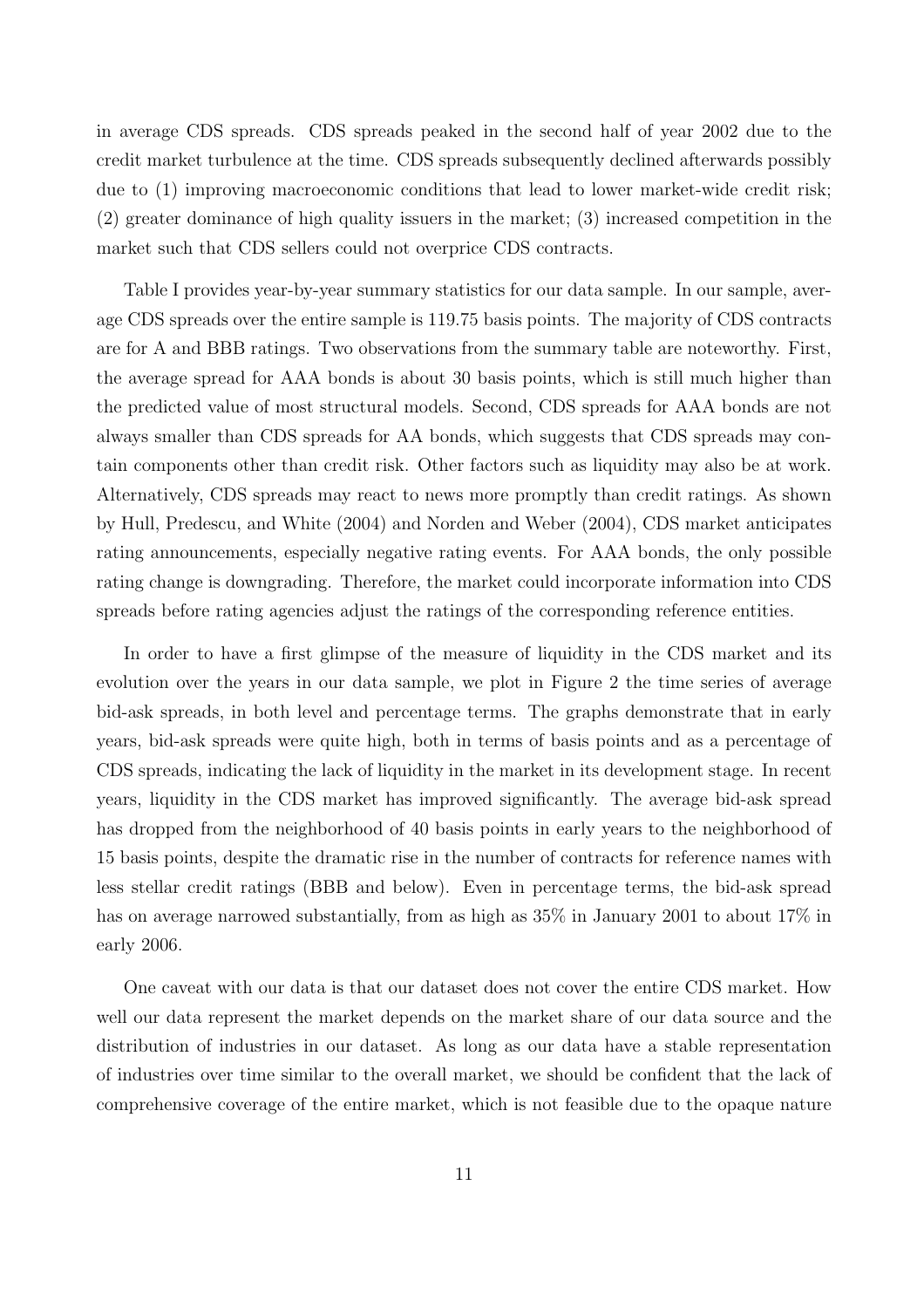in average CDS spreads. CDS spreads peaked in the second half of year 2002 due to the credit market turbulence at the time. CDS spreads subsequently declined afterwards possibly due to (1) improving macroeconomic conditions that lead to lower market-wide credit risk; (2) greater dominance of high quality issuers in the market; (3) increased competition in the market such that CDS sellers could not overprice CDS contracts.

Table I provides year-by-year summary statistics for our data sample. In our sample, average CDS spreads over the entire sample is 119.75 basis points. The majority of CDS contracts are for A and BBB ratings. Two observations from the summary table are noteworthy. First, the average spread for AAA bonds is about 30 basis points, which is still much higher than the predicted value of most structural models. Second, CDS spreads for AAA bonds are not always smaller than CDS spreads for AA bonds, which suggests that CDS spreads may contain components other than credit risk. Other factors such as liquidity may also be at work. Alternatively, CDS spreads may react to news more promptly than credit ratings. As shown by Hull, Predescu, and White (2004) and Norden and Weber (2004), CDS market anticipates rating announcements, especially negative rating events. For AAA bonds, the only possible rating change is downgrading. Therefore, the market could incorporate information into CDS spreads before rating agencies adjust the ratings of the corresponding reference entities.

In order to have a first glimpse of the measure of liquidity in the CDS market and its evolution over the years in our data sample, we plot in Figure 2 the time series of average bid-ask spreads, in both level and percentage terms. The graphs demonstrate that in early years, bid-ask spreads were quite high, both in terms of basis points and as a percentage of CDS spreads, indicating the lack of liquidity in the market in its development stage. In recent years, liquidity in the CDS market has improved significantly. The average bid-ask spread has dropped from the neighborhood of 40 basis points in early years to the neighborhood of 15 basis points, despite the dramatic rise in the number of contracts for reference names with less stellar credit ratings (BBB and below). Even in percentage terms, the bid-ask spread has on average narrowed substantially, from as high as 35% in January 2001 to about 17% in early 2006.

One caveat with our data is that our dataset does not cover the entire CDS market. How well our data represent the market depends on the market share of our data source and the distribution of industries in our dataset. As long as our data have a stable representation of industries over time similar to the overall market, we should be confident that the lack of comprehensive coverage of the entire market, which is not feasible due to the opaque nature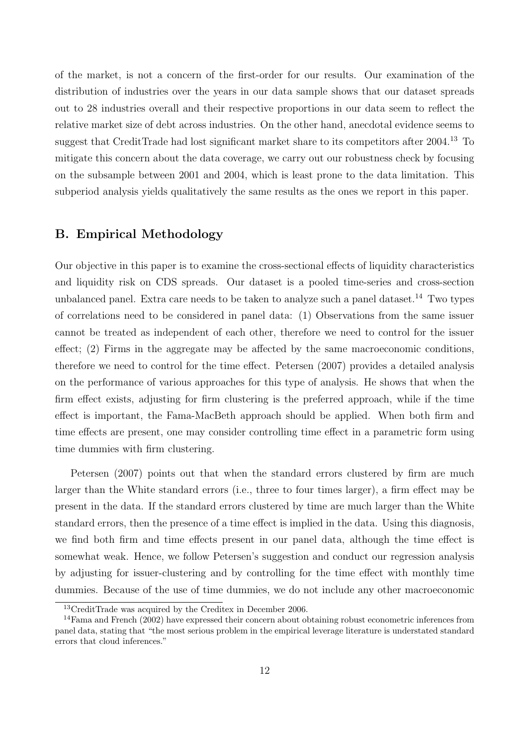of the market, is not a concern of the first-order for our results. Our examination of the distribution of industries over the years in our data sample shows that our dataset spreads out to 28 industries overall and their respective proportions in our data seem to reflect the relative market size of debt across industries. On the other hand, anecdotal evidence seems to suggest that CreditTrade had lost significant market share to its competitors after 2004.[13] To mitigate this concern about the data coverage, we carry out our robustness check by focusing on the subsample between 2001 and 2004, which is least prone to the data limitation. This subperiod analysis yields qualitatively the same results as the ones we report in this paper.

## B. Empirical Methodology

Our objective in this paper is to examine the cross-sectional effects of liquidity characteristics and liquidity risk on CDS spreads. Our dataset is a pooled time-series and cross-section unbalanced panel. Extra care needs to be taken to analyze such a panel dataset.[14] Two types of correlations need to be considered in panel data: (1) Observations from the same issuer cannot be treated as independent of each other, therefore we need to control for the issuer effect; (2) Firms in the aggregate may be affected by the same macroeconomic conditions, therefore we need to control for the time effect. Petersen (2007) provides a detailed analysis on the performance of various approaches for this type of analysis. He shows that when the firm effect exists, adjusting for firm clustering is the preferred approach, while if the time effect is important, the Fama-MacBeth approach should be applied. When both firm and time effects are present, one may consider controlling time effect in a parametric form using time dummies with firm clustering.

Petersen (2007) points out that when the standard errors clustered by firm are much larger than the White standard errors (i.e., three to four times larger), a firm effect may be present in the data. If the standard errors clustered by time are much larger than the White standard errors, then the presence of a time effect is implied in the data. Using this diagnosis, we find both firm and time effects present in our panel data, although the time effect is somewhat weak. Hence, we follow Petersen's suggestion and conduct our regression analysis by adjusting for issuer-clustering and by controlling for the time effect with monthly time dummies. Because of the use of time dummies, we do not include any other macroeconomic

[13] CreditTrade was acquired by the Creditex in December 2006.

[14] Fama and French (2002) have expressed their concern about obtaining robust econometric inferences from panel data, stating that "the most serious problem in the empirical leverage literature is understated standard errors that cloud inferences."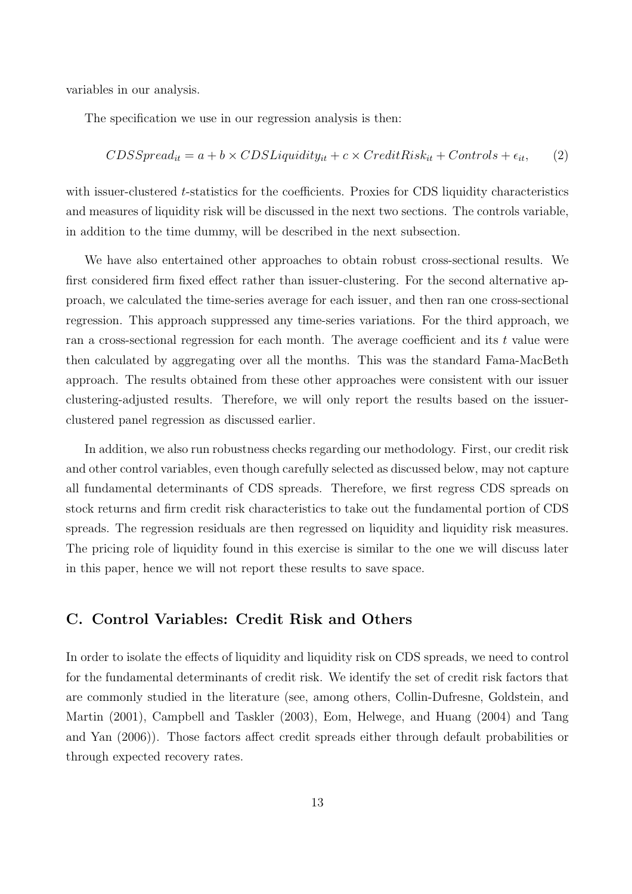variables in our analysis.

The specification we use in our regression analysis is then:

$$CDSSpread_{it} = a + b \times CDSLiquidity_{it} + c \times CreditRisk_{it} + Controls + \epsilon_{it}, \qquad (2)$$

with issuer-clustered $t$-statistics for the coefficients. Proxies for CDS liquidity characteristics and measures of liquidity risk will be discussed in the next two sections. The controls variable, in addition to the time dummy, will be described in the next subsection.

We have also entertained other approaches to obtain robust cross-sectional results. We first considered firm fixed effect rather than issuer-clustering. For the second alternative approach, we calculated the time-series average for each issuer, and then ran one cross-sectional regression. This approach suppressed any time-series variations. For the third approach, we ran a cross-sectional regression for each month. The average coefficient and its $t$ value were then calculated by aggregating over all the months. This was the standard Fama-MacBeth approach. The results obtained from these other approaches were consistent with our issuer clustering-adjusted results. Therefore, we will only report the results based on the issuer-clustered panel regression as discussed earlier.

In addition, we also run robustness checks regarding our methodology. First, our credit risk and other control variables, even though carefully selected as discussed below, may not capture all fundamental determinants of CDS spreads. Therefore, we first regress CDS spreads on stock returns and firm credit risk characteristics to take out the fundamental portion of CDS spreads. The regression residuals are then regressed on liquidity and liquidity risk measures. The pricing role of liquidity found in this exercise is similar to the one we will discuss later in this paper, hence we will not report these results to save space.

## C. Control Variables: Credit Risk and Others

In order to isolate the effects of liquidity and liquidity risk on CDS spreads, we need to control for the fundamental determinants of credit risk. We identify the set of credit risk factors that are commonly studied in the literature (see, among others, Collin-Dufresne, Goldstein, and Martin (2001), Campbell and Taskler (2003), Eom, Helwege, and Huang (2004) and Tang and Yan (2006)). Those factors affect credit spreads either through default probabilities or through expected recovery rates.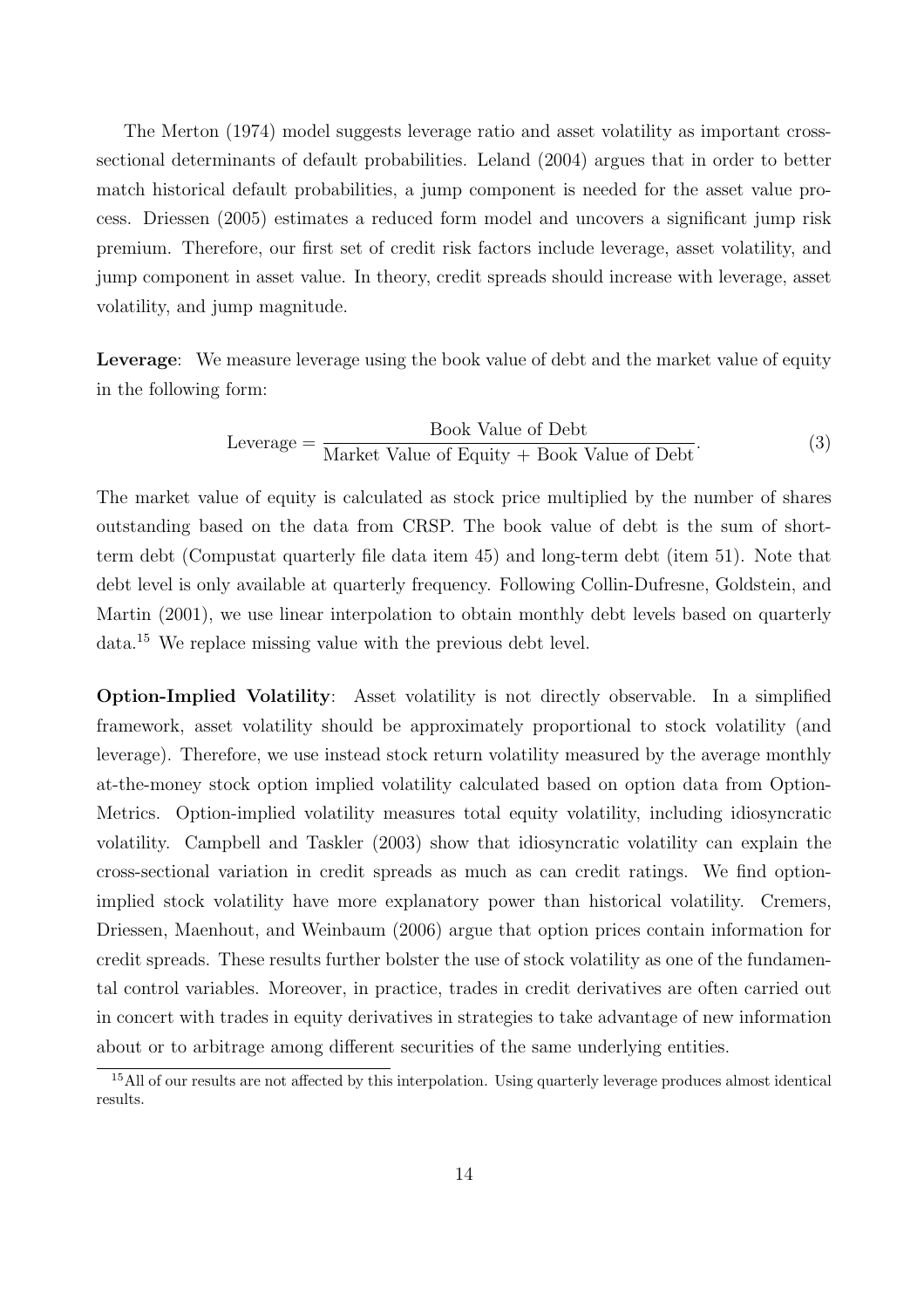The Merton (1974) model suggests leverage ratio and asset volatility as important cross-sectional determinants of default probabilities. Leland (2004) argues that in order to better match historical default probabilities, a jump component is needed for the asset value process. Driessen (2005) estimates a reduced form model and uncovers a significant jump risk premium. Therefore, our first set of credit risk factors include leverage, asset volatility, and jump component in asset value. In theory, credit spreads should increase with leverage, asset volatility, and jump magnitude.

**Leverage**: We measure leverage using the book value of debt and the market value of equity in the following form:

$$\text{Leverage} = \frac{\text{Book Value of Debt}}{\text{Market Value of Equity} + \text{Book Value of Debt}}. \tag{3}$$

The market value of equity is calculated as stock price multiplied by the number of shares outstanding based on the data from CRSP. The book value of debt is the sum of short-term debt (Compustat quarterly file data item 45) and long-term debt (item 51). Note that debt level is only available at quarterly frequency. Following Collin-Dufresne, Goldstein, and Martin (2001), we use linear interpolation to obtain monthly debt levels based on quarterly data.[15] We replace missing value with the previous debt level.

**Option-Implied Volatility**: Asset volatility is not directly observable. In a simplified framework, asset volatility should be approximately proportional to stock volatility (and leverage). Therefore, we use instead stock return volatility measured by the average monthly at-the-money stock option implied volatility calculated based on option data from OptionMetrics. Option-implied volatility measures total equity volatility, including idiosyncratic volatility. Campbell and Taskler (2003) show that idiosyncratic volatility can explain the cross-sectional variation in credit spreads as much as can credit ratings. We find option-implied stock volatility have more explanatory power than historical volatility. Cremers, Driessen, Maenhout, and Weinbaum (2006) argue that option prices contain information for credit spreads. These results further bolster the use of stock volatility as one of the fundamental control variables. Moreover, in practice, trades in credit derivatives are often carried out in concert with trades in equity derivatives in strategies to take advantage of new information about or to arbitrage among different securities of the same underlying entities.

[15] All of our results are not affected by this interpolation. Using quarterly leverage produces almost identical results.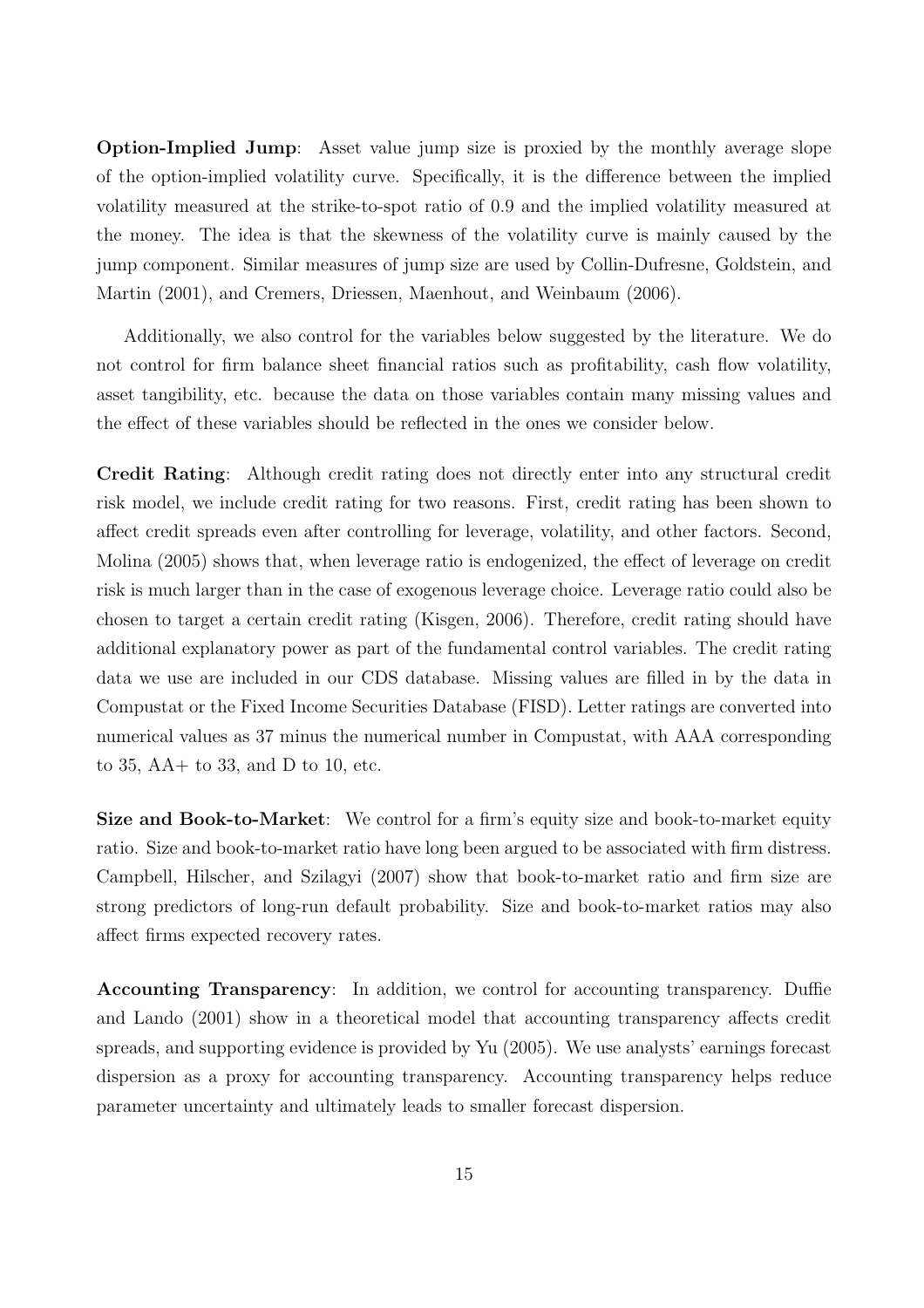**Option-Implied Jump**: Asset value jump size is proxied by the monthly average slope of the option-implied volatility curve. Specifically, it is the difference between the implied volatility measured at the strike-to-spot ratio of 0.9 and the implied volatility measured at the money. The idea is that the skewness of the volatility curve is mainly caused by the jump component. Similar measures of jump size are used by Collin-Dufresne, Goldstein, and Martin (2001), and Cremers, Driessen, Maenhout, and Weinbaum (2006).

Additionally, we also control for the variables below suggested by the literature. We do not control for firm balance sheet financial ratios such as profitability, cash flow volatility, asset tangibility, etc. because the data on those variables contain many missing values and the effect of these variables should be reflected in the ones we consider below.

**Credit Rating**: Although credit rating does not directly enter into any structural credit risk model, we include credit rating for two reasons. First, credit rating has been shown to affect credit spreads even after controlling for leverage, volatility, and other factors. Second, Molina (2005) shows that, when leverage ratio is endogenized, the effect of leverage on credit risk is much larger than in the case of exogenous leverage choice. Leverage ratio could also be chosen to target a certain credit rating (Kisgen, 2006). Therefore, credit rating should have additional explanatory power as part of the fundamental control variables. The credit rating data we use are included in our CDS database. Missing values are filled in by the data in Compustat or the Fixed Income Securities Database (FISD). Letter ratings are converted into numerical values as 37 minus the numerical number in Compustat, with AAA corresponding to 35, AA+ to 33, and D to 10, etc.

**Size and Book-to-Market**: We control for a firm's equity size and book-to-market equity ratio. Size and book-to-market ratio have long been argued to be associated with firm distress. Campbell, Hilscher, and Szilagyi (2007) show that book-to-market ratio and firm size are strong predictors of long-run default probability. Size and book-to-market ratios may also affect firms expected recovery rates.

**Accounting Transparency**: In addition, we control for accounting transparency. Duffie and Lando (2001) show in a theoretical model that accounting transparency affects credit spreads, and supporting evidence is provided by Yu (2005). We use analysts' earnings forecast dispersion as a proxy for accounting transparency. Accounting transparency helps reduce parameter uncertainty and ultimately leads to smaller forecast dispersion.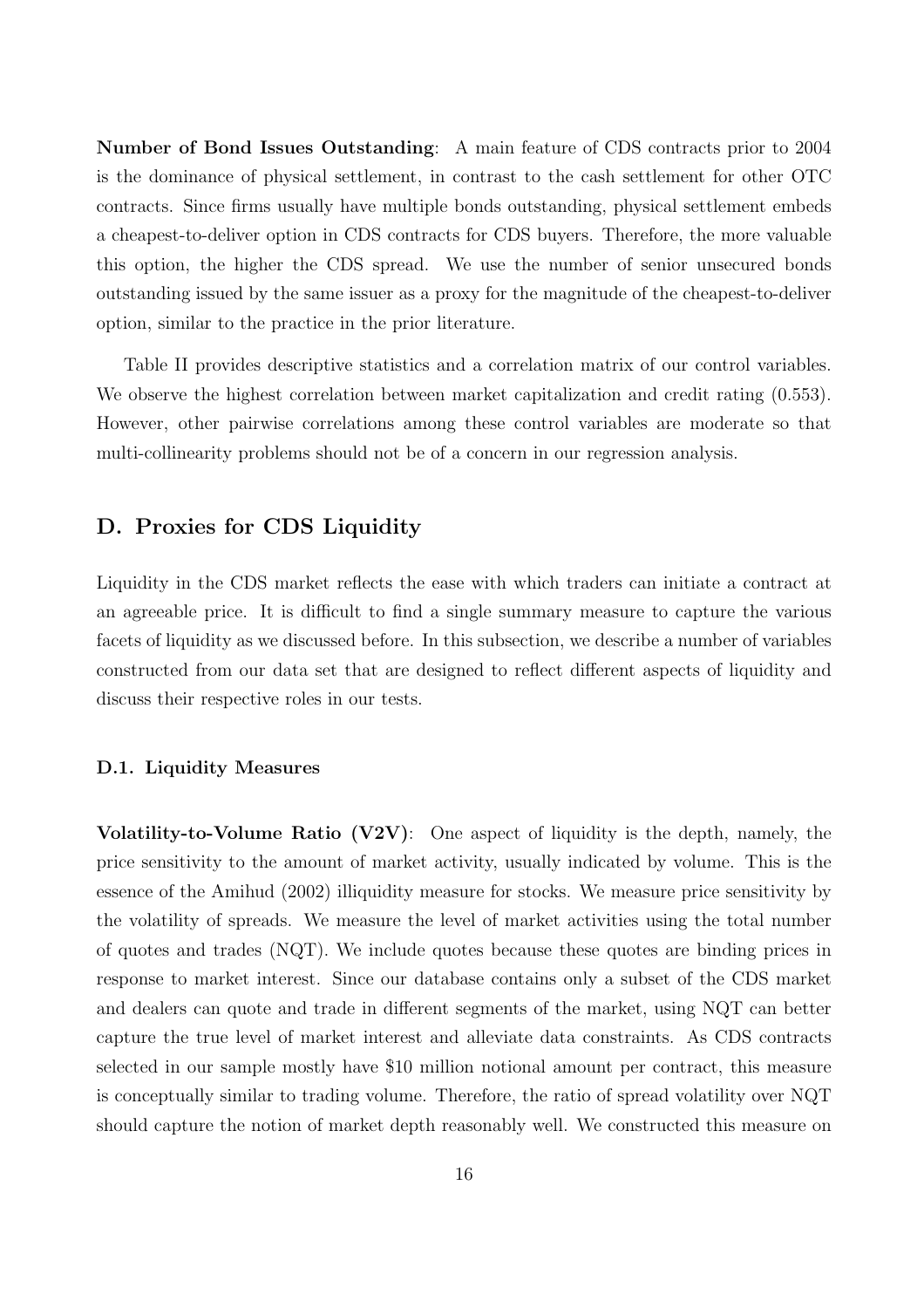**Number of Bond Issues Outstanding**: A main feature of CDS contracts prior to 2004 is the dominance of physical settlement, in contrast to the cash settlement for other OTC contracts. Since firms usually have multiple bonds outstanding, physical settlement embeds a cheapest-to-deliver option in CDS contracts for CDS buyers. Therefore, the more valuable this option, the higher the CDS spread. We use the number of senior unsecured bonds outstanding issued by the same issuer as a proxy for the magnitude of the cheapest-to-deliver option, similar to the practice in the prior literature.

Table II provides descriptive statistics and a correlation matrix of our control variables. We observe the highest correlation between market capitalization and credit rating (0.553). However, other pairwise correlations among these control variables are moderate so that multi-collinearity problems should not be of a concern in our regression analysis.

## D. Proxies for CDS Liquidity

Liquidity in the CDS market reflects the ease with which traders can initiate a contract at an agreeable price. It is difficult to find a single summary measure to capture the various facets of liquidity as we discussed before. In this subsection, we describe a number of variables constructed from our data set that are designed to reflect different aspects of liquidity and discuss their respective roles in our tests.

### D.1. Liquidity Measures

**Volatility-to-Volume Ratio (V2V)**: One aspect of liquidity is the depth, namely, the price sensitivity to the amount of market activity, usually indicated by volume. This is the essence of the Amihud (2002) illiquidity measure for stocks. We measure price sensitivity by the volatility of spreads. We measure the level of market activities using the total number of quotes and trades (NQT). We include quotes because these quotes are binding prices in response to market interest. Since our database contains only a subset of the CDS market and dealers can quote and trade in different segments of the market, using NQT can better capture the true level of market interest and alleviate data constraints. As CDS contracts selected in our sample mostly have $10 million notional amount per contract, this measure is conceptually similar to trading volume. Therefore, the ratio of spread volatility over NQT should capture the notion of market depth reasonably well. We constructed this measure on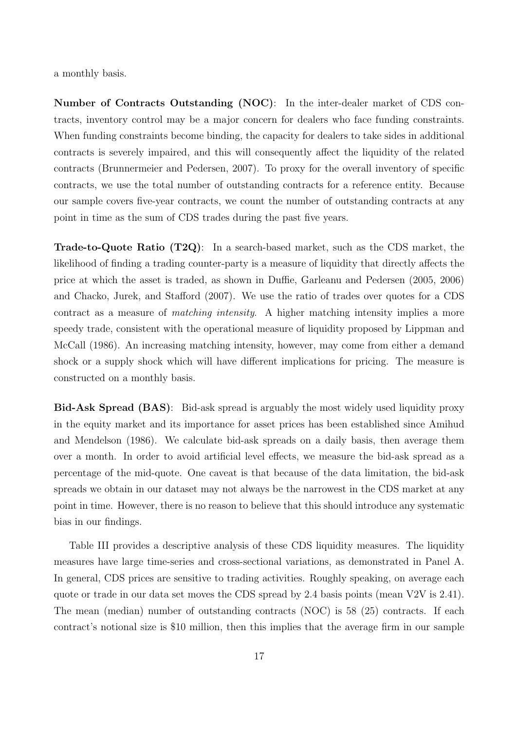a monthly basis.

**Number of Contracts Outstanding (NOC)**: In the inter-dealer market of CDS contracts, inventory control may be a major concern for dealers who face funding constraints. When funding constraints become binding, the capacity for dealers to take sides in additional contracts is severely impaired, and this will consequently affect the liquidity of the related contracts (Brunnermeier and Pedersen, 2007). To proxy for the overall inventory of specific contracts, we use the total number of outstanding contracts for a reference entity. Because our sample covers five-year contracts, we count the number of outstanding contracts at any point in time as the sum of CDS trades during the past five years.

**Trade-to-Quote Ratio (T2Q)**: In a search-based market, such as the CDS market, the likelihood of finding a trading counter-party is a measure of liquidity that directly affects the price at which the asset is traded, as shown in Duffie, Garleanu and Pedersen (2005, 2006) and Chacko, Jurek, and Stafford (2007). We use the ratio of trades over quotes for a CDS contract as a measure of *matching intensity*. A higher matching intensity implies a more speedy trade, consistent with the operational measure of liquidity proposed by Lippman and McCall (1986). An increasing matching intensity, however, may come from either a demand shock or a supply shock which will have different implications for pricing. The measure is constructed on a monthly basis.

**Bid-Ask Spread (BAS)**: Bid-ask spread is arguably the most widely used liquidity proxy in the equity market and its importance for asset prices has been established since Amihud and Mendelson (1986). We calculate bid-ask spreads on a daily basis, then average them over a month. In order to avoid artificial level effects, we measure the bid-ask spread as a percentage of the mid-quote. One caveat is that because of the data limitation, the bid-ask spreads we obtain in our dataset may not always be the narrowest in the CDS market at any point in time. However, there is no reason to believe that this should introduce any systematic bias in our findings.

Table III provides a descriptive analysis of these CDS liquidity measures. The liquidity measures have large time-series and cross-sectional variations, as demonstrated in Panel A. In general, CDS prices are sensitive to trading activities. Roughly speaking, on average each quote or trade in our data set moves the CDS spread by 2.4 basis points (mean V2V is 2.41). The mean (median) number of outstanding contracts (NOC) is 58 (25) contracts. If each contract's notional size is \$10 million, then this implies that the average firm in our sample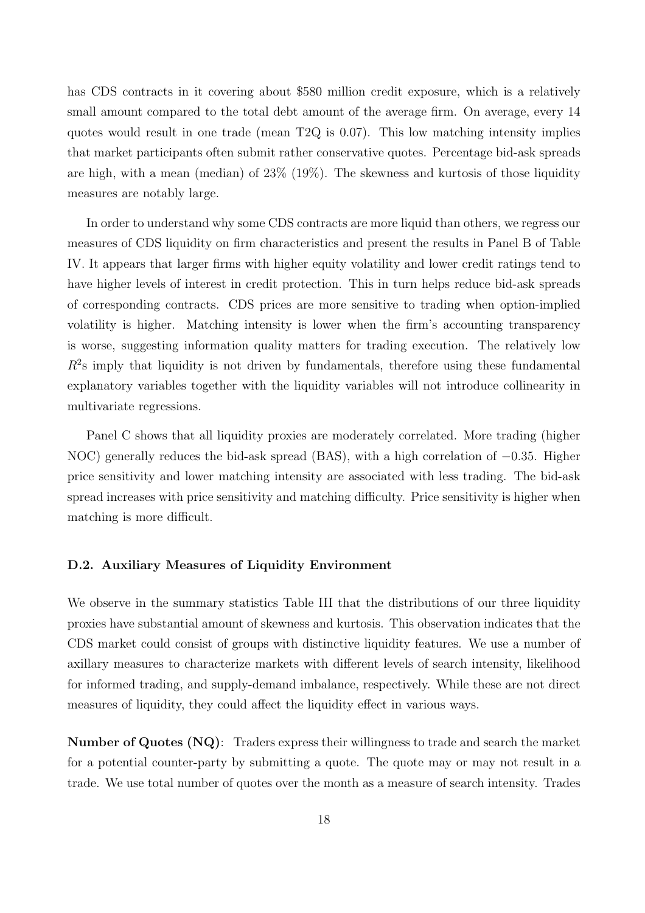has CDS contracts in it covering about $580 million credit exposure, which is a relatively small amount compared to the total debt amount of the average firm. On average, every 14 quotes would result in one trade (mean T2Q is 0.07). This low matching intensity implies that market participants often submit rather conservative quotes. Percentage bid-ask spreads are high, with a mean (median) of 23% (19%). The skewness and kurtosis of those liquidity measures are notably large.

In order to understand why some CDS contracts are more liquid than others, we regress our measures of CDS liquidity on firm characteristics and present the results in Panel B of Table IV. It appears that larger firms with higher equity volatility and lower credit ratings tend to have higher levels of interest in credit protection. This in turn helps reduce bid-ask spreads of corresponding contracts. CDS prices are more sensitive to trading when option-implied volatility is higher. Matching intensity is lower when the firm's accounting transparency is worse, suggesting information quality matters for trading execution. The relatively low $R^2$s imply that liquidity is not driven by fundamentals, therefore using these fundamental explanatory variables together with the liquidity variables will not introduce collinearity in multivariate regressions.

Panel C shows that all liquidity proxies are moderately correlated. More trading (higher NOC) generally reduces the bid-ask spread (BAS), with a high correlation of $-0.35$. Higher price sensitivity and lower matching intensity are associated with less trading. The bid-ask spread increases with price sensitivity and matching difficulty. Price sensitivity is higher when matching is more difficult.

### D.2. Auxiliary Measures of Liquidity Environment

We observe in the summary statistics Table III that the distributions of our three liquidity proxies have substantial amount of skewness and kurtosis. This observation indicates that the CDS market could consist of groups with distinctive liquidity features. We use a number of axillary measures to characterize markets with different levels of search intensity, likelihood for informed trading, and supply-demand imbalance, respectively. While these are not direct measures of liquidity, they could affect the liquidity effect in various ways.

**Number of Quotes (NQ)**: Traders express their willingness to trade and search the market for a potential counter-party by submitting a quote. The quote may or may not result in a trade. We use total number of quotes over the month as a measure of search intensity. Trades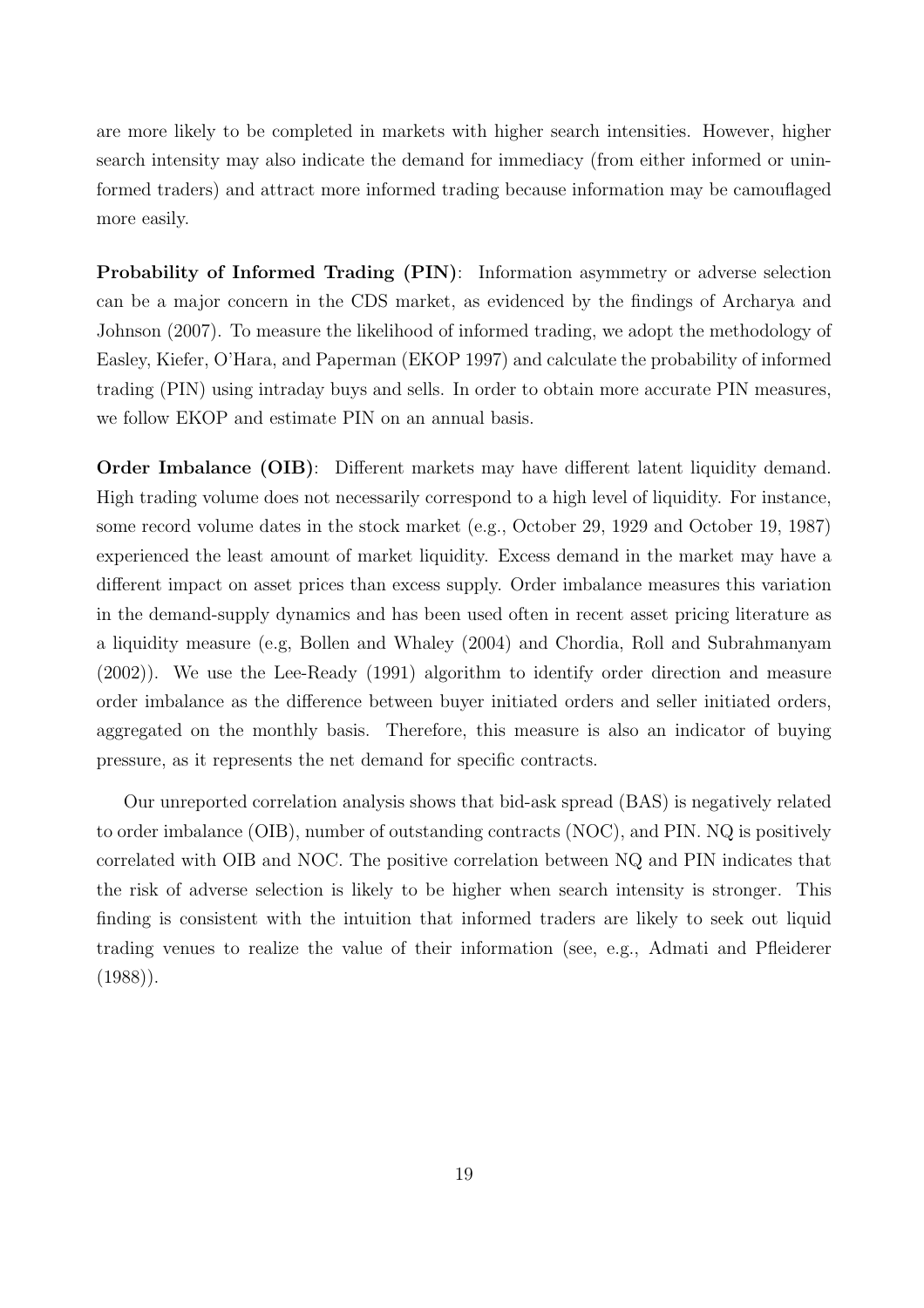are more likely to be completed in markets with higher search intensities. However, higher search intensity may also indicate the demand for immediacy (from either informed or uninformed traders) and attract more informed trading because information may be camouflaged more easily.

**Probability of Informed Trading (PIN)**: Information asymmetry or adverse selection can be a major concern in the CDS market, as evidenced by the findings of Archarya and Johnson (2007). To measure the likelihood of informed trading, we adopt the methodology of Easley, Kiefer, O'Hara, and Paperman (EKOP 1997) and calculate the probability of informed trading (PIN) using intraday buys and sells. In order to obtain more accurate PIN measures, we follow EKOP and estimate PIN on an annual basis.

**Order Imbalance (OIB)**: Different markets may have different latent liquidity demand. High trading volume does not necessarily correspond to a high level of liquidity. For instance, some record volume dates in the stock market (e.g., October 29, 1929 and October 19, 1987) experienced the least amount of market liquidity. Excess demand in the market may have a different impact on asset prices than excess supply. Order imbalance measures this variation in the demand-supply dynamics and has been used often in recent asset pricing literature as a liquidity measure (e.g, Bollen and Whaley (2004) and Chordia, Roll and Subrahmanyam (2002)). We use the Lee-Ready (1991) algorithm to identify order direction and measure order imbalance as the difference between buyer initiated orders and seller initiated orders, aggregated on the monthly basis. Therefore, this measure is also an indicator of buying pressure, as it represents the net demand for specific contracts.

Our unreported correlation analysis shows that bid-ask spread (BAS) is negatively related to order imbalance (OIB), number of outstanding contracts (NOC), and PIN. NQ is positively correlated with OIB and NOC. The positive correlation between NQ and PIN indicates that the risk of adverse selection is likely to be higher when search intensity is stronger. This finding is consistent with the intuition that informed traders are likely to seek out liquid trading venues to realize the value of their information (see, e.g., Admati and Pfleiderer (1988)).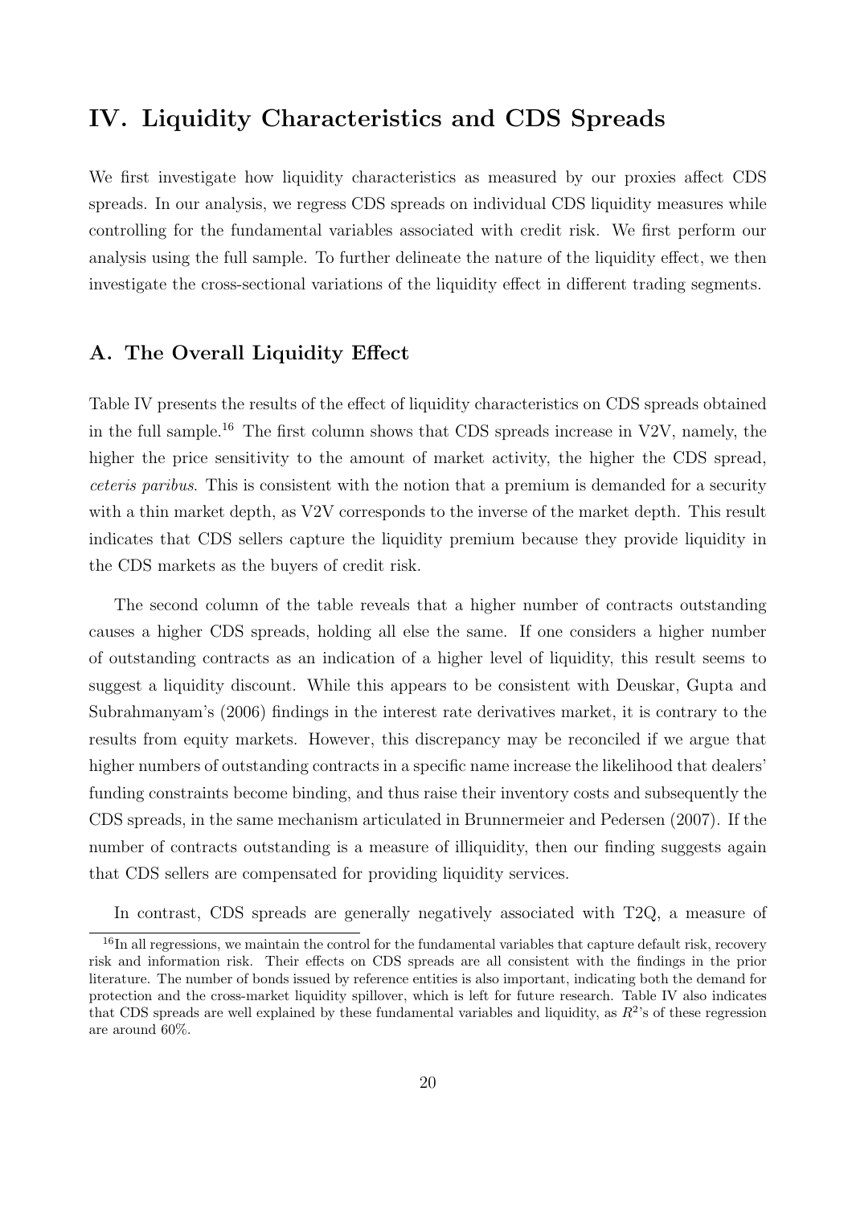# IV. Liquidity Characteristics and CDS Spreads

We first investigate how liquidity characteristics as measured by our proxies affect CDS spreads. In our analysis, we regress CDS spreads on individual CDS liquidity measures while controlling for the fundamental variables associated with credit risk. We first perform our analysis using the full sample. To further delineate the nature of the liquidity effect, we then investigate the cross-sectional variations of the liquidity effect in different trading segments.

## A. The Overall Liquidity Effect

Table IV presents the results of the effect of liquidity characteristics on CDS spreads obtained in the full sample.[16] The first column shows that CDS spreads increase in V2V, namely, the higher the price sensitivity to the amount of market activity, the higher the CDS spread, *ceteris paribus*. This is consistent with the notion that a premium is demanded for a security with a thin market depth, as V2V corresponds to the inverse of the market depth. This result indicates that CDS sellers capture the liquidity premium because they provide liquidity in the CDS markets as the buyers of credit risk.

The second column of the table reveals that a higher number of contracts outstanding causes a higher CDS spreads, holding all else the same. If one considers a higher number of outstanding contracts as an indication of a higher level of liquidity, this result seems to suggest a liquidity discount. While this appears to be consistent with Deuskar, Gupta and Subrahmanyam's (2006) findings in the interest rate derivatives market, it is contrary to the results from equity markets. However, this discrepancy may be reconciled if we argue that higher numbers of outstanding contracts in a specific name increase the likelihood that dealers' funding constraints become binding, and thus raise their inventory costs and subsequently the CDS spreads, in the same mechanism articulated in Brunnermeier and Pedersen (2007). If the number of contracts outstanding is a measure of illiquidity, then our finding suggests again that CDS sellers are compensated for providing liquidity services.

In contrast, CDS spreads are generally negatively associated with T2Q, a measure of

[16] In all regressions, we maintain the control for the fundamental variables that capture default risk, recovery risk and information risk. Their effects on CDS spreads are all consistent with the findings in the prior literature. The number of bonds issued by reference entities is also important, indicating both the demand for protection and the cross-market liquidity spillover, which is left for future research. Table IV also indicates that CDS spreads are well explained by these fundamental variables and liquidity, as $R^2$'s of these regression are around 60%.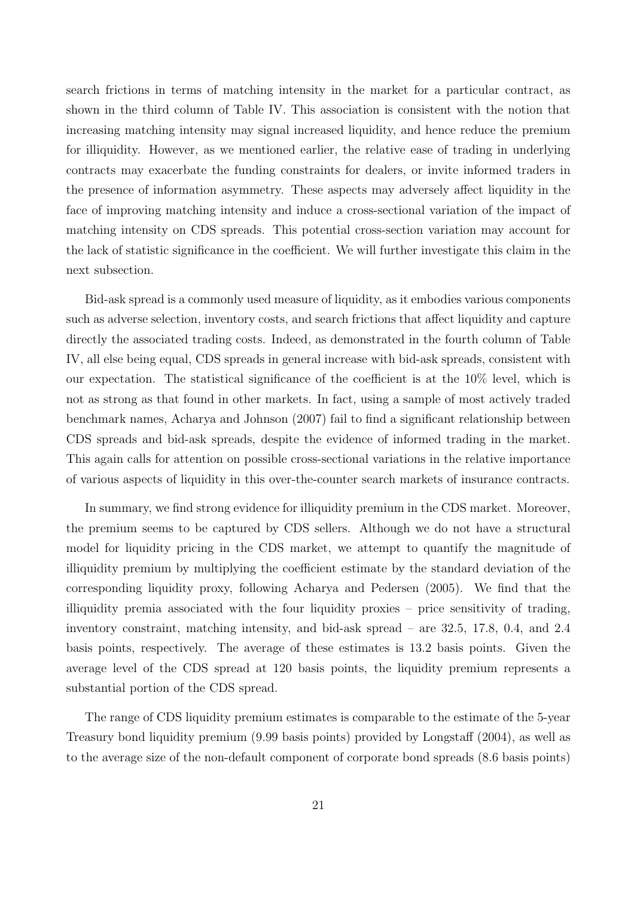search frictions in terms of matching intensity in the market for a particular contract, as shown in the third column of Table IV. This association is consistent with the notion that increasing matching intensity may signal increased liquidity, and hence reduce the premium for illiquidity. However, as we mentioned earlier, the relative ease of trading in underlying contracts may exacerbate the funding constraints for dealers, or invite informed traders in the presence of information asymmetry. These aspects may adversely affect liquidity in the face of improving matching intensity and induce a cross-sectional variation of the impact of matching intensity on CDS spreads. This potential cross-section variation may account for the lack of statistic significance in the coefficient. We will further investigate this claim in the next subsection.

Bid-ask spread is a commonly used measure of liquidity, as it embodies various components such as adverse selection, inventory costs, and search frictions that affect liquidity and capture directly the associated trading costs. Indeed, as demonstrated in the fourth column of Table IV, all else being equal, CDS spreads in general increase with bid-ask spreads, consistent with our expectation. The statistical significance of the coefficient is at the 10% level, which is not as strong as that found in other markets. In fact, using a sample of most actively traded benchmark names, Acharya and Johnson (2007) fail to find a significant relationship between CDS spreads and bid-ask spreads, despite the evidence of informed trading in the market. This again calls for attention on possible cross-sectional variations in the relative importance of various aspects of liquidity in this over-the-counter search markets of insurance contracts.

In summary, we find strong evidence for illiquidity premium in the CDS market. Moreover, the premium seems to be captured by CDS sellers. Although we do not have a structural model for liquidity pricing in the CDS market, we attempt to quantify the magnitude of illiquidity premium by multiplying the coefficient estimate by the standard deviation of the corresponding liquidity proxy, following Acharya and Pedersen (2005). We find that the illiquidity premia associated with the four liquidity proxies – price sensitivity of trading, inventory constraint, matching intensity, and bid-ask spread – are 32.5, 17.8, 0.4, and 2.4 basis points, respectively. The average of these estimates is 13.2 basis points. Given the average level of the CDS spread at 120 basis points, the liquidity premium represents a substantial portion of the CDS spread.

The range of CDS liquidity premium estimates is comparable to the estimate of the 5-year Treasury bond liquidity premium (9.99 basis points) provided by Longstaff (2004), as well as to the average size of the non-default component of corporate bond spreads (8.6 basis points)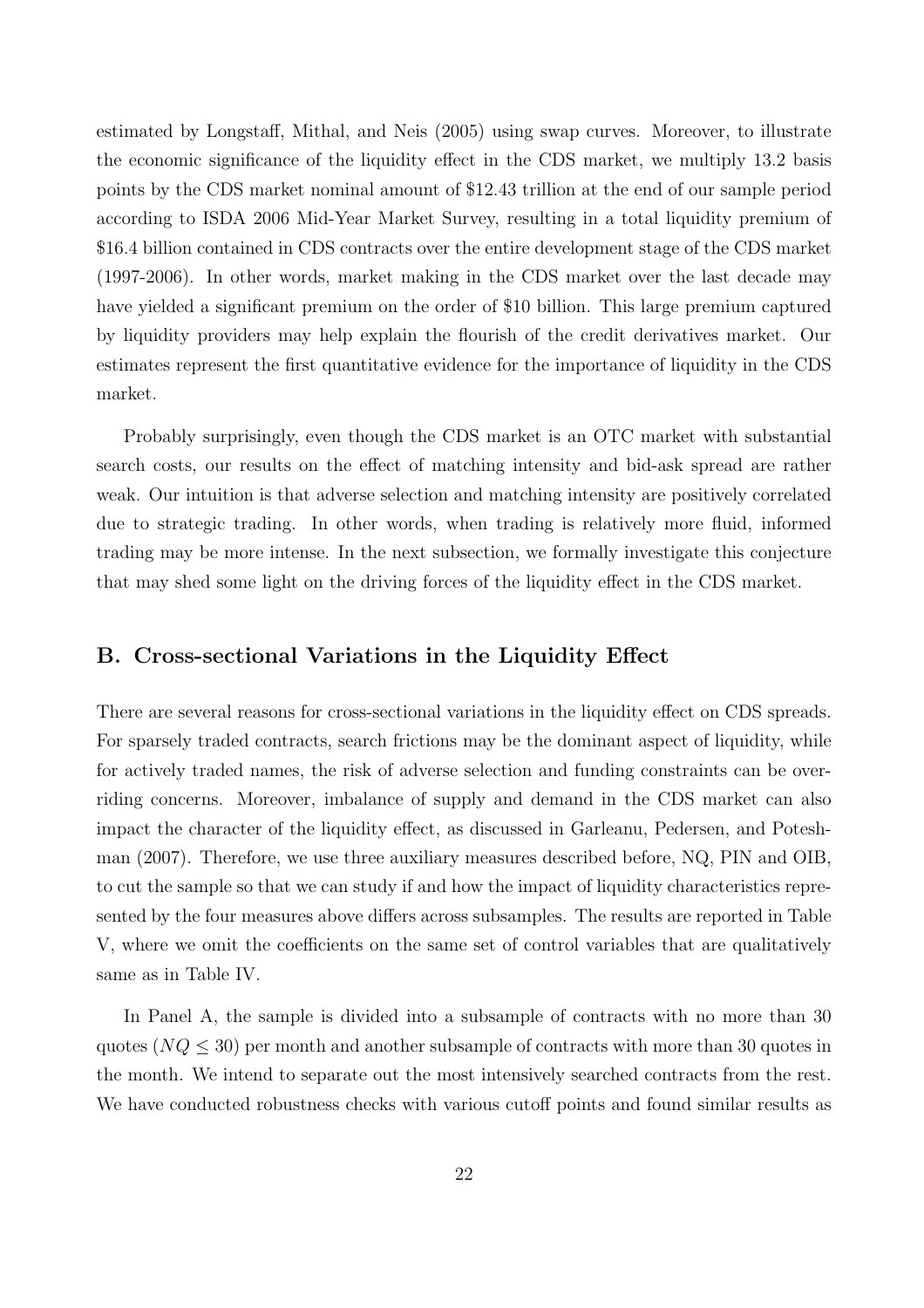estimated by Longstaff, Mithal, and Neis (2005) using swap curves. Moreover, to illustrate the economic significance of the liquidity effect in the CDS market, we multiply 13.2 basis points by the CDS market nominal amount of \$12.43 trillion at the end of our sample period according to ISDA 2006 Mid-Year Market Survey, resulting in a total liquidity premium of \$16.4 billion contained in CDS contracts over the entire development stage of the CDS market (1997-2006). In other words, market making in the CDS market over the last decade may have yielded a significant premium on the order of \$10 billion. This large premium captured by liquidity providers may help explain the flourish of the credit derivatives market. Our estimates represent the first quantitative evidence for the importance of liquidity in the CDS market.

Probably surprisingly, even though the CDS market is an OTC market with substantial search costs, our results on the effect of matching intensity and bid-ask spread are rather weak. Our intuition is that adverse selection and matching intensity are positively correlated due to strategic trading. In other words, when trading is relatively more fluid, informed trading may be more intense. In the next subsection, we formally investigate this conjecture that may shed some light on the driving forces of the liquidity effect in the CDS market.

## B. Cross-sectional Variations in the Liquidity Effect

There are several reasons for cross-sectional variations in the liquidity effect on CDS spreads. For sparsely traded contracts, search frictions may be the dominant aspect of liquidity, while for actively traded names, the risk of adverse selection and funding constraints can be overriding concerns. Moreover, imbalance of supply and demand in the CDS market can also impact the character of the liquidity effect, as discussed in Garleanu, Pedersen, and Poteshman (2007). Therefore, we use three auxiliary measures described before, NQ, PIN and OIB, to cut the sample so that we can study if and how the impact of liquidity characteristics represented by the four measures above differs across subsamples. The results are reported in Table V, where we omit the coefficients on the same set of control variables that are qualitatively same as in Table IV.

In Panel A, the sample is divided into a subsample of contracts with no more than 30 quotes ($NQ \leq 30$) per month and another subsample of contracts with more than 30 quotes in the month. We intend to separate out the most intensively searched contracts from the rest. We have conducted robustness checks with various cutoff points and found similar results as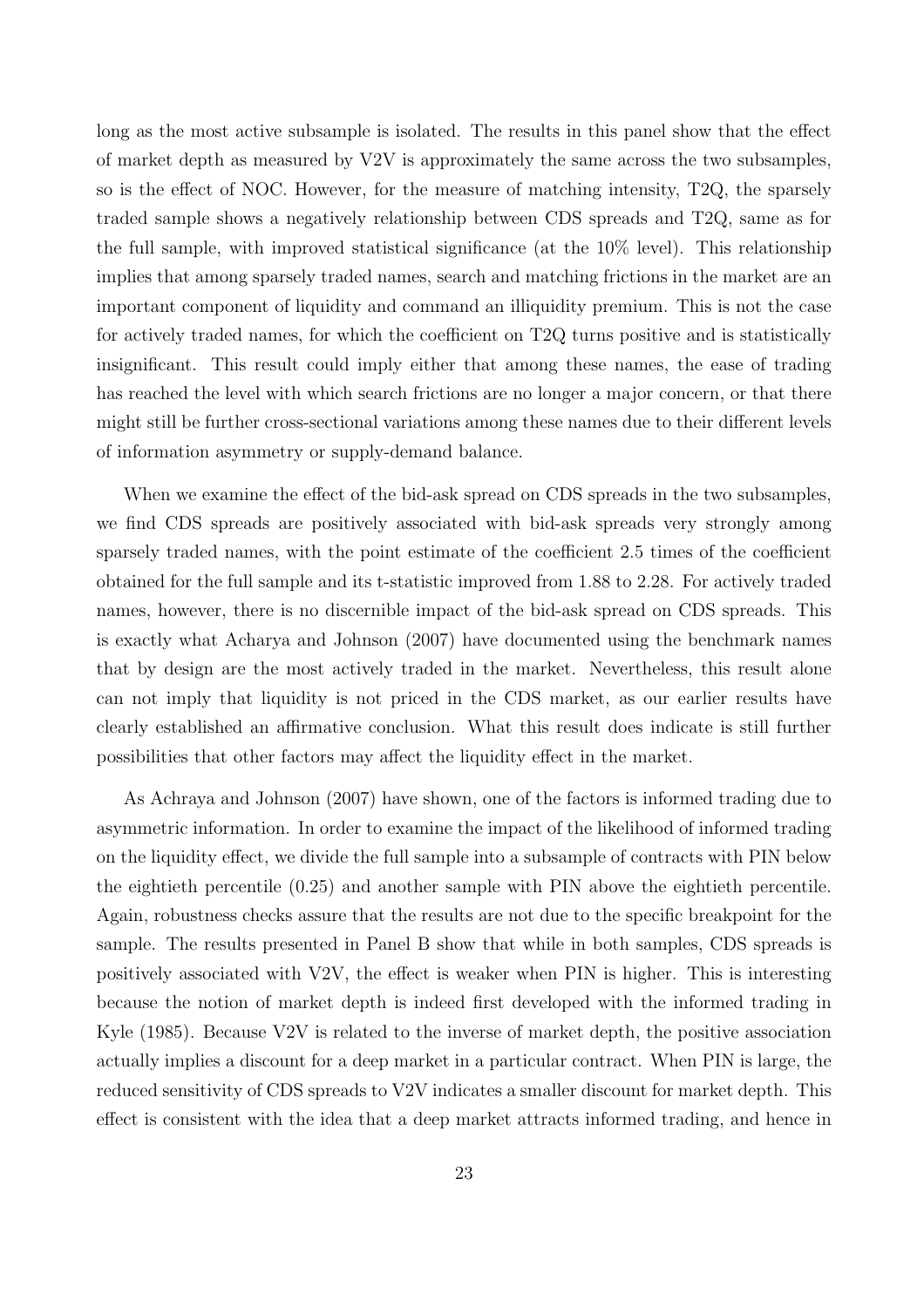long as the most active subsample is isolated. The results in this panel show that the effect of market depth as measured by V2V is approximately the same across the two subsamples, so is the effect of NOC. However, for the measure of matching intensity, T2Q, the sparsely traded sample shows a negatively relationship between CDS spreads and T2Q, same as for the full sample, with improved statistical significance (at the 10% level). This relationship implies that among sparsely traded names, search and matching frictions in the market are an important component of liquidity and command an illiquidity premium. This is not the case for actively traded names, for which the coefficient on T2Q turns positive and is statistically insignificant. This result could imply either that among these names, the ease of trading has reached the level with which search frictions are no longer a major concern, or that there might still be further cross-sectional variations among these names due to their different levels of information asymmetry or supply-demand balance.

When we examine the effect of the bid-ask spread on CDS spreads in the two subsamples, we find CDS spreads are positively associated with bid-ask spreads very strongly among sparsely traded names, with the point estimate of the coefficient 2.5 times of the coefficient obtained for the full sample and its t-statistic improved from 1.88 to 2.28. For actively traded names, however, there is no discernible impact of the bid-ask spread on CDS spreads. This is exactly what Acharya and Johnson (2007) have documented using the benchmark names that by design are the most actively traded in the market. Nevertheless, this result alone can not imply that liquidity is not priced in the CDS market, as our earlier results have clearly established an affirmative conclusion. What this result does indicate is still further possibilities that other factors may affect the liquidity effect in the market.

As Achraya and Johnson (2007) have shown, one of the factors is informed trading due to asymmetric information. In order to examine the impact of the likelihood of informed trading on the liquidity effect, we divide the full sample into a subsample of contracts with PIN below the eightieth percentile (0.25) and another sample with PIN above the eightieth percentile. Again, robustness checks assure that the results are not due to the specific breakpoint for the sample. The results presented in Panel B show that while in both samples, CDS spreads is positively associated with V2V, the effect is weaker when PIN is higher. This is interesting because the notion of market depth is indeed first developed with the informed trading in Kyle (1985). Because V2V is related to the inverse of market depth, the positive association actually implies a discount for a deep market in a particular contract. When PIN is large, the reduced sensitivity of CDS spreads to V2V indicates a smaller discount for market depth. This effect is consistent with the idea that a deep market attracts informed trading, and hence in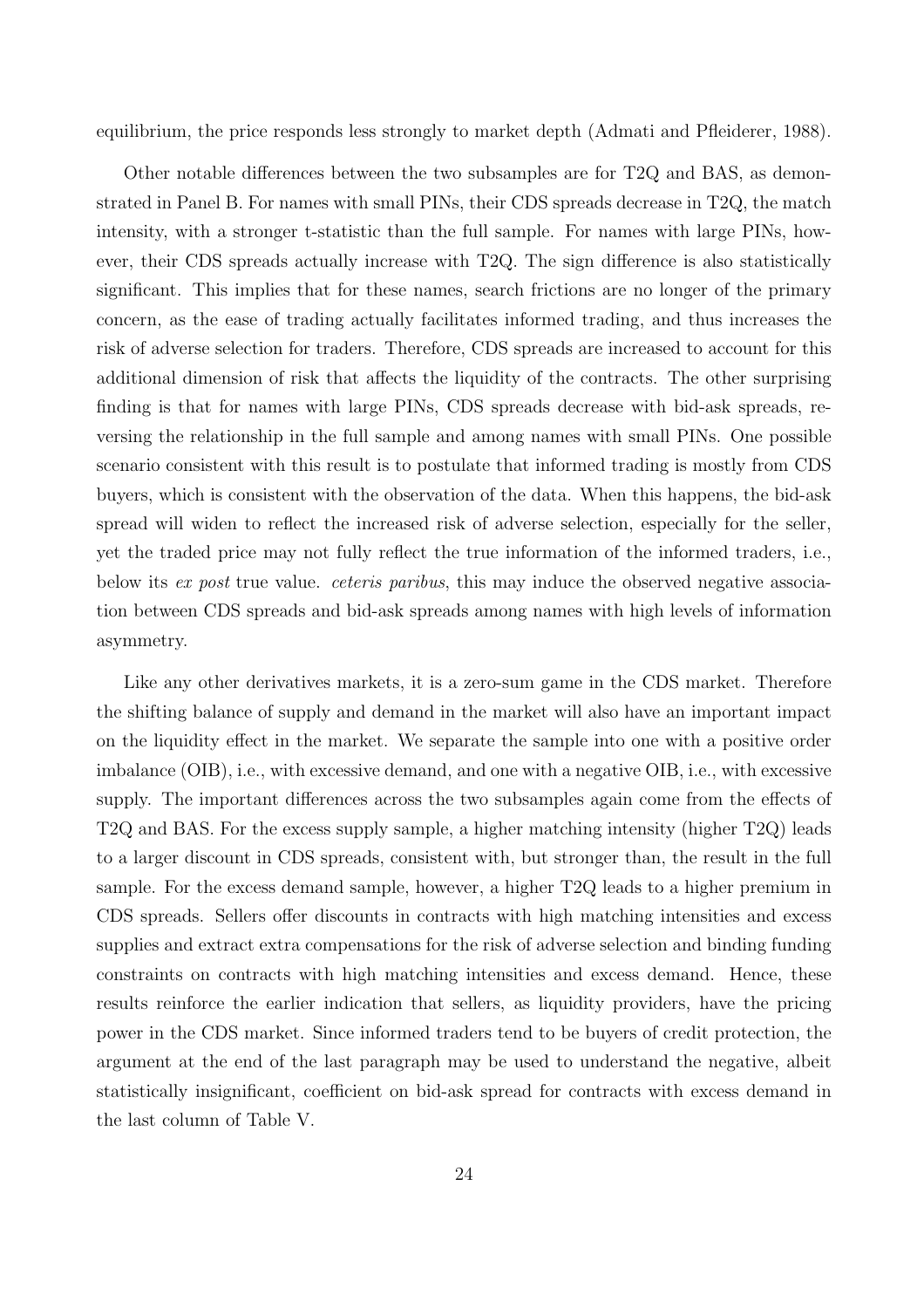equilibrium, the price responds less strongly to market depth (Admati and Pfleiderer, 1988).

Other notable differences between the two subsamples are for T2Q and BAS, as demonstrated in Panel B. For names with small PINs, their CDS spreads decrease in T2Q, the match intensity, with a stronger t-statistic than the full sample. For names with large PINs, however, their CDS spreads actually increase with T2Q. The sign difference is also statistically significant. This implies that for these names, search frictions are no longer of the primary concern, as the ease of trading actually facilitates informed trading, and thus increases the risk of adverse selection for traders. Therefore, CDS spreads are increased to account for this additional dimension of risk that affects the liquidity of the contracts. The other surprising finding is that for names with large PINs, CDS spreads decrease with bid-ask spreads, reversing the relationship in the full sample and among names with small PINs. One possible scenario consistent with this result is to postulate that informed trading is mostly from CDS buyers, which is consistent with the observation of the data. When this happens, the bid-ask spread will widen to reflect the increased risk of adverse selection, especially for the seller, yet the traded price may not fully reflect the true information of the informed traders, i.e., below its *ex post* true value. *ceteris paribus*, this may induce the observed negative association between CDS spreads and bid-ask spreads among names with high levels of information asymmetry.

Like any other derivatives markets, it is a zero-sum game in the CDS market. Therefore the shifting balance of supply and demand in the market will also have an important impact on the liquidity effect in the market. We separate the sample into one with a positive order imbalance (OIB), i.e., with excessive demand, and one with a negative OIB, i.e., with excessive supply. The important differences across the two subsamples again come from the effects of T2Q and BAS. For the excess supply sample, a higher matching intensity (higher T2Q) leads to a larger discount in CDS spreads, consistent with, but stronger than, the result in the full sample. For the excess demand sample, however, a higher T2Q leads to a higher premium in CDS spreads. Sellers offer discounts in contracts with high matching intensities and excess supplies and extract extra compensations for the risk of adverse selection and binding funding constraints on contracts with high matching intensities and excess demand. Hence, these results reinforce the earlier indication that sellers, as liquidity providers, have the pricing power in the CDS market. Since informed traders tend to be buyers of credit protection, the argument at the end of the last paragraph may be used to understand the negative, albeit statistically insignificant, coefficient on bid-ask spread for contracts with excess demand in the last column of Table V.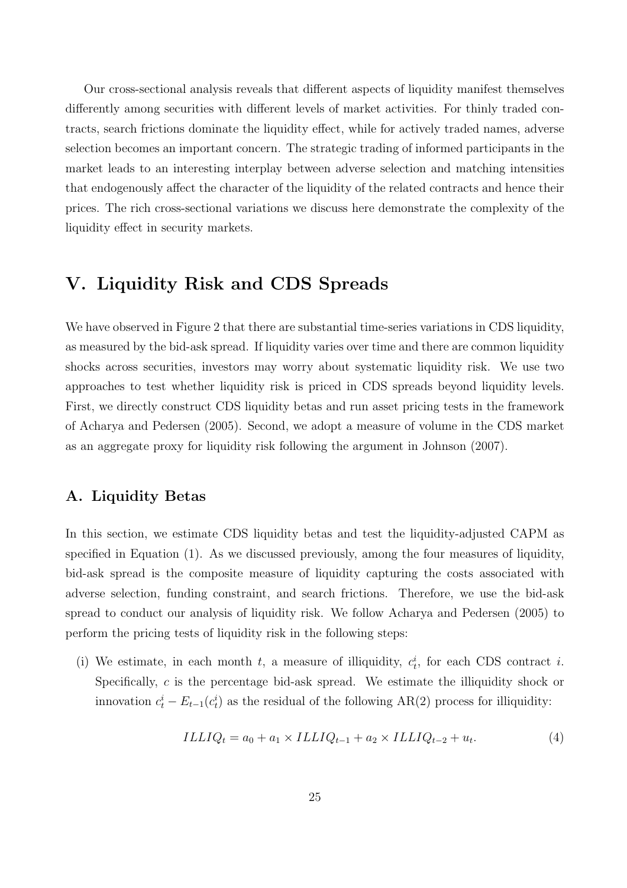Our cross-sectional analysis reveals that different aspects of liquidity manifest themselves differently among securities with different levels of market activities. For thinly traded contracts, search frictions dominate the liquidity effect, while for actively traded names, adverse selection becomes an important concern. The strategic trading of informed participants in the market leads to an interesting interplay between adverse selection and matching intensities that endogenously affect the character of the liquidity of the related contracts and hence their prices. The rich cross-sectional variations we discuss here demonstrate the complexity of the liquidity effect in security markets.

# V. Liquidity Risk and CDS Spreads

We have observed in Figure 2 that there are substantial time-series variations in CDS liquidity, as measured by the bid-ask spread. If liquidity varies over time and there are common liquidity shocks across securities, investors may worry about systematic liquidity risk. We use two approaches to test whether liquidity risk is priced in CDS spreads beyond liquidity levels. First, we directly construct CDS liquidity betas and run asset pricing tests in the framework of Acharya and Pedersen (2005). Second, we adopt a measure of volume in the CDS market as an aggregate proxy for liquidity risk following the argument in Johnson (2007).

## A. Liquidity Betas

In this section, we estimate CDS liquidity betas and test the liquidity-adjusted CAPM as specified in Equation (1). As we discussed previously, among the four measures of liquidity, bid-ask spread is the composite measure of liquidity capturing the costs associated with adverse selection, funding constraint, and search frictions. Therefore, we use the bid-ask spread to conduct our analysis of liquidity risk. We follow Acharya and Pedersen (2005) to perform the pricing tests of liquidity risk in the following steps:

(i) We estimate, in each month $t$, a measure of illiquidity, $c_t^i$, for each CDS contract $i$. Specifically, $c$ is the percentage bid-ask spread. We estimate the illiquidity shock or innovation $c_t^i - E_{t-1}(c_t^i)$ as the residual of the following AR(2) process for illiquidity:

$$ILLIQ_t = a_0 + a_1 \times ILLIQ_{t-1} + a_2 \times ILLIQ_{t-2} + u_t. \tag{4}$$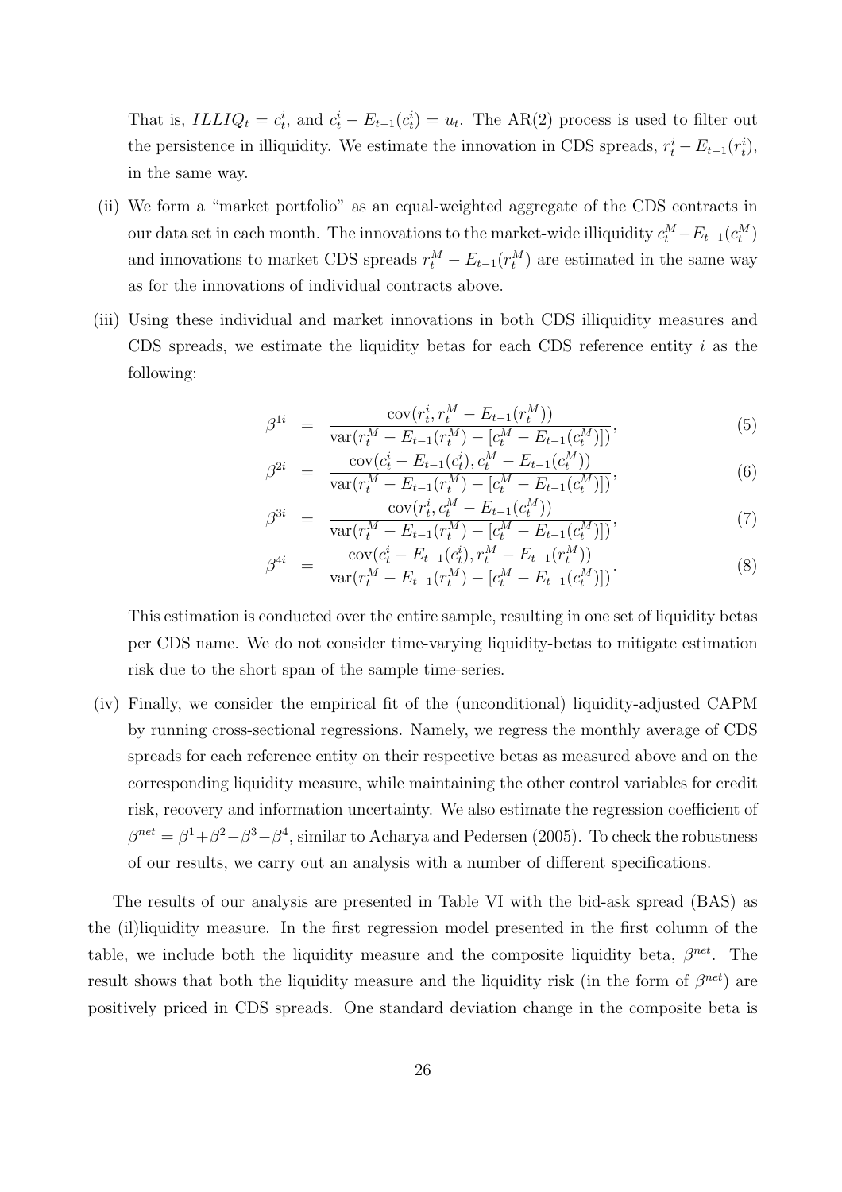That is, $ILLIQ_t = c^i_t$, and $c^i_t - E_{t-1}(c^i_t) = u_t$. The AR(2) process is used to filter out the persistence in illiquidity. We estimate the innovation in CDS spreads, $r^i_t - E_{t-1}(r^i_t)$, in the same way.

(ii) We form a "market portfolio" as an equal-weighted aggregate of the CDS contracts in our data set in each month. The innovations to the market-wide illiquidity $c^M_t - E_{t-1}(c^M_t)$ and innovations to market CDS spreads $r^M_t - E_{t-1}(r^M_t)$ are estimated in the same way as for the innovations of individual contracts above.

(iii) Using these individual and market innovations in both CDS illiquidity measures and CDS spreads, we estimate the liquidity betas for each CDS reference entity $i$ as the following:

$$\beta^{1i} = \frac{\text{cov}(r^i_t, r^M_t - E_{t-1}(r^M_t))}{\text{var}(r^M_t - E_{t-1}(r^M_t) - [c^M_t - E_{t-1}(c^M_t)])}, \tag{5}$$

$$\beta^{2i} = \frac{\text{cov}(c^i_t - E_{t-1}(c^i_t), c^M_t - E_{t-1}(c^M_t))}{\text{var}(r^M_t - E_{t-1}(r^M_t) - [c^M_t - E_{t-1}(c^M_t)])}, \tag{6}$$

$$\beta^{3i} = \frac{\text{cov}(r^i_t, c^M_t - E_{t-1}(c^M_t))}{\text{var}(r^M_t - E_{t-1}(r^M_t) - [c^M_t - E_{t-1}(c^M_t)])}, \tag{7}$$

$$\beta^{4i} = \frac{\text{cov}(c^i_t - E_{t-1}(c^i_t), r^M_t - E_{t-1}(r^M_t))}{\text{var}(r^M_t - E_{t-1}(r^M_t) - [c^M_t - E_{t-1}(c^M_t)])}. \tag{8}$$

This estimation is conducted over the entire sample, resulting in one set of liquidity betas per CDS name. We do not consider time-varying liquidity-betas to mitigate estimation risk due to the short span of the sample time-series.

(iv) Finally, we consider the empirical fit of the (unconditional) liquidity-adjusted CAPM by running cross-sectional regressions. Namely, we regress the monthly average of CDS spreads for each reference entity on their respective betas as measured above and on the corresponding liquidity measure, while maintaining the other control variables for credit risk, recovery and information uncertainty. We also estimate the regression coefficient of $\beta^{net} = \beta^1 + \beta^2 - \beta^3 - \beta^4$, similar to Acharya and Pedersen (2005). To check the robustness of our results, we carry out an analysis with a number of different specifications.

The results of our analysis are presented in Table VI with the bid-ask spread (BAS) as the (il)liquidity measure. In the first regression model presented in the first column of the table, we include both the liquidity measure and the composite liquidity beta, $\beta^{net}$. The result shows that both the liquidity measure and the liquidity risk (in the form of $\beta^{net}$) are positively priced in CDS spreads. One standard deviation change in the composite beta is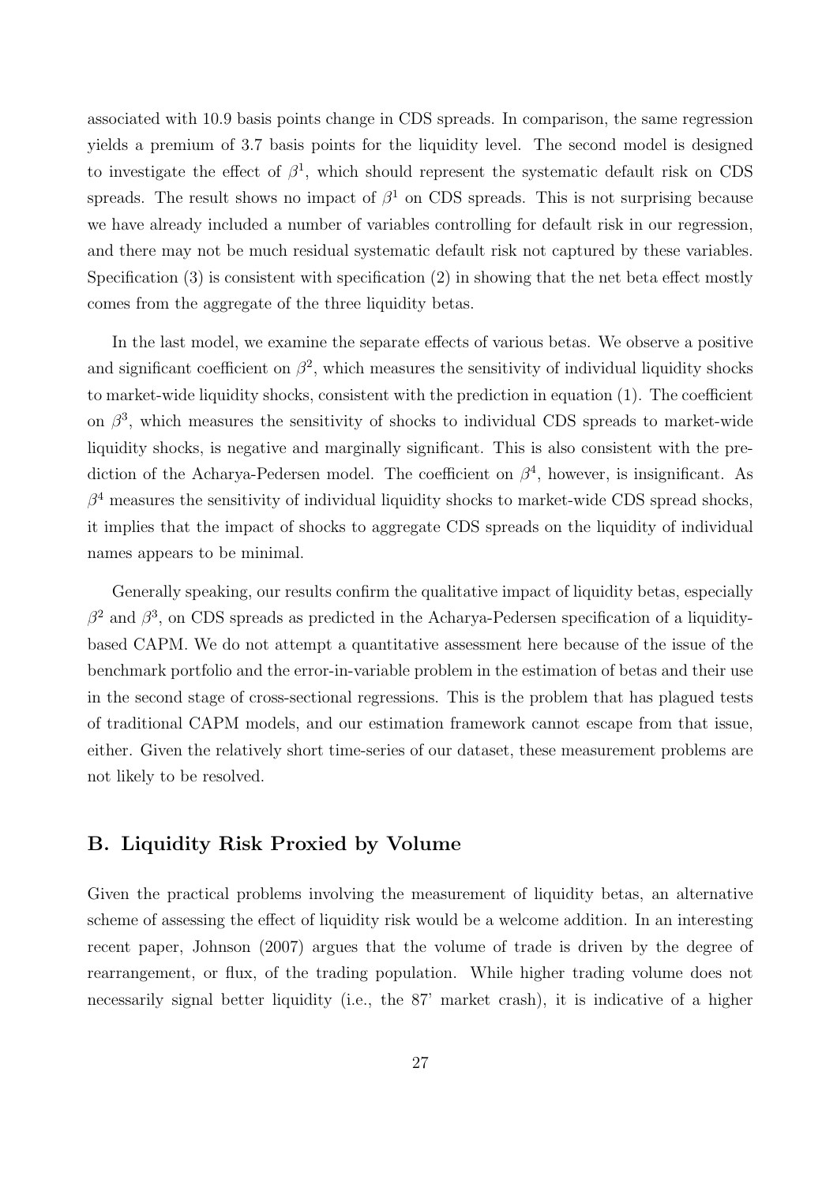associated with 10.9 basis points change in CDS spreads. In comparison, the same regression yields a premium of 3.7 basis points for the liquidity level. The second model is designed to investigate the effect of $\beta^1$, which should represent the systematic default risk on CDS spreads. The result shows no impact of $\beta^1$ on CDS spreads. This is not surprising because we have already included a number of variables controlling for default risk in our regression, and there may not be much residual systematic default risk not captured by these variables. Specification (3) is consistent with specification (2) in showing that the net beta effect mostly comes from the aggregate of the three liquidity betas.

In the last model, we examine the separate effects of various betas. We observe a positive and significant coefficient on $\beta^2$, which measures the sensitivity of individual liquidity shocks to market-wide liquidity shocks, consistent with the prediction in equation (1). The coefficient on $\beta^3$, which measures the sensitivity of shocks to individual CDS spreads to market-wide liquidity shocks, is negative and marginally significant. This is also consistent with the prediction of the Acharya-Pedersen model. The coefficient on $\beta^4$, however, is insignificant. As $\beta^4$ measures the sensitivity of individual liquidity shocks to market-wide CDS spread shocks, it implies that the impact of shocks to aggregate CDS spreads on the liquidity of individual names appears to be minimal.

Generally speaking, our results confirm the qualitative impact of liquidity betas, especially $\beta^2$ and $\beta^3$, on CDS spreads as predicted in the Acharya-Pedersen specification of a liquidity-based CAPM. We do not attempt a quantitative assessment here because of the issue of the benchmark portfolio and the error-in-variable problem in the estimation of betas and their use in the second stage of cross-sectional regressions. This is the problem that has plagued tests of traditional CAPM models, and our estimation framework cannot escape from that issue, either. Given the relatively short time-series of our dataset, these measurement problems are not likely to be resolved.

## B. Liquidity Risk Proxied by Volume

Given the practical problems involving the measurement of liquidity betas, an alternative scheme of assessing the effect of liquidity risk would be a welcome addition. In an interesting recent paper, Johnson (2007) argues that the volume of trade is driven by the degree of rearrangement, or flux, of the trading population. While higher trading volume does not necessarily signal better liquidity (i.e., the 87' market crash), it is indicative of a higher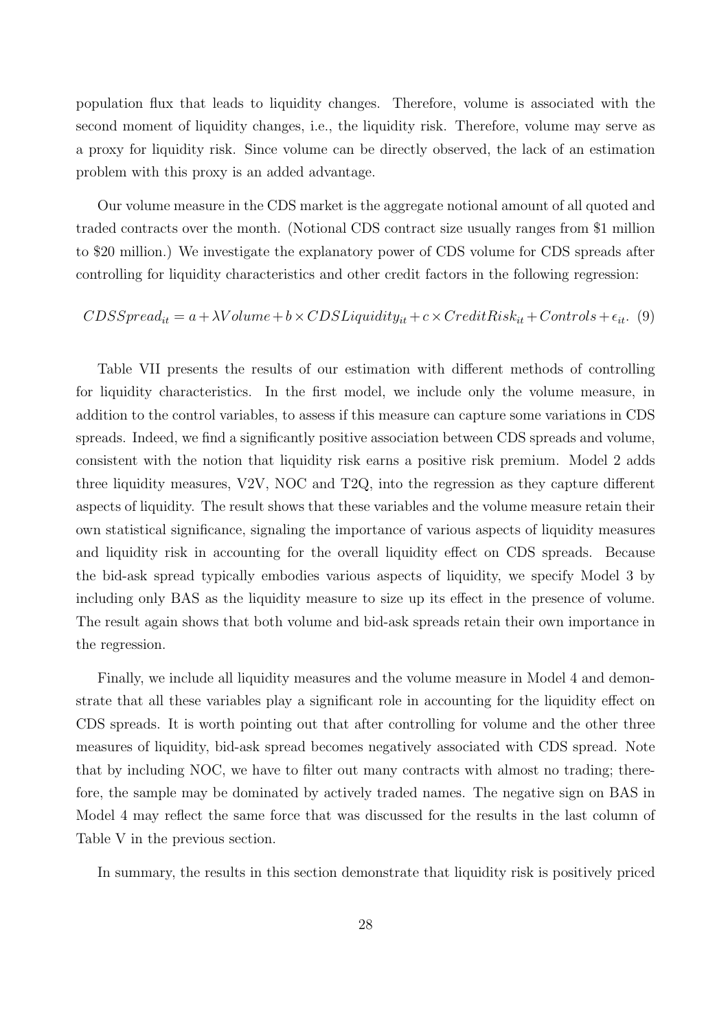population flux that leads to liquidity changes. Therefore, volume is associated with the second moment of liquidity changes, i.e., the liquidity risk. Therefore, volume may serve as a proxy for liquidity risk. Since volume can be directly observed, the lack of an estimation problem with this proxy is an added advantage.

Our volume measure in the CDS market is the aggregate notional amount of all quoted and traded contracts over the month. (Notional CDS contract size usually ranges from $1 million to $20 million.) We investigate the explanatory power of CDS volume for CDS spreads after controlling for liquidity characteristics and other credit factors in the following regression:

$$CDSSpread_{it} = a + \lambda Volume + b \times CDSLiquidity_{it} + c \times CreditRisk_{it} + Controls + \epsilon_{it}. \quad (9)$$

Table VII presents the results of our estimation with different methods of controlling for liquidity characteristics. In the first model, we include only the volume measure, in addition to the control variables, to assess if this measure can capture some variations in CDS spreads. Indeed, we find a significantly positive association between CDS spreads and volume, consistent with the notion that liquidity risk earns a positive risk premium. Model 2 adds three liquidity measures, V2V, NOC and T2Q, into the regression as they capture different aspects of liquidity. The result shows that these variables and the volume measure retain their own statistical significance, signaling the importance of various aspects of liquidity measures and liquidity risk in accounting for the overall liquidity effect on CDS spreads. Because the bid-ask spread typically embodies various aspects of liquidity, we specify Model 3 by including only BAS as the liquidity measure to size up its effect in the presence of volume. The result again shows that both volume and bid-ask spreads retain their own importance in the regression.

Finally, we include all liquidity measures and the volume measure in Model 4 and demonstrate that all these variables play a significant role in accounting for the liquidity effect on CDS spreads. It is worth pointing out that after controlling for volume and the other three measures of liquidity, bid-ask spread becomes negatively associated with CDS spread. Note that by including NOC, we have to filter out many contracts with almost no trading; therefore, the sample may be dominated by actively traded names. The negative sign on BAS in Model 4 may reflect the same force that was discussed for the results in the last column of Table V in the previous section.

In summary, the results in this section demonstrate that liquidity risk is positively priced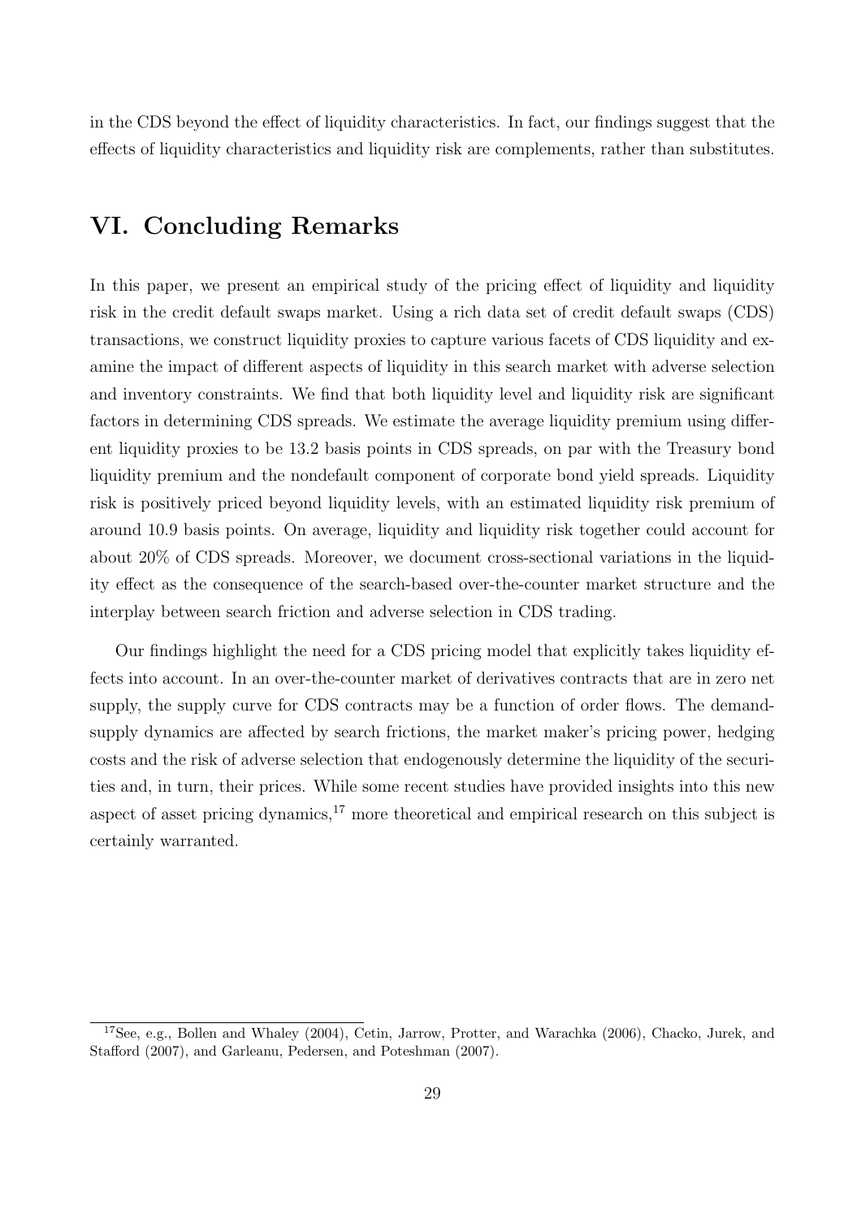in the CDS beyond the effect of liquidity characteristics. In fact, our findings suggest that the effects of liquidity characteristics and liquidity risk are complements, rather than substitutes.

## VI. Concluding Remarks

In this paper, we present an empirical study of the pricing effect of liquidity and liquidity risk in the credit default swaps market. Using a rich data set of credit default swaps (CDS) transactions, we construct liquidity proxies to capture various facets of CDS liquidity and examine the impact of different aspects of liquidity in this search market with adverse selection and inventory constraints. We find that both liquidity level and liquidity risk are significant factors in determining CDS spreads. We estimate the average liquidity premium using different liquidity proxies to be 13.2 basis points in CDS spreads, on par with the Treasury bond liquidity premium and the nondefault component of corporate bond yield spreads. Liquidity risk is positively priced beyond liquidity levels, with an estimated liquidity risk premium of around 10.9 basis points. On average, liquidity and liquidity risk together could account for about 20% of CDS spreads. Moreover, we document cross-sectional variations in the liquidity effect as the consequence of the search-based over-the-counter market structure and the interplay between search friction and adverse selection in CDS trading.

Our findings highlight the need for a CDS pricing model that explicitly takes liquidity effects into account. In an over-the-counter market of derivatives contracts that are in zero net supply, the supply curve for CDS contracts may be a function of order flows. The demand-supply dynamics are affected by search frictions, the market maker's pricing power, hedging costs and the risk of adverse selection that endogenously determine the liquidity of the securities and, in turn, their prices. While some recent studies have provided insights into this new aspect of asset pricing dynamics,[17] more theoretical and empirical research on this subject is certainly warranted.

[17]See, e.g., Bollen and Whaley (2004), Cetin, Jarrow, Protter, and Warachka (2006), Chacko, Jurek, and Stafford (2007), and Garleanu, Pedersen, and Poteshman (2007).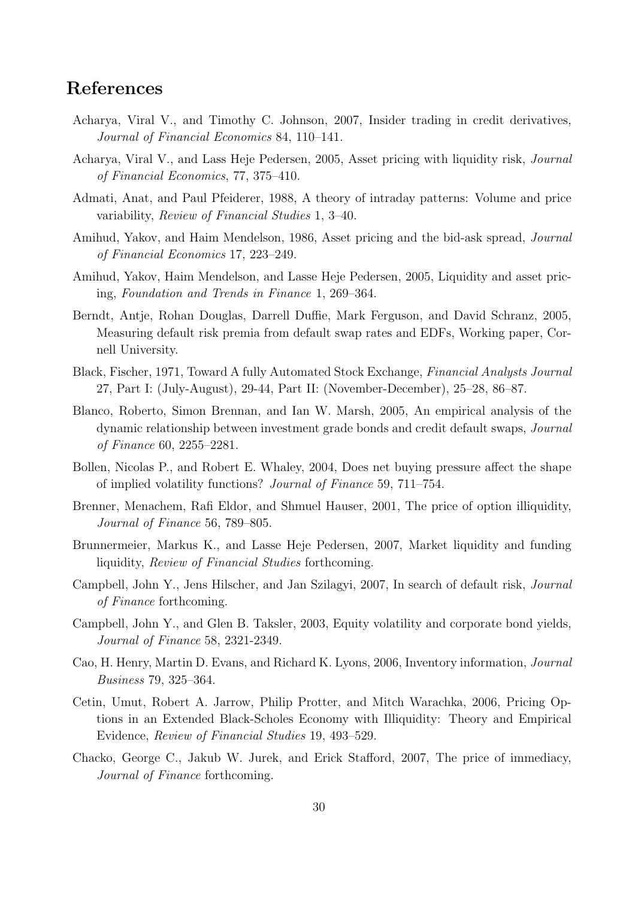# References

Acharya, Viral V., and Timothy C. Johnson, 2007, Insider trading in credit derivatives, *Journal of Financial Economics* 84, 110–141.

Acharya, Viral V., and Lass Heje Pedersen, 2005, Asset pricing with liquidity risk, *Journal of Financial Economics*, 77, 375–410.

Admati, Anat, and Paul Pfeiderer, 1988, A theory of intraday patterns: Volume and price variability, *Review of Financial Studies* 1, 3–40.

Amihud, Yakov, and Haim Mendelson, 1986, Asset pricing and the bid-ask spread, *Journal of Financial Economics* 17, 223–249.

Amihud, Yakov, Haim Mendelson, and Lasse Heje Pedersen, 2005, Liquidity and asset pricing, *Foundation and Trends in Finance* 1, 269–364.

Berndt, Antje, Rohan Douglas, Darrell Duffie, Mark Ferguson, and David Schranz, 2005, Measuring default risk premia from default swap rates and EDFs, Working paper, Cornell University.

Black, Fischer, 1971, Toward A fully Automated Stock Exchange, *Financial Analysts Journal* 27, Part I: (July-August), 29-44, Part II: (November-December), 25–28, 86–87.

Blanco, Roberto, Simon Brennan, and Ian W. Marsh, 2005, An empirical analysis of the dynamic relationship between investment grade bonds and credit default swaps, *Journal of Finance* 60, 2255–2281.

Bollen, Nicolas P., and Robert E. Whaley, 2004, Does net buying pressure affect the shape of implied volatility functions? *Journal of Finance* 59, 711–754.

Brenner, Menachem, Rafi Eldor, and Shmuel Hauser, 2001, The price of option illiquidity, *Journal of Finance* 56, 789–805.

Brunnermeier, Markus K., and Lasse Heje Pedersen, 2007, Market liquidity and funding liquidity, *Review of Financial Studies* forthcoming.

Campbell, John Y., Jens Hilscher, and Jan Szilagyi, 2007, In search of default risk, *Journal of Finance* forthcoming.

Campbell, John Y., and Glen B. Taksler, 2003, Equity volatility and corporate bond yields, *Journal of Finance* 58, 2321-2349.

Cao, H. Henry, Martin D. Evans, and Richard K. Lyons, 2006, Inventory information, *Journal Business* 79, 325–364.

Cetin, Umut, Robert A. Jarrow, Philip Protter, and Mitch Warachka, 2006, Pricing Options in an Extended Black-Scholes Economy with Illiquidity: Theory and Empirical Evidence, *Review of Financial Studies* 19, 493–529.

Chacko, George C., Jakub W. Jurek, and Erick Stafford, 2007, The price of immediacy, *Journal of Finance* forthcoming.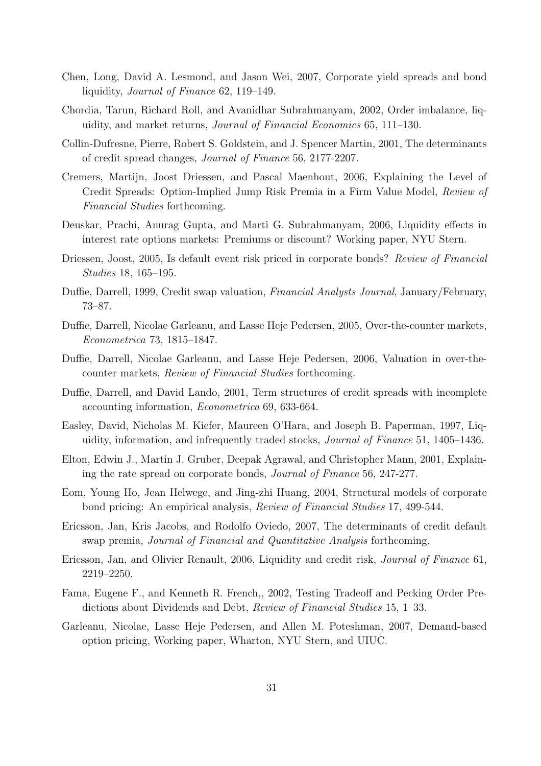Chen, Long, David A. Lesmond, and Jason Wei, 2007, Corporate yield spreads and bond liquidity, *Journal of Finance* 62, 119–149.

Chordia, Tarun, Richard Roll, and Avanidhar Subrahmanyam, 2002, Order imbalance, liquidity, and market returns, *Journal of Financial Economics* 65, 111–130.

Collin-Dufresne, Pierre, Robert S. Goldstein, and J. Spencer Martin, 2001, The determinants of credit spread changes, *Journal of Finance* 56, 2177-2207.

Cremers, Martijn, Joost Driessen, and Pascal Maenhout, 2006, Explaining the Level of Credit Spreads: Option-Implied Jump Risk Premia in a Firm Value Model, *Review of Financial Studies* forthcoming.

Deuskar, Prachi, Anurag Gupta, and Marti G. Subrahmanyam, 2006, Liquidity effects in interest rate options markets: Premiums or discount? Working paper, NYU Stern.

Driessen, Joost, 2005, Is default event risk priced in corporate bonds? *Review of Financial Studies* 18, 165–195.

Duffie, Darrell, 1999, Credit swap valuation, *Financial Analysts Journal*, January/February, 73–87.

Duffie, Darrell, Nicolae Garleanu, and Lasse Heje Pedersen, 2005, Over-the-counter markets, *Econometrica* 73, 1815–1847.

Duffie, Darrell, Nicolae Garleanu, and Lasse Heje Pedersen, 2006, Valuation in over-the-counter markets, *Review of Financial Studies* forthcoming.

Duffie, Darrell, and David Lando, 2001, Term structures of credit spreads with incomplete accounting information, *Econometrica* 69, 633-664.

Easley, David, Nicholas M. Kiefer, Maureen O'Hara, and Joseph B. Paperman, 1997, Liquidity, information, and infrequently traded stocks, *Journal of Finance* 51, 1405–1436.

Elton, Edwin J., Martin J. Gruber, Deepak Agrawal, and Christopher Mann, 2001, Explaining the rate spread on corporate bonds, *Journal of Finance* 56, 247-277.

Eom, Young Ho, Jean Helwege, and Jing-zhi Huang, 2004, Structural models of corporate bond pricing: An empirical analysis, *Review of Financial Studies* 17, 499-544.

Ericsson, Jan, Kris Jacobs, and Rodolfo Oviedo, 2007, The determinants of credit default swap premia, *Journal of Financial and Quantitative Analysis* forthcoming.

Ericsson, Jan, and Olivier Renault, 2006, Liquidity and credit risk, *Journal of Finance* 61, 2219–2250.

Fama, Eugene F., and Kenneth R. French,, 2002, Testing Tradeoff and Pecking Order Predictions about Dividends and Debt, *Review of Financial Studies* 15, 1–33.

Garleanu, Nicolae, Lasse Heje Pedersen, and Allen M. Poteshman, 2007, Demand-based option pricing, Working paper, Wharton, NYU Stern, and UIUC.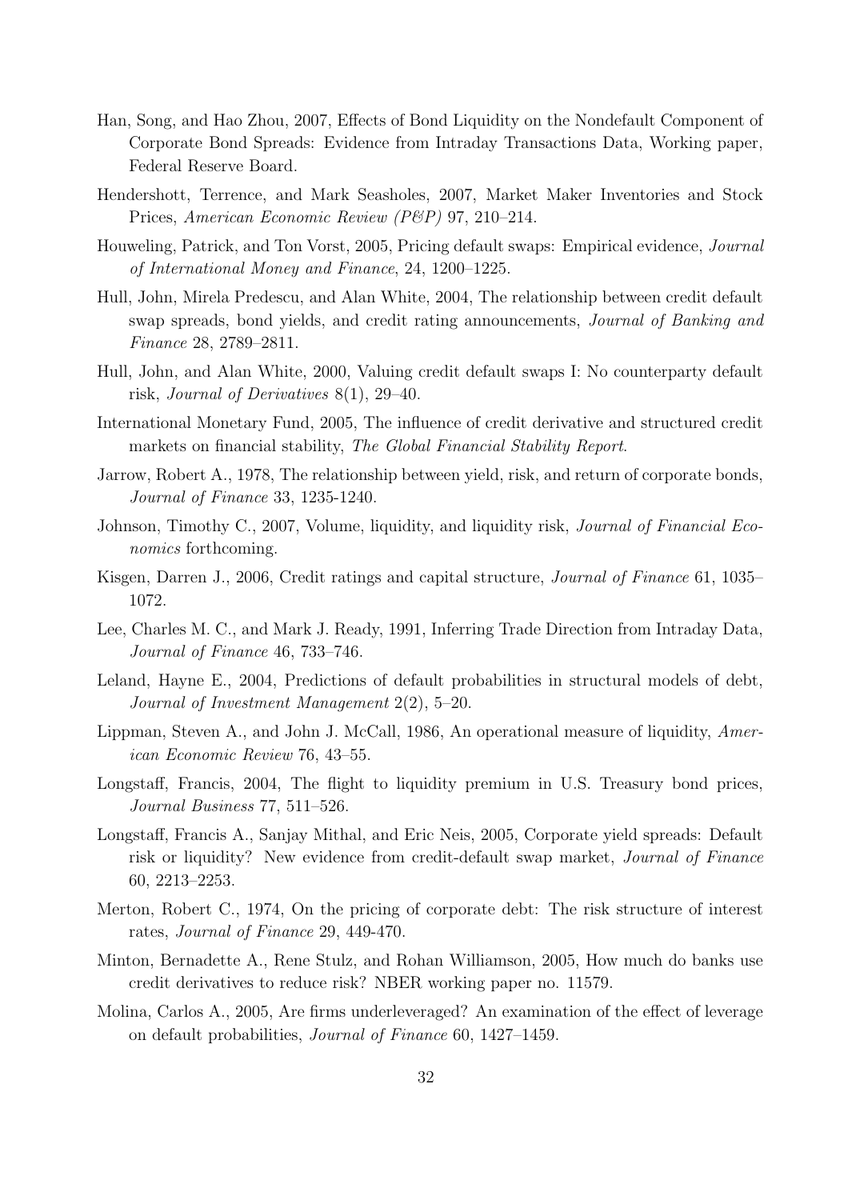Han, Song, and Hao Zhou, 2007, Effects of Bond Liquidity on the Nondefault Component of Corporate Bond Spreads: Evidence from Intraday Transactions Data, Working paper, Federal Reserve Board.

Hendershott, Terrence, and Mark Seasholes, 2007, Market Maker Inventories and Stock Prices, *American Economic Review (P&P)* 97, 210–214.

Houweling, Patrick, and Ton Vorst, 2005, Pricing default swaps: Empirical evidence, *Journal of International Money and Finance*, 24, 1200–1225.

Hull, John, Mirela Predescu, and Alan White, 2004, The relationship between credit default swap spreads, bond yields, and credit rating announcements, *Journal of Banking and Finance* 28, 2789–2811.

Hull, John, and Alan White, 2000, Valuing credit default swaps I: No counterparty default risk, *Journal of Derivatives* 8(1), 29–40.

International Monetary Fund, 2005, The influence of credit derivative and structured credit markets on financial stability, *The Global Financial Stability Report*.

Jarrow, Robert A., 1978, The relationship between yield, risk, and return of corporate bonds, *Journal of Finance* 33, 1235-1240.

Johnson, Timothy C., 2007, Volume, liquidity, and liquidity risk, *Journal of Financial Economics* forthcoming.

Kisgen, Darren J., 2006, Credit ratings and capital structure, *Journal of Finance* 61, 1035–1072.

Lee, Charles M. C., and Mark J. Ready, 1991, Inferring Trade Direction from Intraday Data, *Journal of Finance* 46, 733–746.

Leland, Hayne E., 2004, Predictions of default probabilities in structural models of debt, *Journal of Investment Management* 2(2), 5–20.

Lippman, Steven A., and John J. McCall, 1986, An operational measure of liquidity, *American Economic Review* 76, 43–55.

Longstaff, Francis, 2004, The flight to liquidity premium in U.S. Treasury bond prices, *Journal Business* 77, 511–526.

Longstaff, Francis A., Sanjay Mithal, and Eric Neis, 2005, Corporate yield spreads: Default risk or liquidity? New evidence from credit-default swap market, *Journal of Finance* 60, 2213–2253.

Merton, Robert C., 1974, On the pricing of corporate debt: The risk structure of interest rates, *Journal of Finance* 29, 449-470.

Minton, Bernadette A., Rene Stulz, and Rohan Williamson, 2005, How much do banks use credit derivatives to reduce risk? NBER working paper no. 11579.

Molina, Carlos A., 2005, Are firms underleveraged? An examination of the effect of leverage on default probabilities, *Journal of Finance* 60, 1427–1459.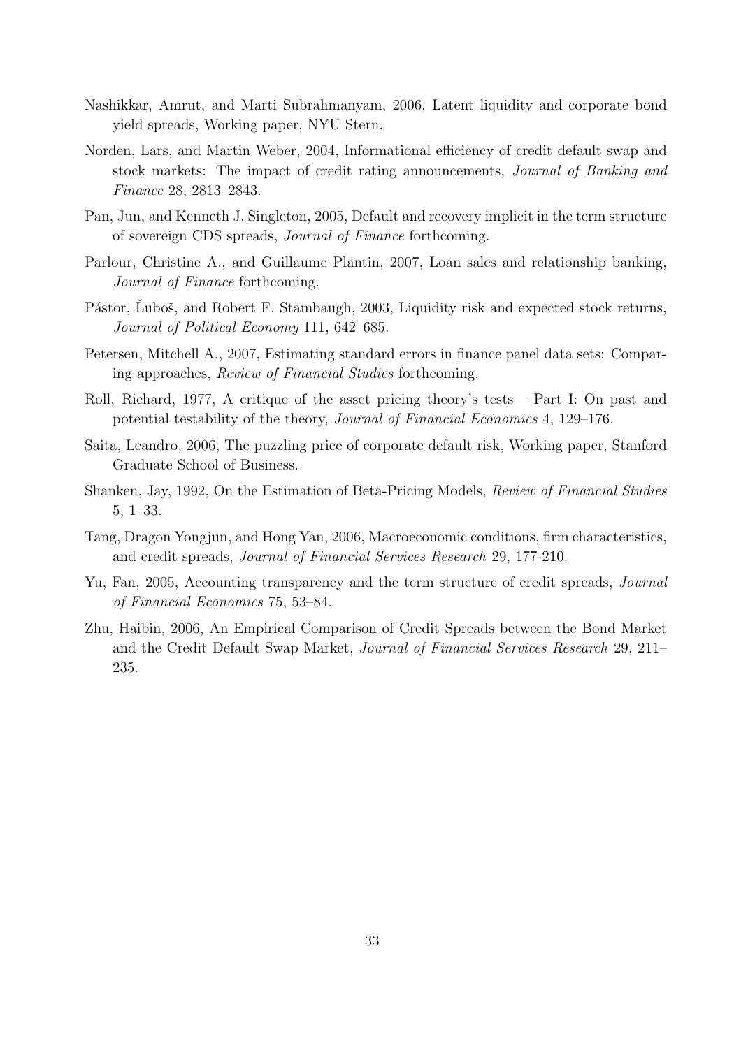Nashikkar, Amrut, and Marti Subrahmanyam, 2006, Latent liquidity and corporate bond yield spreads, Working paper, NYU Stern.

Norden, Lars, and Martin Weber, 2004, Informational efficiency of credit default swap and stock markets: The impact of credit rating announcements, *Journal of Banking and Finance* 28, 2813–2843.

Pan, Jun, and Kenneth J. Singleton, 2005, Default and recovery implicit in the term structure of sovereign CDS spreads, *Journal of Finance* forthcoming.

Parlour, Christine A., and Guillaume Plantin, 2007, Loan sales and relationship banking, *Journal of Finance* forthcoming.

Pástor, Ľuboš, and Robert F. Stambaugh, 2003, Liquidity risk and expected stock returns, *Journal of Political Economy* 111, 642–685.

Petersen, Mitchell A., 2007, Estimating standard errors in finance panel data sets: Comparing approaches, *Review of Financial Studies* forthcoming.

Roll, Richard, 1977, A critique of the asset pricing theory's tests – Part I: On past and potential testability of the theory, *Journal of Financial Economics* 4, 129–176.

Saita, Leandro, 2006, The puzzling price of corporate default risk, Working paper, Stanford Graduate School of Business.

Shanken, Jay, 1992, On the Estimation of Beta-Pricing Models, *Review of Financial Studies* 5, 1–33.

Tang, Dragon Yongjun, and Hong Yan, 2006, Macroeconomic conditions, firm characteristics, and credit spreads, *Journal of Financial Services Research* 29, 177-210.

Yu, Fan, 2005, Accounting transparency and the term structure of credit spreads, *Journal of Financial Economics* 75, 53–84.

Zhu, Haibin, 2006, An Empirical Comparison of Credit Spreads between the Bond Market and the Credit Default Swap Market, *Journal of Financial Services Research* 29, 211–235.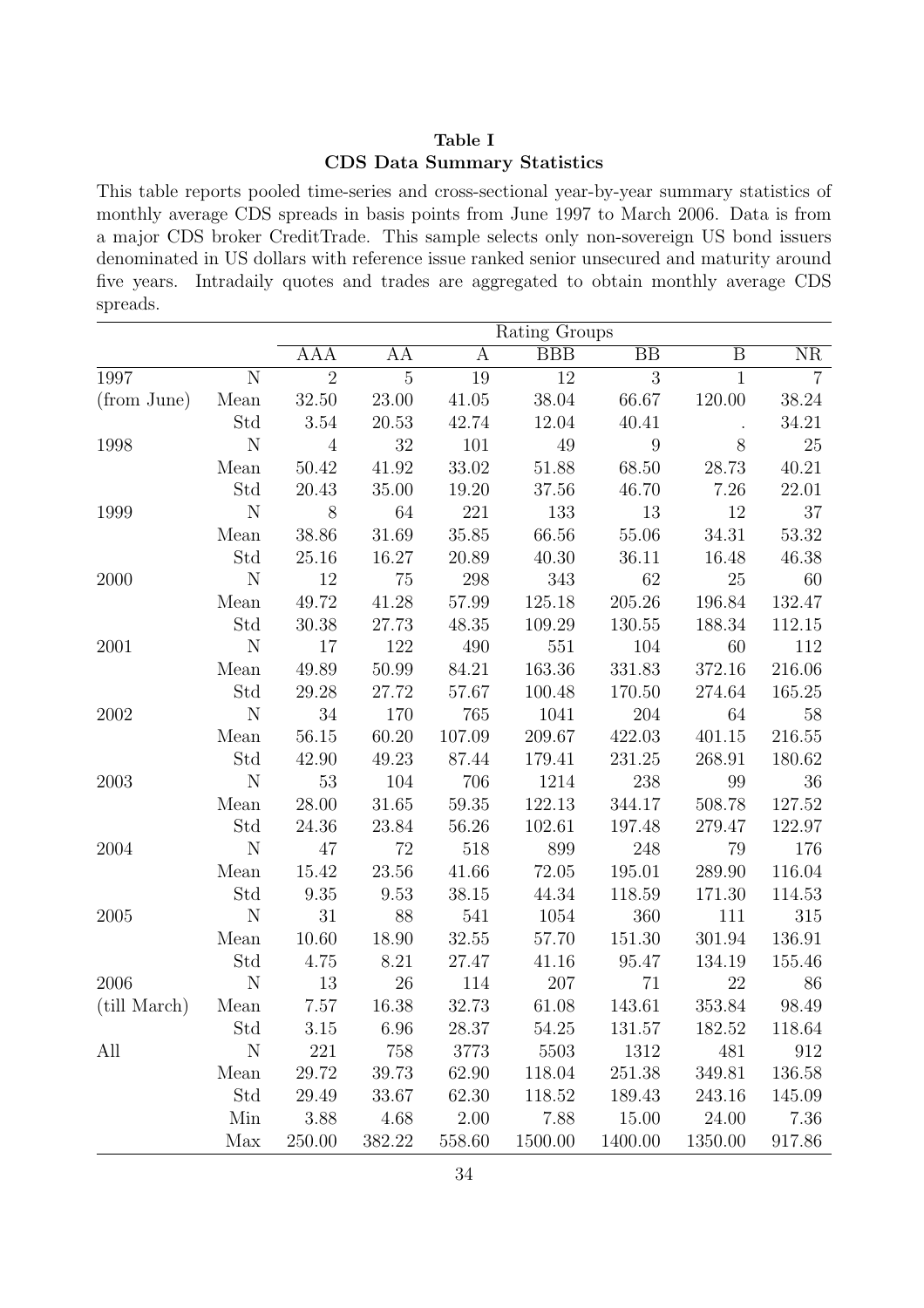**Table I**
**CDS Data Summary Statistics**

This table reports pooled time-series and cross-sectional year-by-year summary statistics of monthly average CDS spreads in basis points from June 1997 to March 2006. Data is from a major CDS broker CreditTrade. This sample selects only non-sovereign US bond issuers denominated in US dollars with reference issue ranked senior unsecured and maturity around five years. Intradaily quotes and trades are aggregated to obtain monthly average CDS spreads.

| | | Rating Groups | | | | | | |
|---|---|---|---|---|---|---|---|---|
| | | AAA | AA | A | BBB | BB | B | NR |
| 1997 | N | 2 | 5 | 19 | 12 | 3 | 1 | 7 |
| (from June) | Mean | 32.50 | 23.00 | 41.05 | 38.04 | 66.67 | 120.00 | 38.24 |
| | Std | 3.54 | 20.53 | 42.74 | 12.04 | 40.41 | . | 34.21 |
| 1998 | N | 4 | 32 | 101 | 49 | 9 | 8 | 25 |
| | Mean | 50.42 | 41.92 | 33.02 | 51.88 | 68.50 | 28.73 | 40.21 |
| | Std | 20.43 | 35.00 | 19.20 | 37.56 | 46.70 | 7.26 | 22.01 |
| 1999 | N | 8 | 64 | 221 | 133 | 13 | 12 | 37 |
| | Mean | 38.86 | 31.69 | 35.85 | 66.56 | 55.06 | 34.31 | 53.32 |
| | Std | 25.16 | 16.27 | 20.89 | 40.30 | 36.11 | 16.48 | 46.38 |
| 2000 | N | 12 | 75 | 298 | 343 | 62 | 25 | 60 |
| | Mean | 49.72 | 41.28 | 57.99 | 125.18 | 205.26 | 196.84 | 132.47 |
| | Std | 30.38 | 27.73 | 48.35 | 109.29 | 130.55 | 188.34 | 112.15 |
| 2001 | N | 17 | 122 | 490 | 551 | 104 | 60 | 112 |
| | Mean | 49.89 | 50.99 | 84.21 | 163.36 | 331.83 | 372.16 | 216.06 |
| | Std | 29.28 | 27.72 | 57.67 | 100.48 | 170.50 | 274.64 | 165.25 |
| 2002 | N | 34 | 170 | 765 | 1041 | 204 | 64 | 58 |
| | Mean | 56.15 | 60.20 | 107.09 | 209.67 | 422.03 | 401.15 | 216.55 |
| | Std | 42.90 | 49.23 | 87.44 | 179.41 | 231.25 | 268.91 | 180.62 |
| 2003 | N | 53 | 104 | 706 | 1214 | 238 | 99 | 36 |
| | Mean | 28.00 | 31.65 | 59.35 | 122.13 | 344.17 | 508.78 | 127.52 |
| | Std | 24.36 | 23.84 | 56.26 | 102.61 | 197.48 | 279.47 | 122.97 |
| 2004 | N | 47 | 72 | 518 | 899 | 248 | 79 | 176 |
| | Mean | 15.42 | 23.56 | 41.66 | 72.05 | 195.01 | 289.90 | 116.04 |
| | Std | 9.35 | 9.53 | 38.15 | 44.34 | 118.59 | 171.30 | 114.53 |
| 2005 | N | 31 | 88 | 541 | 1054 | 360 | 111 | 315 |
| | Mean | 10.60 | 18.90 | 32.55 | 57.70 | 151.30 | 301.94 | 136.91 |
| | Std | 4.75 | 8.21 | 27.47 | 41.16 | 95.47 | 134.19 | 155.46 |
| 2006 | N | 13 | 26 | 114 | 207 | 71 | 22 | 86 |
| (till March) | Mean | 7.57 | 16.38 | 32.73 | 61.08 | 143.61 | 353.84 | 98.49 |
| | Std | 3.15 | 6.96 | 28.37 | 54.25 | 131.57 | 182.52 | 118.64 |
| All | N | 221 | 758 | 3773 | 5503 | 1312 | 481 | 912 |
| | Mean | 29.72 | 39.73 | 62.90 | 118.04 | 251.38 | 349.81 | 136.58 |
| | Std | 29.49 | 33.67 | 62.30 | 118.52 | 189.43 | 243.16 | 145.09 |
| | Min | 3.88 | 4.68 | 2.00 | 7.88 | 15.00 | 24.00 | 7.36 |
| | Max | 250.00 | 382.22 | 558.60 | 1500.00 | 1400.00 | 1350.00 | 917.86 |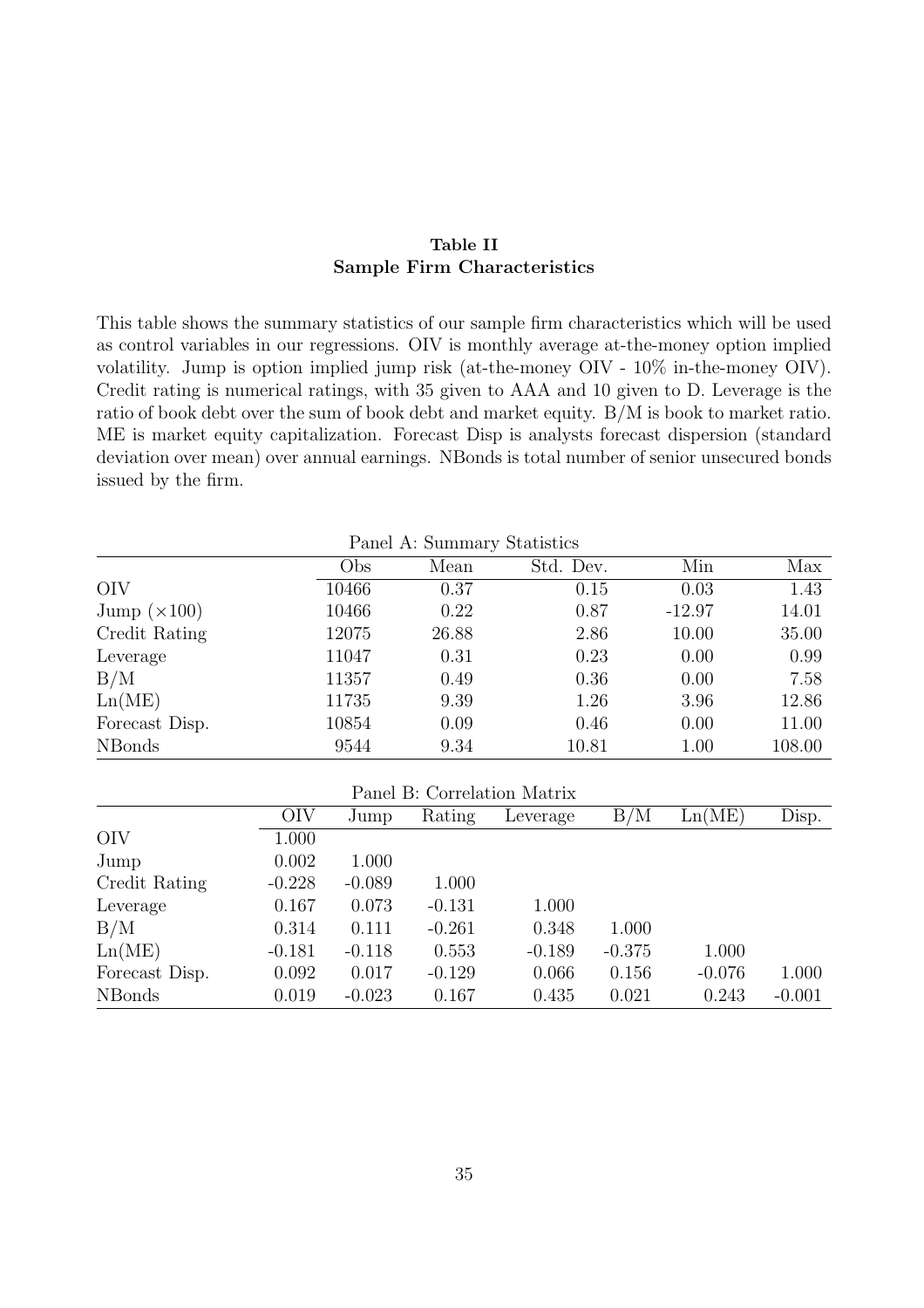**Table II**
**Sample Firm Characteristics**

This table shows the summary statistics of our sample firm characteristics which will be used as control variables in our regressions. OIV is monthly average at-the-money option implied volatility. Jump is option implied jump risk (at-the-money OIV - 10% in-the-money OIV). Credit rating is numerical ratings, with 35 given to AAA and 10 given to D. Leverage is the ratio of book debt over the sum of book debt and market equity. B/M is book to market ratio. ME is market equity capitalization. Forecast Disp is analysts forecast dispersion (standard deviation over mean) over annual earnings. NBonds is total number of senior unsecured bonds issued by the firm.

Panel A: Summary Statistics

| | Obs | Mean | Std. Dev. | Min | Max |
|---|---|---|---|---|---|
| OIV | 10466 | 0.37 | 0.15 | 0.03 | 1.43 |
| Jump ($\times100$) | 10466 | 0.22 | 0.87 | -12.97 | 14.01 |
| Credit Rating | 12075 | 26.88 | 2.86 | 10.00 | 35.00 |
| Leverage | 11047 | 0.31 | 0.23 | 0.00 | 0.99 |
| B/M | 11357 | 0.49 | 0.36 | 0.00 | 7.58 |
| Ln(ME) | 11735 | 9.39 | 1.26 | 3.96 | 12.86 |
| Forecast Disp. | 10854 | 0.09 | 0.46 | 0.00 | 11.00 |
| NBonds | 9544 | 9.34 | 10.81 | 1.00 | 108.00 |

Panel B: Correlation Matrix

| | OIV | Jump | Rating | Leverage | B/M | Ln(ME) | Disp. |
|---|---|---|---|---|---|---|---|
| OIV | 1.000 | | | | | | |
| Jump | 0.002 | 1.000 | | | | | |
| Credit Rating | -0.228 | -0.089 | 1.000 | | | | |
| Leverage | 0.167 | 0.073 | -0.131 | 1.000 | | | |
| B/M | 0.314 | 0.111 | -0.261 | 0.348 | 1.000 | | |
| Ln(ME) | -0.181 | -0.118 | 0.553 | -0.189 | -0.375 | 1.000 | |
| Forecast Disp. | 0.092 | 0.017 | -0.129 | 0.066 | 0.156 | -0.076 | 1.000 |
| NBonds | 0.019 | -0.023 | 0.167 | 0.435 | 0.021 | 0.243 | -0.001 |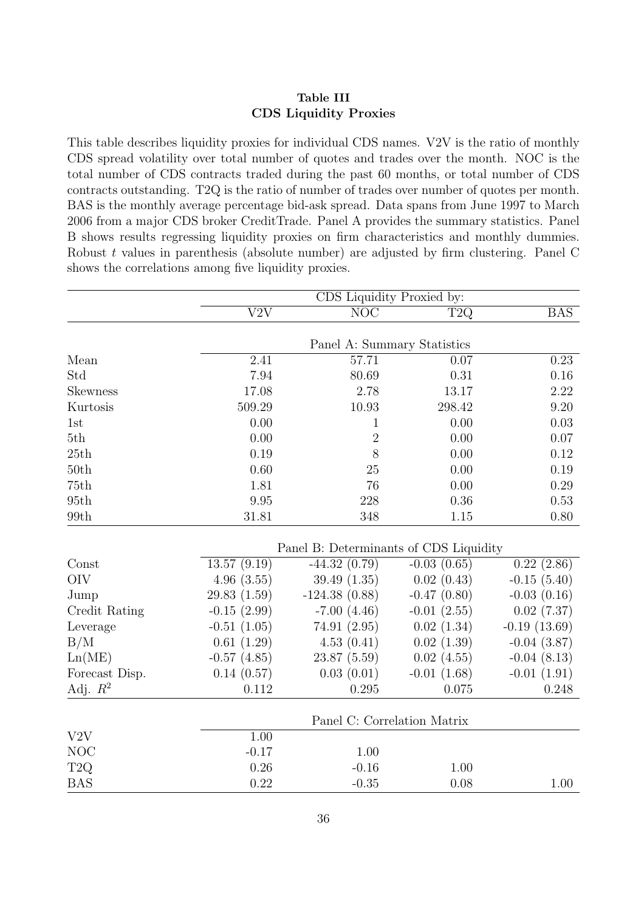**Table III**
**CDS Liquidity Proxies**

This table describes liquidity proxies for individual CDS names. V2V is the ratio of monthly CDS spread volatility over total number of quotes and trades over the month. NOC is the total number of CDS contracts traded during the past 60 months, or total number of CDS contracts outstanding. T2Q is the ratio of number of trades over number of quotes per month. BAS is the monthly average percentage bid-ask spread. Data spans from June 1997 to March 2006 from a major CDS broker CreditTrade. Panel A provides the summary statistics. Panel B shows results regressing liquidity proxies on firm characteristics and monthly dummies. Robust $t$ values in parenthesis (absolute number) are adjusted by firm clustering. Panel C shows the correlations among five liquidity proxies.

| | CDS Liquidity Proxied by: | | | |
|---|---|---|---|---|
| | V2V | NOC | T2Q | BAS |
| | Panel A: Summary Statistics | | | |
| Mean | 2.41 | 57.71 | 0.07 | 0.23 |
| Std | 7.94 | 80.69 | 0.31 | 0.16 |
| Skewness | 17.08 | 2.78 | 13.17 | 2.22 |
| Kurtosis | 509.29 | 10.93 | 298.42 | 9.20 |
| 1st | 0.00 | 1 | 0.00 | 0.03 |
| 5th | 0.00 | 2 | 0.00 | 0.07 |
| 25th | 0.19 | 8 | 0.00 | 0.12 |
| 50th | 0.60 | 25 | 0.00 | 0.19 |
| 75th | 1.81 | 76 | 0.00 | 0.29 |
| 95th | 9.95 | 228 | 0.36 | 0.53 |
| 99th | 31.81 | 348 | 1.15 | 0.80 |
| | Panel B: Determinants of CDS Liquidity | | | |
| Const | 13.57 (9.19) | -44.32 (0.79) | -0.03 (0.65) | 0.22 (2.86) |
| OIV | 4.96 (3.55) | 39.49 (1.35) | 0.02 (0.43) | -0.15 (5.40) |
| Jump | 29.83 (1.59) | -124.38 (0.88) | -0.47 (0.80) | -0.03 (0.16) |
| Credit Rating | -0.15 (2.99) | -7.00 (4.46) | -0.01 (2.55) | 0.02 (7.37) |
| Leverage | -0.51 (1.05) | 74.91 (2.95) | 0.02 (1.34) | -0.19 (13.69) |
| B/M | 0.61 (1.29) | 4.53 (0.41) | 0.02 (1.39) | -0.04 (3.87) |
| Ln(ME) | -0.57 (4.85) | 23.87 (5.59) | 0.02 (4.55) | -0.04 (8.13) |
| Forecast Disp. | 0.14 (0.57) | 0.03 (0.01) | -0.01 (1.68) | -0.01 (1.91) |
| Adj. $R^2$ | 0.112 | 0.295 | 0.075 | 0.248 |
| | Panel C: Correlation Matrix | | | |
| V2V | 1.00 | | | |
| NOC | -0.17 | 1.00 | | |
| T2Q | 0.26 | -0.16 | 1.00 | |
| BAS | 0.22 | -0.35 | 0.08 | 1.00 |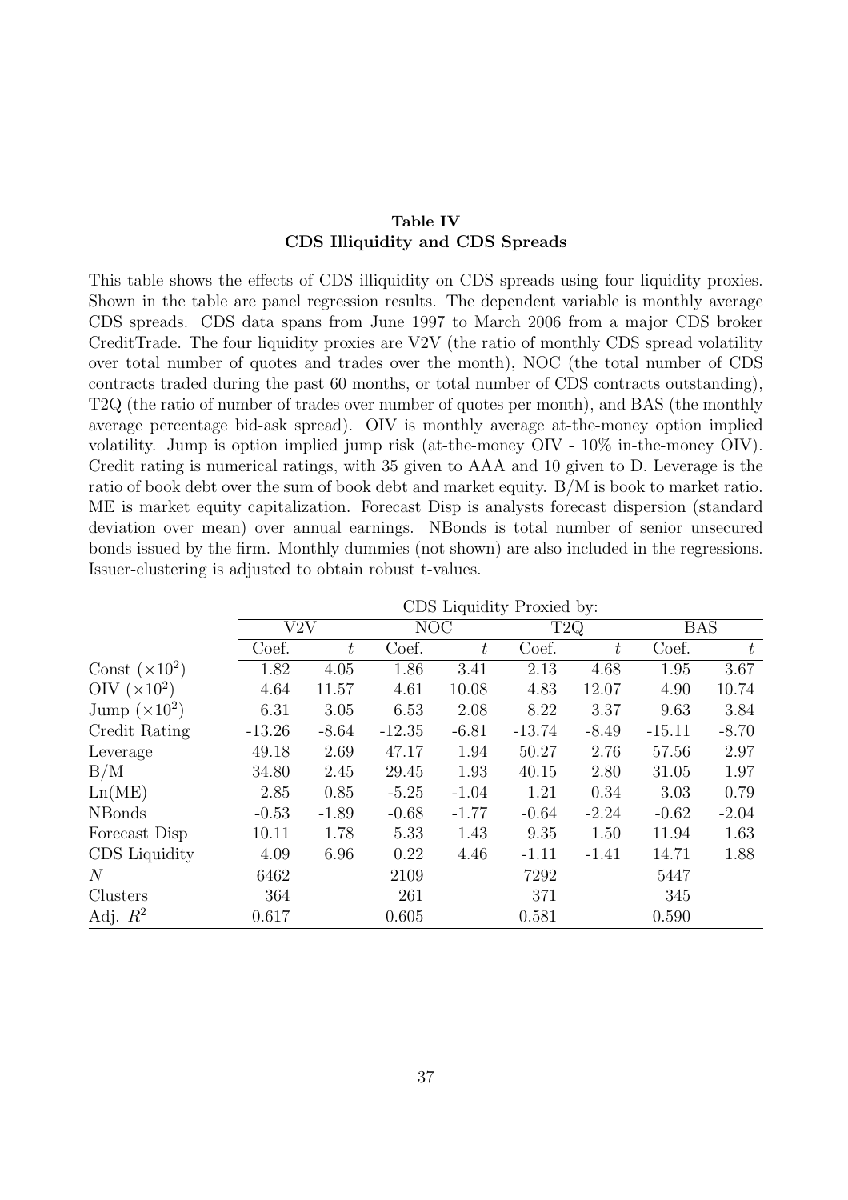**Table IV**
**CDS Illiquidity and CDS Spreads**

This table shows the effects of CDS illiquidity on CDS spreads using four liquidity proxies. Shown in the table are panel regression results. The dependent variable is monthly average CDS spreads. CDS data spans from June 1997 to March 2006 from a major CDS broker CreditTrade. The four liquidity proxies are V2V (the ratio of monthly CDS spread volatility over total number of quotes and trades over the month), NOC (the total number of CDS contracts traded during the past 60 months, or total number of CDS contracts outstanding), T2Q (the ratio of number of trades over number of quotes per month), and BAS (the monthly average percentage bid-ask spread). OIV is monthly average at-the-money option implied volatility. Jump is option implied jump risk (at-the-money OIV - 10% in-the-money OIV). Credit rating is numerical ratings, with 35 given to AAA and 10 given to D. Leverage is the ratio of book debt over the sum of book debt and market equity. B/M is book to market ratio. ME is market equity capitalization. Forecast Disp is analysts forecast dispersion (standard deviation over mean) over annual earnings. NBonds is total number of senior unsecured bonds issued by the firm. Monthly dummies (not shown) are also included in the regressions. Issuer-clustering is adjusted to obtain robust t-values.

| | CDS Liquidity Proxied by: | | | | | | | |
|---|---|---|---|---|---|---|---|---|
| | V2V | | NOC | | T2Q | | BAS | |
| | Coef. | $t$ | Coef. | $t$ | Coef. | $t$ | Coef. | $t$ |
| Const ($\times 10^2$) | 1.82 | 4.05 | 1.86 | 3.41 | 2.13 | 4.68 | 1.95 | 3.67 |
| OIV ($\times 10^2$) | 4.64 | 11.57 | 4.61 | 10.08 | 4.83 | 12.07 | 4.90 | 10.74 |
| Jump ($\times 10^2$) | 6.31 | 3.05 | 6.53 | 2.08 | 8.22 | 3.37 | 9.63 | 3.84 |
| Credit Rating | -13.26 | -8.64 | -12.35 | -6.81 | -13.74 | -8.49 | -15.11 | -8.70 |
| Leverage | 49.18 | 2.69 | 47.17 | 1.94 | 50.27 | 2.76 | 57.56 | 2.97 |
| B/M | 34.80 | 2.45 | 29.45 | 1.93 | 40.15 | 2.80 | 31.05 | 1.97 |
| Ln(ME) | 2.85 | 0.85 | -5.25 | -1.04 | 1.21 | 0.34 | 3.03 | 0.79 |
| NBonds | -0.53 | -1.89 | -0.68 | -1.77 | -0.64 | -2.24 | -0.62 | -2.04 |
| Forecast Disp | 10.11 | 1.78 | 5.33 | 1.43 | 9.35 | 1.50 | 11.94 | 1.63 |
| CDS Liquidity | 4.09 | 6.96 | 0.22 | 4.46 | -1.11 | -1.41 | 14.71 | 1.88 |
| $N$ | 6462 | | 2109 | | 7292 | | 5447 | |
| Clusters | 364 | | 261 | | 371 | | 345 | |
| Adj. $R^2$ | 0.617 | | 0.605 | | 0.581 | | 0.590 | |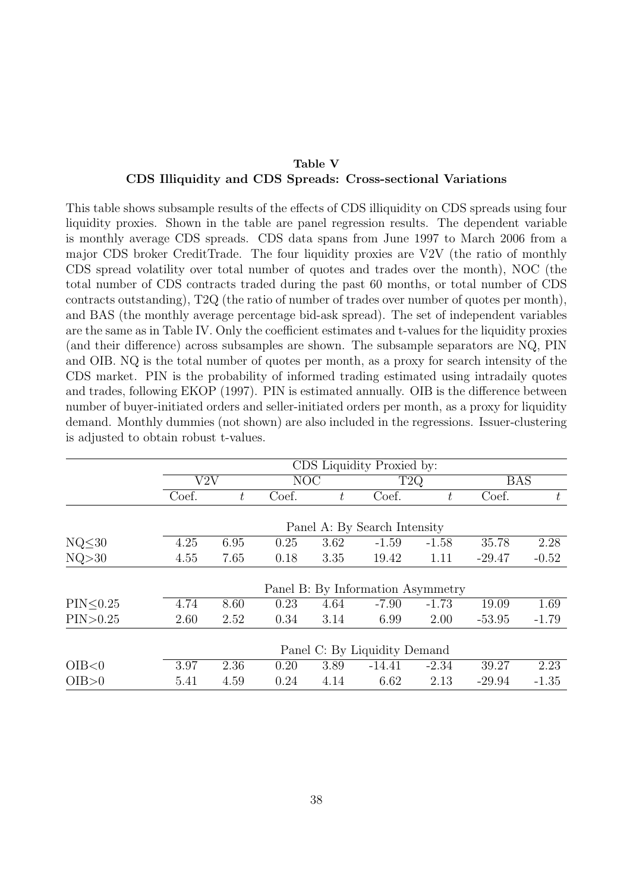**Table V**
**CDS Illiquidity and CDS Spreads: Cross-sectional Variations**

This table shows subsample results of the effects of CDS illiquidity on CDS spreads using four liquidity proxies. Shown in the table are panel regression results. The dependent variable is monthly average CDS spreads. CDS data spans from June 1997 to March 2006 from a major CDS broker CreditTrade. The four liquidity proxies are V2V (the ratio of monthly CDS spread volatility over total number of quotes and trades over the month), NOC (the total number of CDS contracts traded during the past 60 months, or total number of CDS contracts outstanding), T2Q (the ratio of number of trades over number of quotes per month), and BAS (the monthly average percentage bid-ask spread). The set of independent variables are the same as in Table IV. Only the coefficient estimates and t-values for the liquidity proxies (and their difference) across subsamples are shown. The subsample separators are NQ, PIN and OIB. NQ is the total number of quotes per month, as a proxy for search intensity of the CDS market. PIN is the probability of informed trading estimated using intradaily quotes and trades, following EKOP (1997). PIN is estimated annually. OIB is the difference between number of buyer-initiated orders and seller-initiated orders per month, as a proxy for liquidity demand. Monthly dummies (not shown) are also included in the regressions. Issuer-clustering is adjusted to obtain robust t-values.

| | CDS Liquidity Proxied by: | | | | | | | |
|---|---|---|---|---|---|---|---|---|
| | V2V | | NOC | | T2Q | | BAS | |
| | Coef. | $t$ | Coef. | $t$ | Coef. | $t$ | Coef. | $t$ |
| | Panel A: By Search Intensity | | | | | | | |
| NQ≤30 | 4.25 | 6.95 | 0.25 | 3.62 | -1.59 | -1.58 | 35.78 | 2.28 |
| NQ>30 | 4.55 | 7.65 | 0.18 | 3.35 | 19.42 | 1.11 | -29.47 | -0.52 |
| | Panel B: By Information Asymmetry | | | | | | | |
| PIN≤0.25 | 4.74 | 8.60 | 0.23 | 4.64 | -7.90 | -1.73 | 19.09 | 1.69 |
| PIN>0.25 | 2.60 | 2.52 | 0.34 | 3.14 | 6.99 | 2.00 | -53.95 | -1.79 |
| | Panel C: By Liquidity Demand | | | | | | | |
| OIB<0 | 3.97 | 2.36 | 0.20 | 3.89 | -14.41 | -2.34 | 39.27 | 2.23 |
| OIB>0 | 5.41 | 4.59 | 0.24 | 4.14 | 6.62 | 2.13 | -29.94 | -1.35 |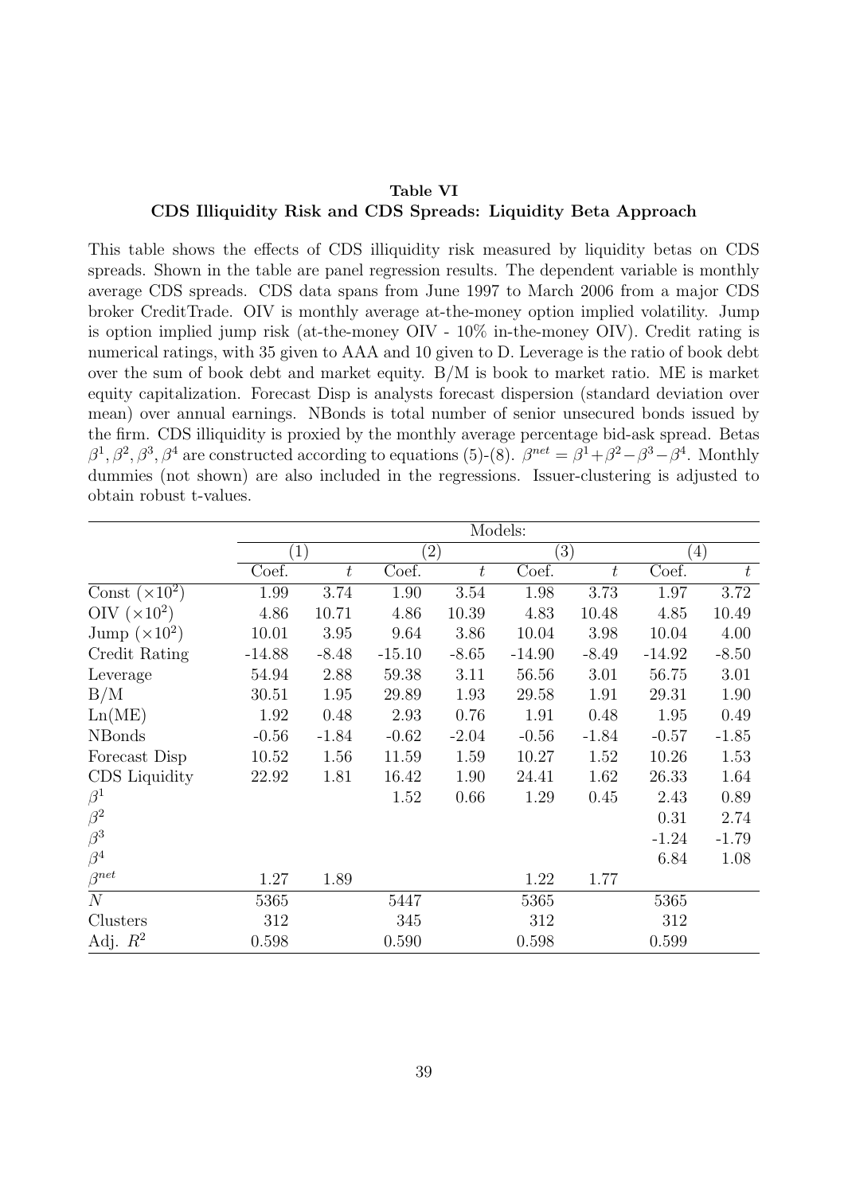**Table VI**
**CDS Illiquidity Risk and CDS Spreads: Liquidity Beta Approach**

This table shows the effects of CDS illiquidity risk measured by liquidity betas on CDS spreads. Shown in the table are panel regression results. The dependent variable is monthly average CDS spreads. CDS data spans from June 1997 to March 2006 from a major CDS broker CreditTrade. OIV is monthly average at-the-money option implied volatility. Jump is option implied jump risk (at-the-money OIV - 10% in-the-money OIV). Credit rating is numerical ratings, with 35 given to AAA and 10 given to D. Leverage is the ratio of book debt over the sum of book debt and market equity. B/M is book to market ratio. ME is market equity capitalization. Forecast Disp is analysts forecast dispersion (standard deviation over mean) over annual earnings. NBonds is total number of senior unsecured bonds issued by the firm. CDS illiquidity is proxied by the monthly average percentage bid-ask spread. Betas $\beta^1, \beta^2, \beta^3, \beta^4$ are constructed according to equations (5)-(8). $\beta^{net} = \beta^1 + \beta^2 - \beta^3 - \beta^4$. Monthly dummies (not shown) are also included in the regressions. Issuer-clustering is adjusted to obtain robust t-values.

| | Models: | | | | | | | |
|---|---|---|---|---|---|---|---|---|
| | (1) | | (2) | | (3) | | (4) | |
| | Coef. | $t$ | Coef. | $t$ | Coef. | $t$ | Coef. | $t$ |
| Const ($\times 10^2$) | 1.99 | 3.74 | 1.90 | 3.54 | 1.98 | 3.73 | 1.97 | 3.72 |
| OIV ($\times 10^2$) | 4.86 | 10.71 | 4.86 | 10.39 | 4.83 | 10.48 | 4.85 | 10.49 |
| Jump ($\times 10^2$) | 10.01 | 3.95 | 9.64 | 3.86 | 10.04 | 3.98 | 10.04 | 4.00 |
| Credit Rating | -14.88 | -8.48 | -15.10 | -8.65 | -14.90 | -8.49 | -14.92 | -8.50 |
| Leverage | 54.94 | 2.88 | 59.38 | 3.11 | 56.56 | 3.01 | 56.75 | 3.01 |
| B/M | 30.51 | 1.95 | 29.89 | 1.93 | 29.58 | 1.91 | 29.31 | 1.90 |
| Ln(ME) | 1.92 | 0.48 | 2.93 | 0.76 | 1.91 | 0.48 | 1.95 | 0.49 |
| NBonds | -0.56 | -1.84 | -0.62 | -2.04 | -0.56 | -1.84 | -0.57 | -1.85 |
| Forecast Disp | 10.52 | 1.56 | 11.59 | 1.59 | 10.27 | 1.52 | 10.26 | 1.53 |
| CDS Liquidity | 22.92 | 1.81 | 16.42 | 1.90 | 24.41 | 1.62 | 26.33 | 1.64 |
| $\beta^1$ | | | 1.52 | 0.66 | 1.29 | 0.45 | 2.43 | 0.89 |
| $\beta^2$ | | | | | | | 0.31 | 2.74 |
| $\beta^3$ | | | | | | | -1.24 | -1.79 |
| $\beta^4$ | | | | | | | 6.84 | 1.08 |
| $\beta^{net}$ | 1.27 | 1.89 | | | 1.22 | 1.77 | | |
| $N$ | 5365 | | 5447 | | 5365 | | 5365 | |
| Clusters | 312 | | 345 | | 312 | | 312 | |
| Adj. $R^2$ | 0.598 | | 0.590 | | 0.598 | | 0.599 | |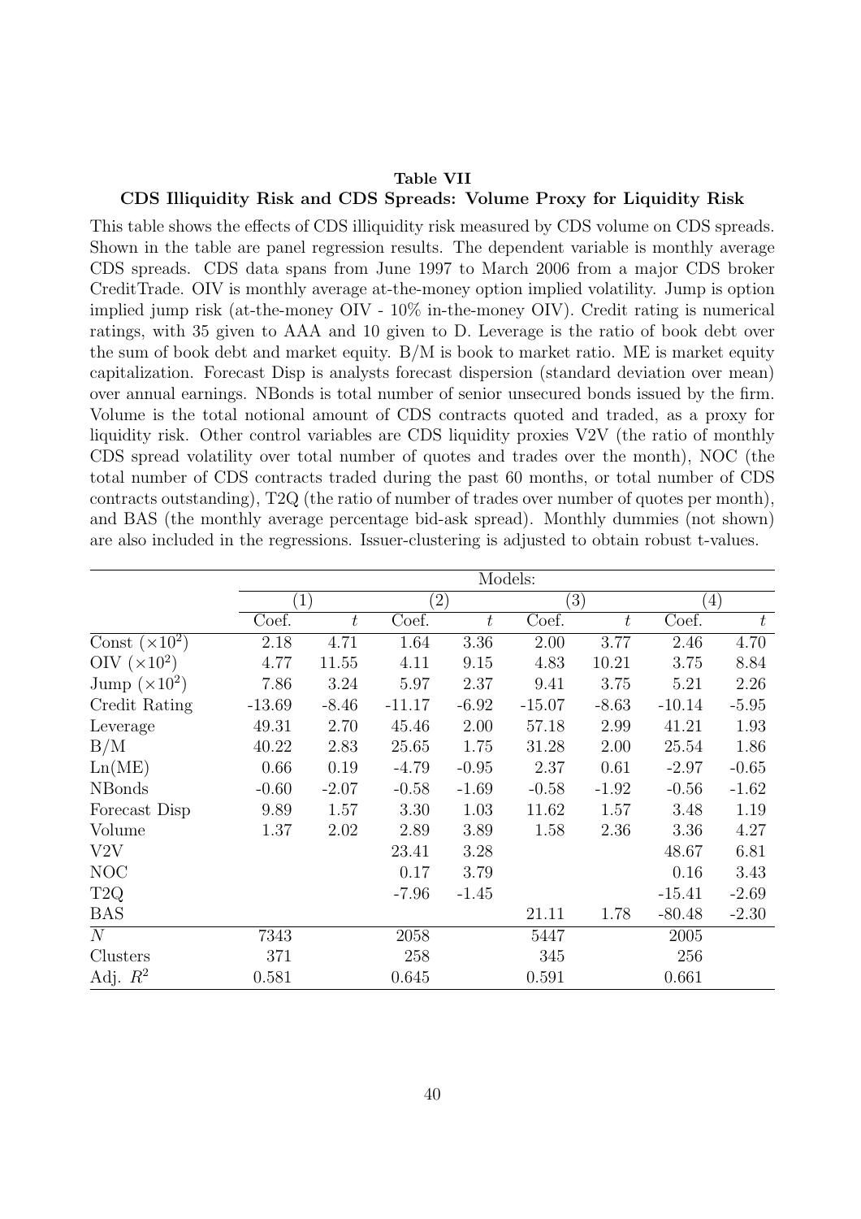**Table VII**

**CDS Illiquidity Risk and CDS Spreads: Volume Proxy for Liquidity Risk**

This table shows the effects of CDS illiquidity risk measured by CDS volume on CDS spreads. Shown in the table are panel regression results. The dependent variable is monthly average CDS spreads. CDS data spans from June 1997 to March 2006 from a major CDS broker CreditTrade. OIV is monthly average at-the-money option implied volatility. Jump is option implied jump risk (at-the-money OIV - 10% in-the-money OIV). Credit rating is numerical ratings, with 35 given to AAA and 10 given to D. Leverage is the ratio of book debt over the sum of book debt and market equity. B/M is book to market ratio. ME is market equity capitalization. Forecast Disp is analysts forecast dispersion (standard deviation over mean) over annual earnings. NBonds is total number of senior unsecured bonds issued by the firm. Volume is the total notional amount of CDS contracts quoted and traded, as a proxy for liquidity risk. Other control variables are CDS liquidity proxies V2V (the ratio of monthly CDS spread volatility over total number of quotes and trades over the month), NOC (the total number of CDS contracts traded during the past 60 months, or total number of CDS contracts outstanding), T2Q (the ratio of number of trades over number of quotes per month), and BAS (the monthly average percentage bid-ask spread). Monthly dummies (not shown) are also included in the regressions. Issuer-clustering is adjusted to obtain robust t-values.

| | Models: | | | | | | | |
|---|---|---|---|---|---|---|---|---|
| | (1) | | (2) | | (3) | | (4) | |
| | Coef. | $t$ | Coef. | $t$ | Coef. | $t$ | Coef. | $t$ |
| Const ($\times 10^2$) | 2.18 | 4.71 | 1.64 | 3.36 | 2.00 | 3.77 | 2.46 | 4.70 |
| OIV ($\times 10^2$) | 4.77 | 11.55 | 4.11 | 9.15 | 4.83 | 10.21 | 3.75 | 8.84 |
| Jump ($\times 10^2$) | 7.86 | 3.24 | 5.97 | 2.37 | 9.41 | 3.75 | 5.21 | 2.26 |
| Credit Rating | -13.69 | -8.46 | -11.17 | -6.92 | -15.07 | -8.63 | -10.14 | -5.95 |
| Leverage | 49.31 | 2.70 | 45.46 | 2.00 | 57.18 | 2.99 | 41.21 | 1.93 |
| B/M | 40.22 | 2.83 | 25.65 | 1.75 | 31.28 | 2.00 | 25.54 | 1.86 |
| Ln(ME) | 0.66 | 0.19 | -4.79 | -0.95 | 2.37 | 0.61 | -2.97 | -0.65 |
| NBonds | -0.60 | -2.07 | -0.58 | -1.69 | -0.58 | -1.92 | -0.56 | -1.62 |
| Forecast Disp | 9.89 | 1.57 | 3.30 | 1.03 | 11.62 | 1.57 | 3.48 | 1.19 |
| Volume | 1.37 | 2.02 | 2.89 | 3.89 | 1.58 | 2.36 | 3.36 | 4.27 |
| V2V | | | 23.41 | 3.28 | | | 48.67 | 6.81 |
| NOC | | | 0.17 | 3.79 | | | 0.16 | 3.43 |
| T2Q | | | -7.96 | -1.45 | | | -15.41 | -2.69 |
| BAS | | | | | 21.11 | 1.78 | -80.48 | -2.30 |
| $N$ | 7343 | | 2058 | | 5447 | | 2005 | |
| Clusters | 371 | | 258 | | 345 | | 256 | |
| Adj. $R^2$ | 0.581 | | 0.645 | | 0.591 | | 0.661 | |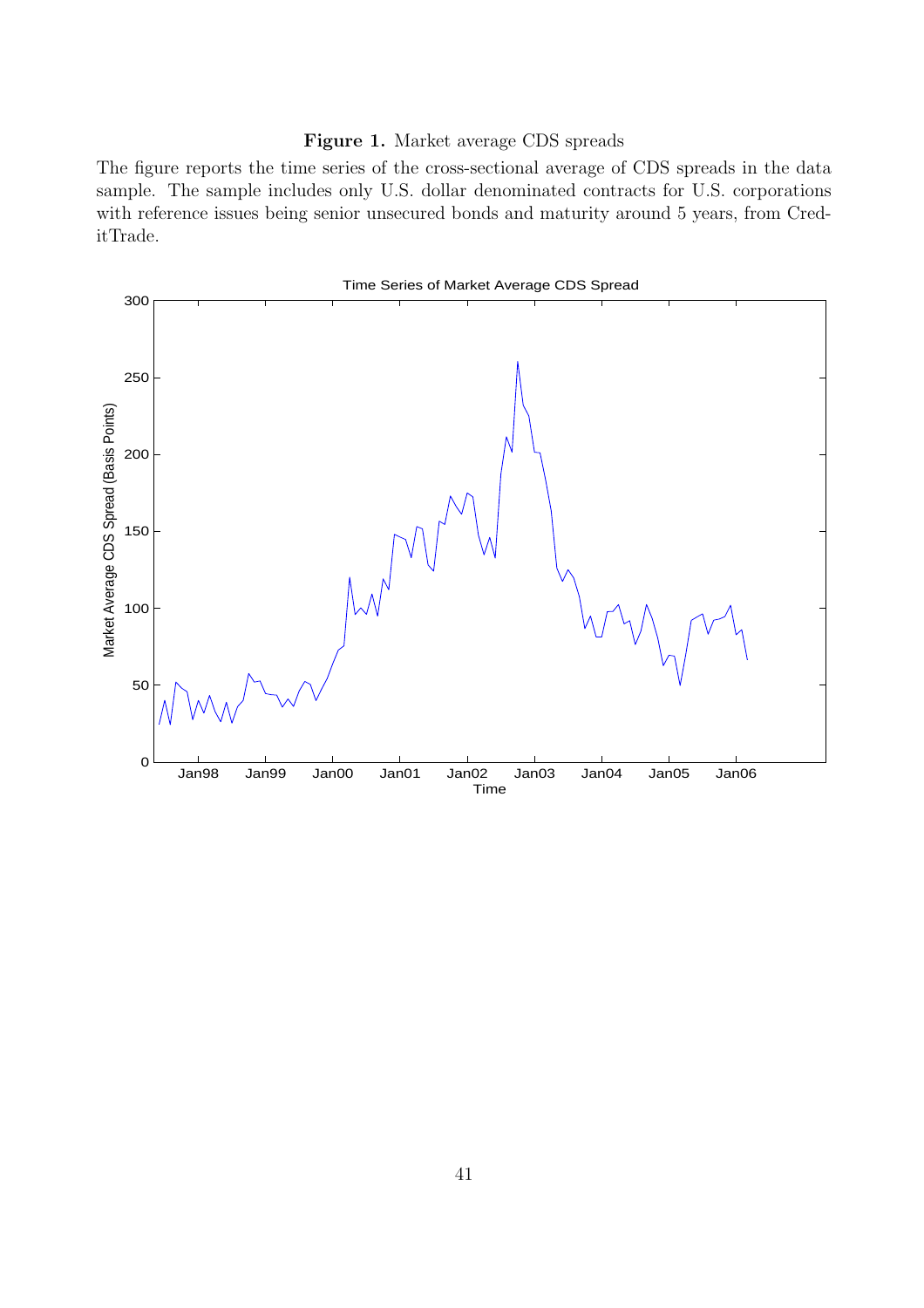**Figure 1.** Market average CDS spreads

The figure reports the time series of the cross-sectional average of CDS spreads in the data sample. The sample includes only U.S. dollar denominated contracts for U.S. corporations with reference issues being senior unsecured bonds and maturity around 5 years, from CreditTrade.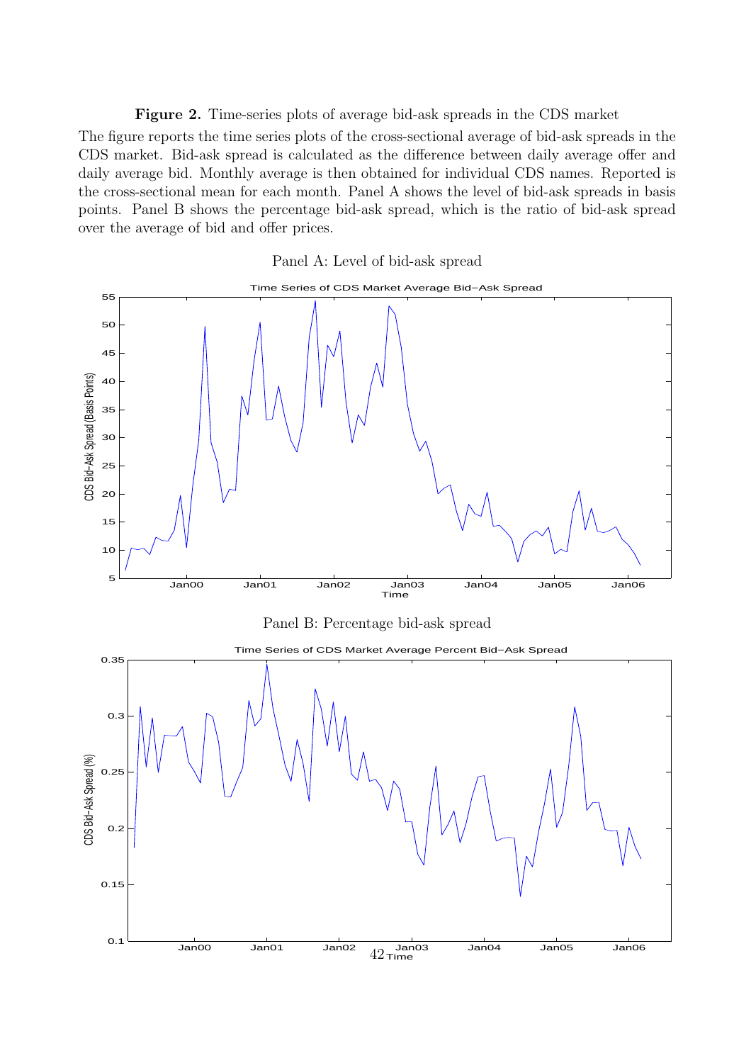**Figure 2.** Time-series plots of average bid-ask spreads in the CDS market

The figure reports the time series plots of the cross-sectional average of bid-ask spreads in the CDS market. Bid-ask spread is calculated as the difference between daily average offer and daily average bid. Monthly average is then obtained for individual CDS names. Reported is the cross-sectional mean for each month. Panel A shows the level of bid-ask spreads in basis points. Panel B shows the percentage bid-ask spread, which is the ratio of bid-ask spread over the average of bid and offer prices.

Panel A: Level of bid-ask spread

Time Series of CDS Market Average Bid−Ask Spread

CDS Bid−Ask Spread (Basis Points)

55
50
45
40
35
30
25
20
15
10
5

Jan00 Jan01 Jan02 Jan03 Jan04 Jan05 Jan06

Time

Panel B: Percentage bid-ask spread

Time Series of CDS Market Average Percent Bid−Ask Spread

CDS Bid−Ask Spread (%)

0.35
0.3
0.25
0.2
0.15
0.1

Jan00 Jan01 Jan02 Jan03 Jan04 Jan05 Jan06

Time